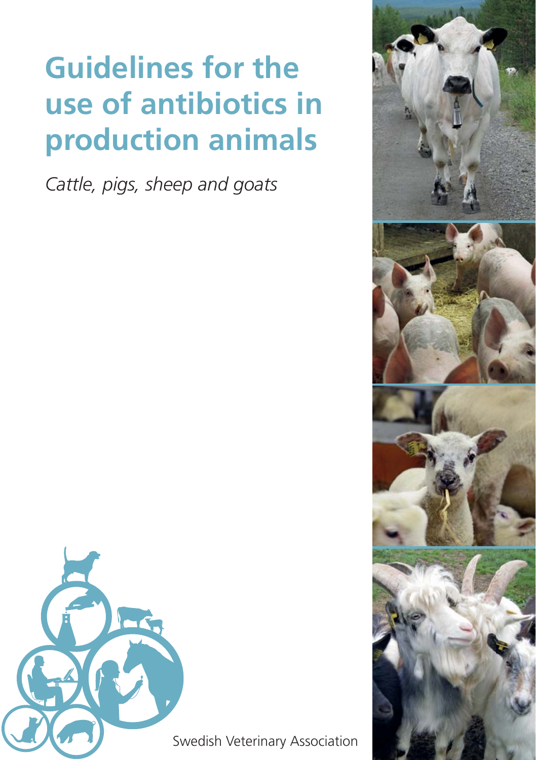# Guidelines for the use of antibiotics in production animals

*Cattle, pigs, sheep and goats*

Swedish Veterinary Association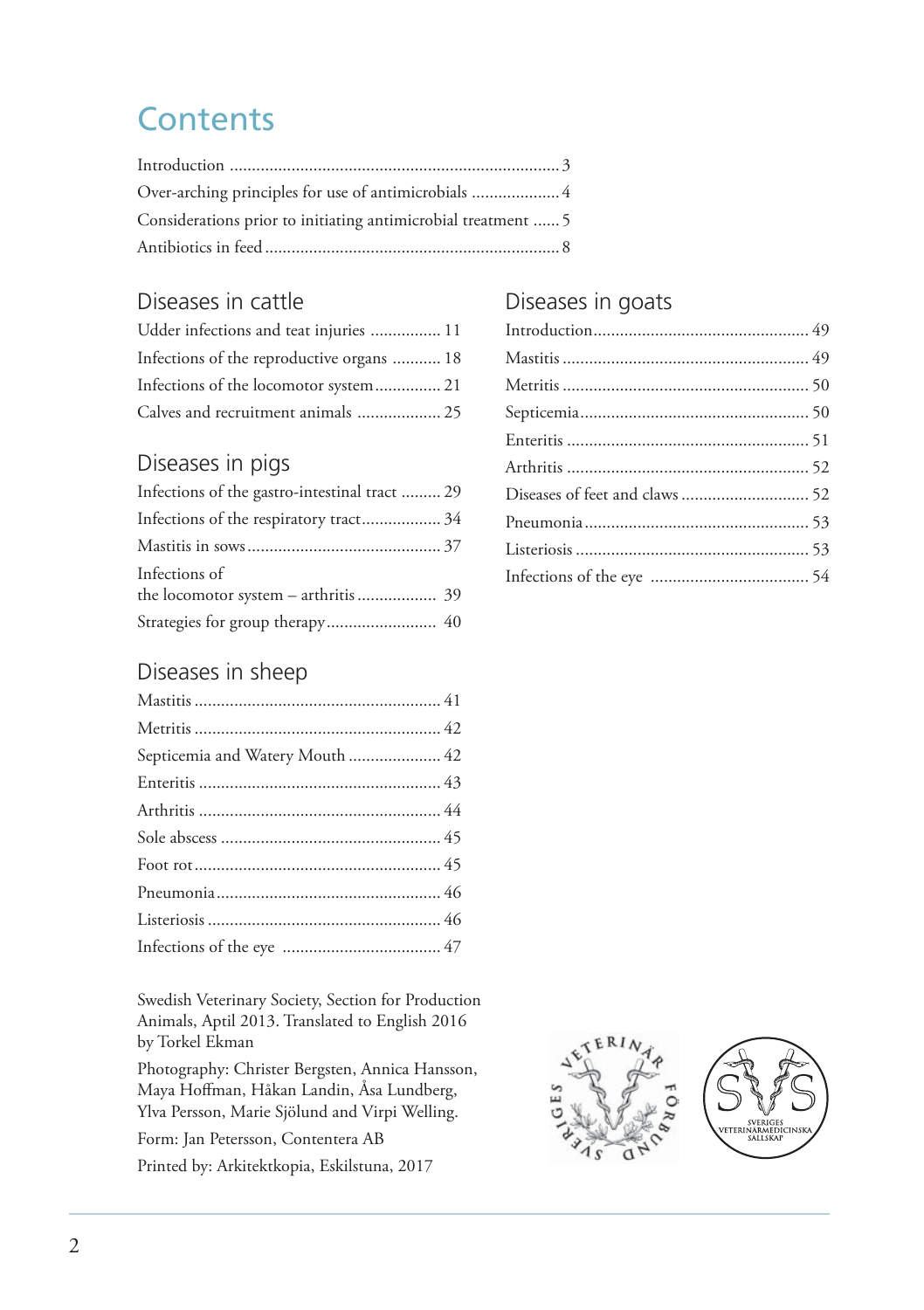# Contents

- Introduction ........................................................................ 3
- Over-arching principles for use of antimicrobials .................... 4
- Considerations prior to initiating antimicrobial treatment ...... 5
- Antibiotics in feed ................................................................. 8

## Diseases in cattle

- Udder infections and teat injuries ................ 11
- Infections of the reproductive organs ........... 18
- Infections of the locomotor system ............... 21
- Calves and recruitment animals ................... 25

## Diseases in pigs

- Infections of the gastro-intestinal tract ......... 29
- Infections of the respiratory tract.................. 34
- Mastitis in sows ............................................ 37
- Infections of the locomotor system – arthritis .................. 39
- Strategies for group therapy......................... 40

## Diseases in sheep

- Mastitis ........................................................ 41
- Metritis ........................................................ 42
- Septicemia and Watery Mouth ..................... 42
- Enteritis ....................................................... 43
- Arthritis ....................................................... 44
- Sole abscess .................................................. 45
- Foot rot ........................................................ 45
- Pneumonia ................................................... 46
- Listeriosis ..................................................... 46
- Infections of the eye .................................... 47

## Diseases in goats

- Introduction ................................................. 49
- Mastitis ........................................................ 49
- Metritis ........................................................ 50
- Septicemia .................................................... 50
- Enteritis ....................................................... 51
- Arthritis ....................................................... 52
- Diseases of feet and claws ............................. 52
- Pneumonia ................................................... 53
- Listeriosis ..................................................... 53
- Infections of the eye .................................... 54

Swedish Veterinary Society, Section for Production Animals, Aptil 2013. Translated to English 2016 by Torkel Ekman

Photography: Christer Bergsten, Annica Hansson, Maya Hoffman, Håkan Landin, Åsa Lundberg, Ylva Persson, Marie Sjölund and Virpi Welling.

Form: Jan Petersson, Contentera AB

Printed by: Arkitektkopia, Eskilstuna, 2017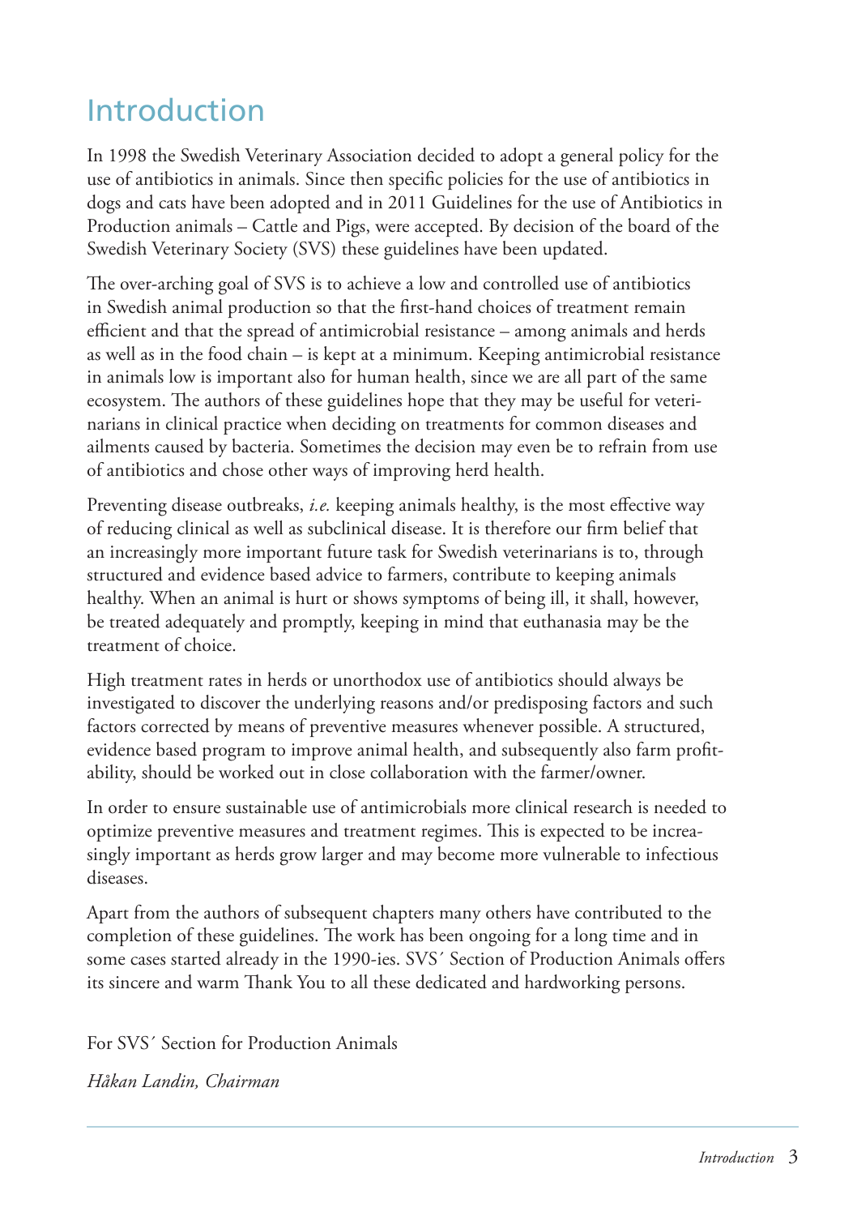# Introduction

In 1998 the Swedish Veterinary Association decided to adopt a general policy for the use of antibiotics in animals. Since then specific policies for the use of antibiotics in dogs and cats have been adopted and in 2011 Guidelines for the use of Antibiotics in Production animals – Cattle and Pigs, were accepted. By decision of the board of the Swedish Veterinary Society (SVS) these guidelines have been updated.

The over-arching goal of SVS is to achieve a low and controlled use of antibiotics in Swedish animal production so that the first-hand choices of treatment remain efficient and that the spread of antimicrobial resistance – among animals and herds as well as in the food chain – is kept at a minimum. Keeping antimicrobial resistance in animals low is important also for human health, since we are all part of the same ecosystem. The authors of these guidelines hope that they may be useful for veterinarians in clinical practice when deciding on treatments for common diseases and ailments caused by bacteria. Sometimes the decision may even be to refrain from use of antibiotics and chose other ways of improving herd health.

Preventing disease outbreaks, *i.e.* keeping animals healthy, is the most effective way of reducing clinical as well as subclinical disease. It is therefore our firm belief that an increasingly more important future task for Swedish veterinarians is to, through structured and evidence based advice to farmers, contribute to keeping animals healthy. When an animal is hurt or shows symptoms of being ill, it shall, however, be treated adequately and promptly, keeping in mind that euthanasia may be the treatment of choice.

High treatment rates in herds or unorthodox use of antibiotics should always be investigated to discover the underlying reasons and/or predisposing factors and such factors corrected by means of preventive measures whenever possible. A structured, evidence based program to improve animal health, and subsequently also farm profitability, should be worked out in close collaboration with the farmer/owner.

In order to ensure sustainable use of antimicrobials more clinical research is needed to optimize preventive measures and treatment regimes. This is expected to be increasingly important as herds grow larger and may become more vulnerable to infectious diseases.

Apart from the authors of subsequent chapters many others have contributed to the completion of these guidelines. The work has been ongoing for a long time and in some cases started already in the 1990-ies. SVS´ Section of Production Animals offers its sincere and warm Thank You to all these dedicated and hardworking persons.

For SVS´ Section for Production Animals

*Håkan Landin, Chairman*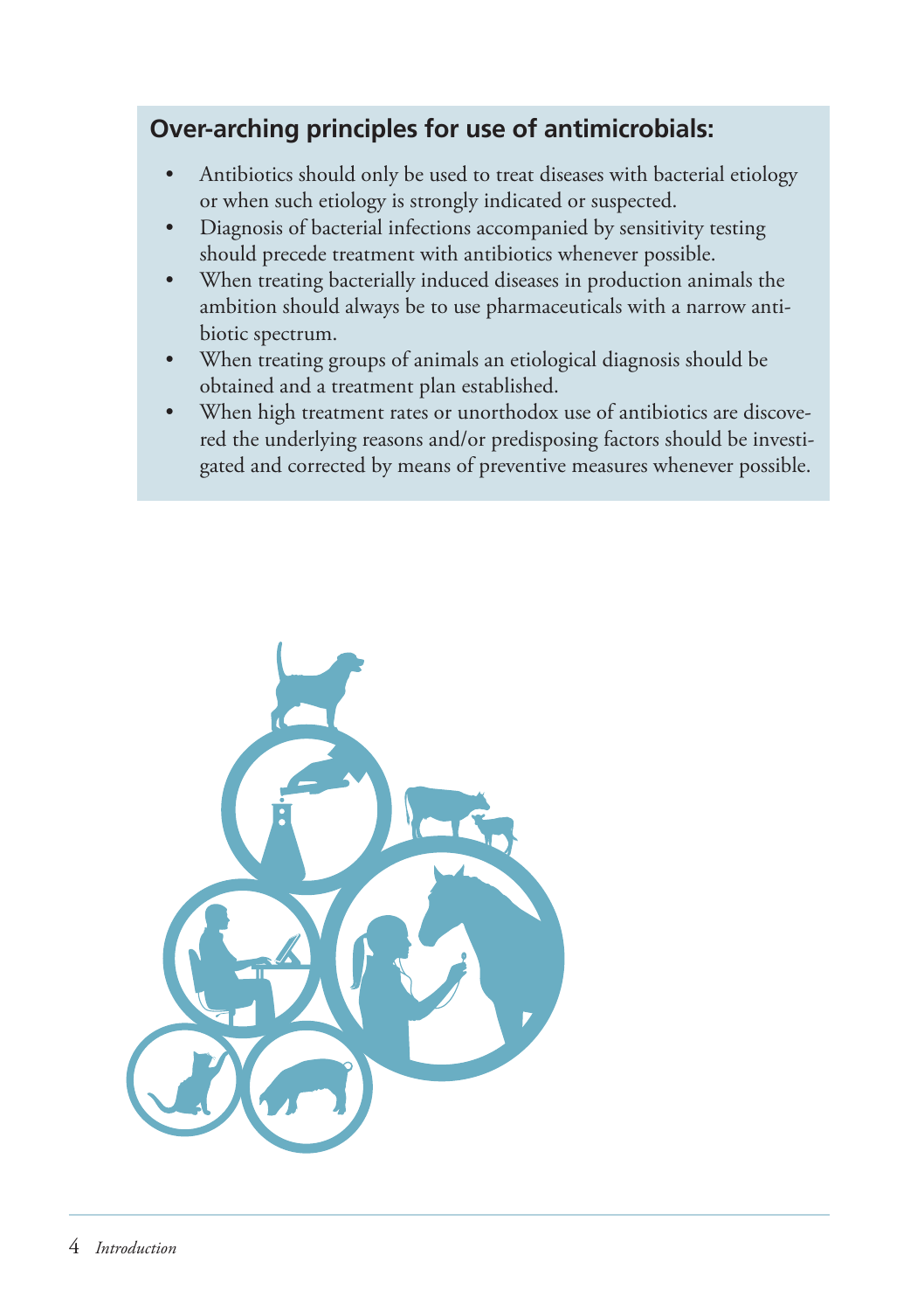**Over-arching principles for use of antimicrobials:**

- Antibiotics should only be used to treat diseases with bacterial etiology or when such etiology is strongly indicated or suspected.
- Diagnosis of bacterial infections accompanied by sensitivity testing should precede treatment with antibiotics whenever possible.
- When treating bacterially induced diseases in production animals the ambition should always be to use pharmaceuticals with a narrow antibiotic spectrum.
- When treating groups of animals an etiological diagnosis should be obtained and a treatment plan established.
- When high treatment rates or unorthodox use of antibiotics are discovered the underlying reasons and/or predisposing factors should be investigated and corrected by means of preventive measures whenever possible.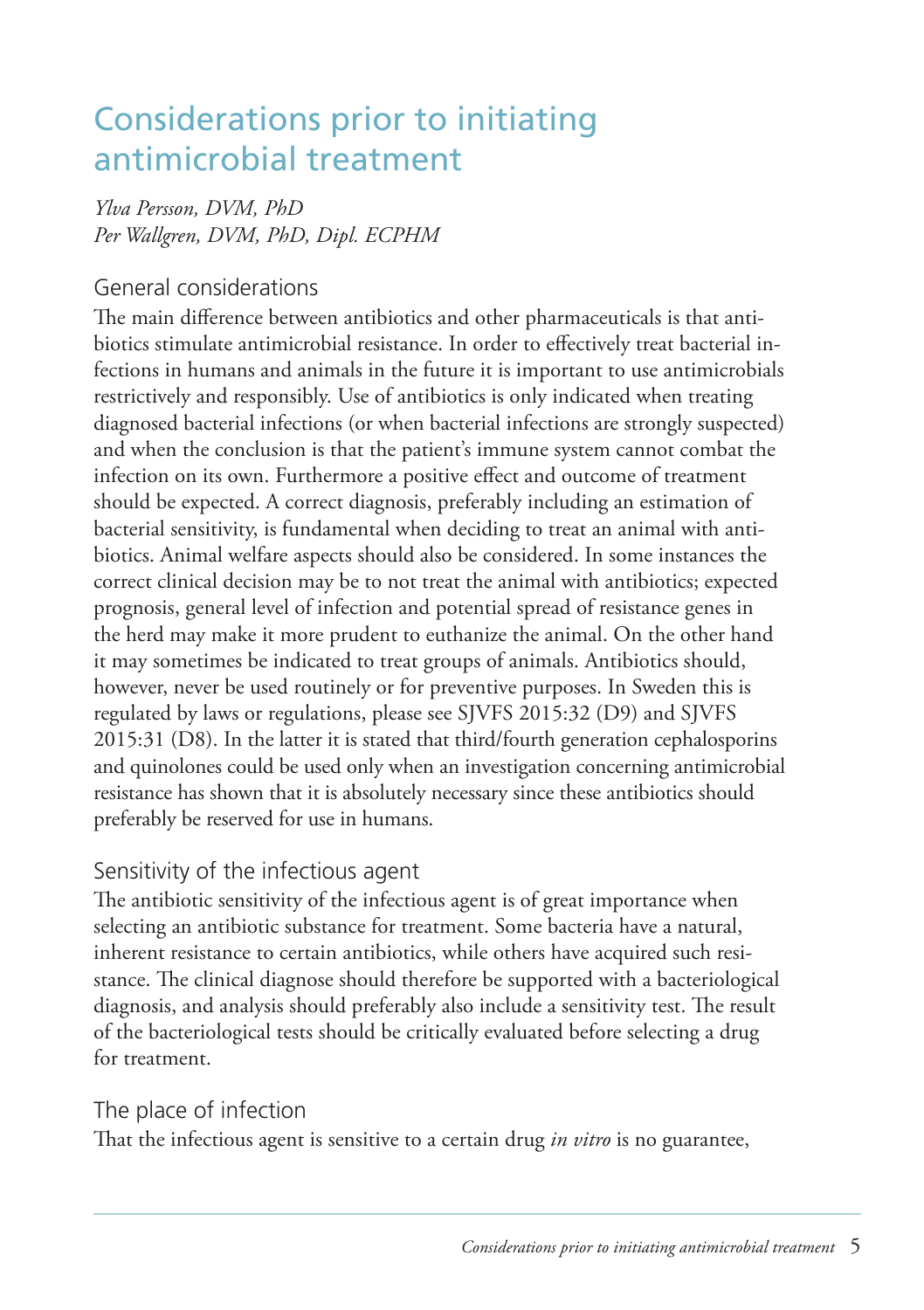# Considerations prior to initiating antimicrobial treatment

*Ylva Persson, DVM, PhD*
*Per Wallgren, DVM, PhD, Dipl. ECPHM*

## General considerations

The main difference between antibiotics and other pharmaceuticals is that antibiotics stimulate antimicrobial resistance. In order to effectively treat bacterial infections in humans and animals in the future it is important to use antimicrobials restrictively and responsibly. Use of antibiotics is only indicated when treating diagnosed bacterial infections (or when bacterial infections are strongly suspected) and when the conclusion is that the patient's immune system cannot combat the infection on its own. Furthermore a positive effect and outcome of treatment should be expected. A correct diagnosis, preferably including an estimation of bacterial sensitivity, is fundamental when deciding to treat an animal with antibiotics. Animal welfare aspects should also be considered. In some instances the correct clinical decision may be to not treat the animal with antibiotics; expected prognosis, general level of infection and potential spread of resistance genes in the herd may make it more prudent to euthanize the animal. On the other hand it may sometimes be indicated to treat groups of animals. Antibiotics should, however, never be used routinely or for preventive purposes. In Sweden this is regulated by laws or regulations, please see SJVFS 2015:32 (D9) and SJVFS 2015:31 (D8). In the latter it is stated that third/fourth generation cephalosporins and quinolones could be used only when an investigation concerning antimicrobial resistance has shown that it is absolutely necessary since these antibiotics should preferably be reserved for use in humans.

## Sensitivity of the infectious agent

The antibiotic sensitivity of the infectious agent is of great importance when selecting an antibiotic substance for treatment. Some bacteria have a natural, inherent resistance to certain antibiotics, while others have acquired such resistance. The clinical diagnose should therefore be supported with a bacteriological diagnosis, and analysis should preferably also include a sensitivity test. The result of the bacteriological tests should be critically evaluated before selecting a drug for treatment.

## The place of infection

That the infectious agent is sensitive to a certain drug *in vitro* is no guarantee,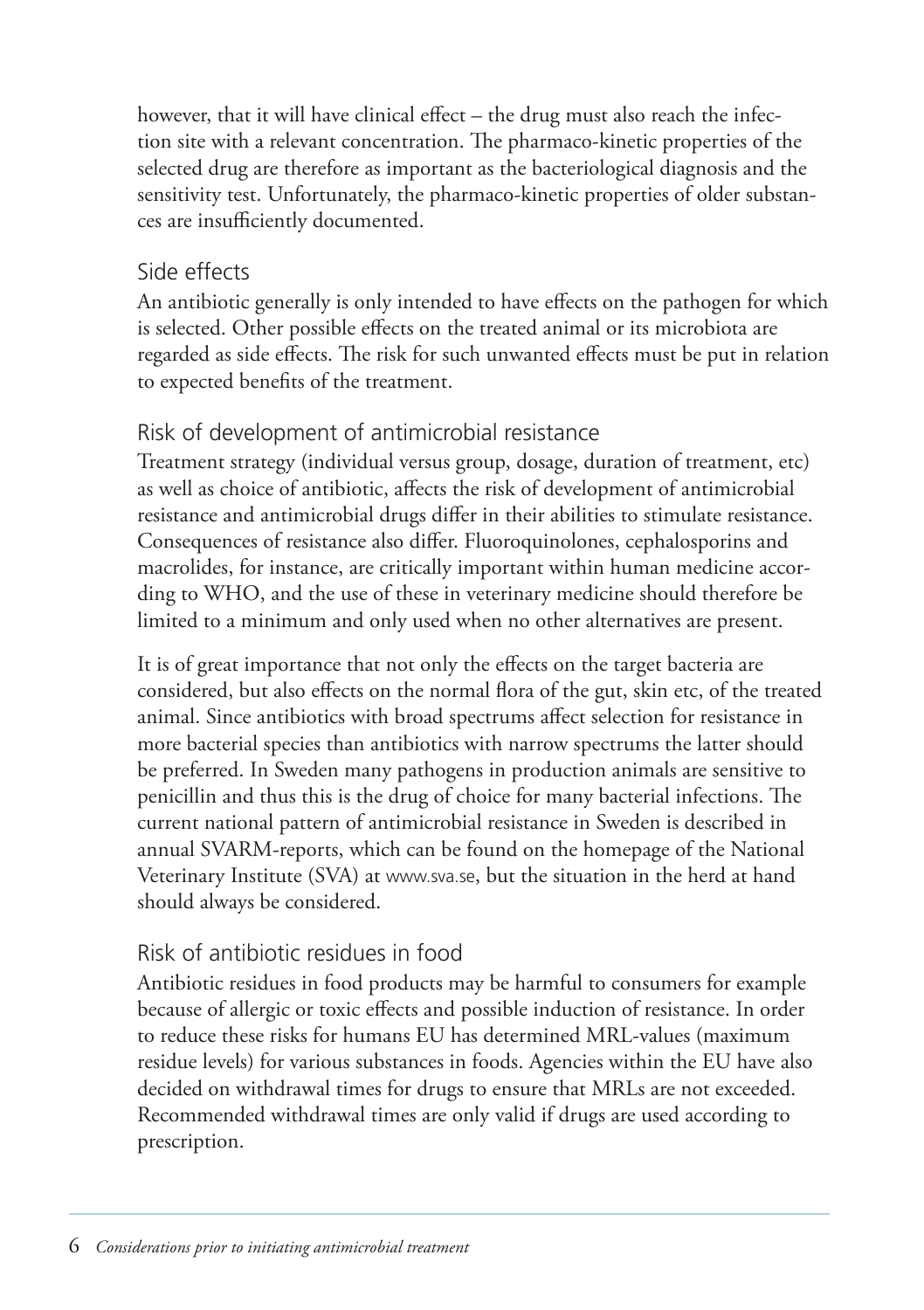however, that it will have clinical effect – the drug must also reach the infection site with a relevant concentration. The pharmaco-kinetic properties of the selected drug are therefore as important as the bacteriological diagnosis and the sensitivity test. Unfortunately, the pharmaco-kinetic properties of older substances are insufficiently documented.

### Side effects

An antibiotic generally is only intended to have effects on the pathogen for which is selected. Other possible effects on the treated animal or its microbiota are regarded as side effects. The risk for such unwanted effects must be put in relation to expected benefits of the treatment.

### Risk of development of antimicrobial resistance

Treatment strategy (individual versus group, dosage, duration of treatment, etc) as well as choice of antibiotic, affects the risk of development of antimicrobial resistance and antimicrobial drugs differ in their abilities to stimulate resistance. Consequences of resistance also differ. Fluoroquinolones, cephalosporins and macrolides, for instance, are critically important within human medicine according to WHO, and the use of these in veterinary medicine should therefore be limited to a minimum and only used when no other alternatives are present.

It is of great importance that not only the effects on the target bacteria are considered, but also effects on the normal flora of the gut, skin etc, of the treated animal. Since antibiotics with broad spectrums affect selection for resistance in more bacterial species than antibiotics with narrow spectrums the latter should be preferred. In Sweden many pathogens in production animals are sensitive to penicillin and thus this is the drug of choice for many bacterial infections. The current national pattern of antimicrobial resistance in Sweden is described in annual SVARM-reports, which can be found on the homepage of the National Veterinary Institute (SVA) at www.sva.se, but the situation in the herd at hand should always be considered.

### Risk of antibiotic residues in food

Antibiotic residues in food products may be harmful to consumers for example because of allergic or toxic effects and possible induction of resistance. In order to reduce these risks for humans EU has determined MRL-values (maximum residue levels) for various substances in foods. Agencies within the EU have also decided on withdrawal times for drugs to ensure that MRLs are not exceeded. Recommended withdrawal times are only valid if drugs are used according to prescription.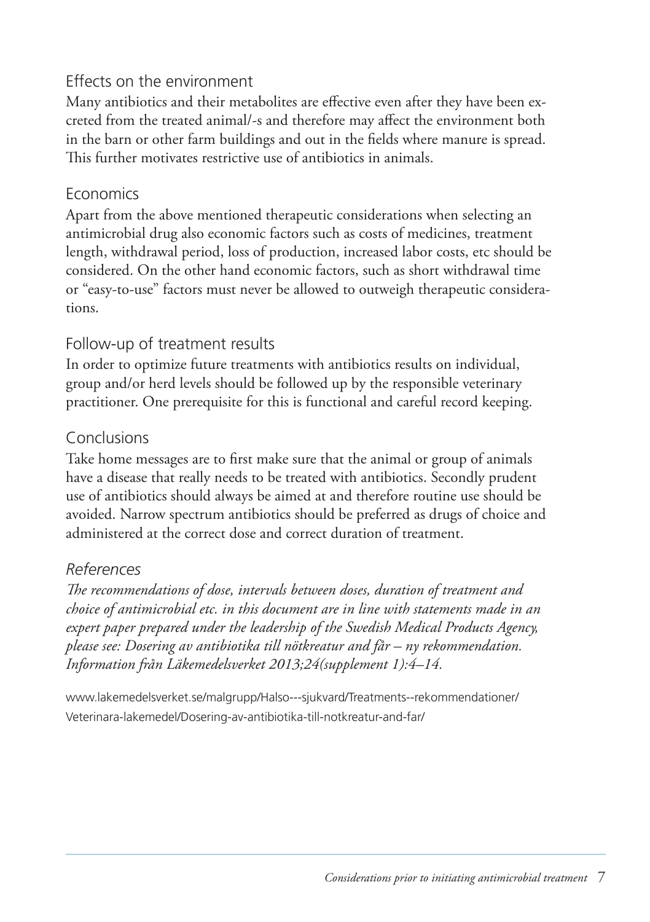## Effects on the environment

Many antibiotics and their metabolites are effective even after they have been excreted from the treated animal/-s and therefore may affect the environment both in the barn or other farm buildings and out in the fields where manure is spread. This further motivates restrictive use of antibiotics in animals.

## Economics

Apart from the above mentioned therapeutic considerations when selecting an antimicrobial drug also economic factors such as costs of medicines, treatment length, withdrawal period, loss of production, increased labor costs, etc should be considered. On the other hand economic factors, such as short withdrawal time or "easy-to-use" factors must never be allowed to outweigh therapeutic considerations.

## Follow-up of treatment results

In order to optimize future treatments with antibiotics results on individual, group and/or herd levels should be followed up by the responsible veterinary practitioner. One prerequisite for this is functional and careful record keeping.

## Conclusions

Take home messages are to first make sure that the animal or group of animals have a disease that really needs to be treated with antibiotics. Secondly prudent use of antibiotics should always be aimed at and therefore routine use should be avoided. Narrow spectrum antibiotics should be preferred as drugs of choice and administered at the correct dose and correct duration of treatment.

## *References*

*The recommendations of dose, intervals between doses, duration of treatment and choice of antimicrobial etc. in this document are in line with statements made in an expert paper prepared under the leadership of the Swedish Medical Products Agency, please see: Dosering av antibiotika till nötkreatur and får – ny rekommendation. Information från Läkemedelsverket 2013;24(supplement 1):4–14.*

www.lakemedelsverket.se/malgrupp/Halso---sjukvard/Treatments--rekommendationer/Veterinara-lakemedel/Dosering-av-antibiotika-till-notkreatur-and-far/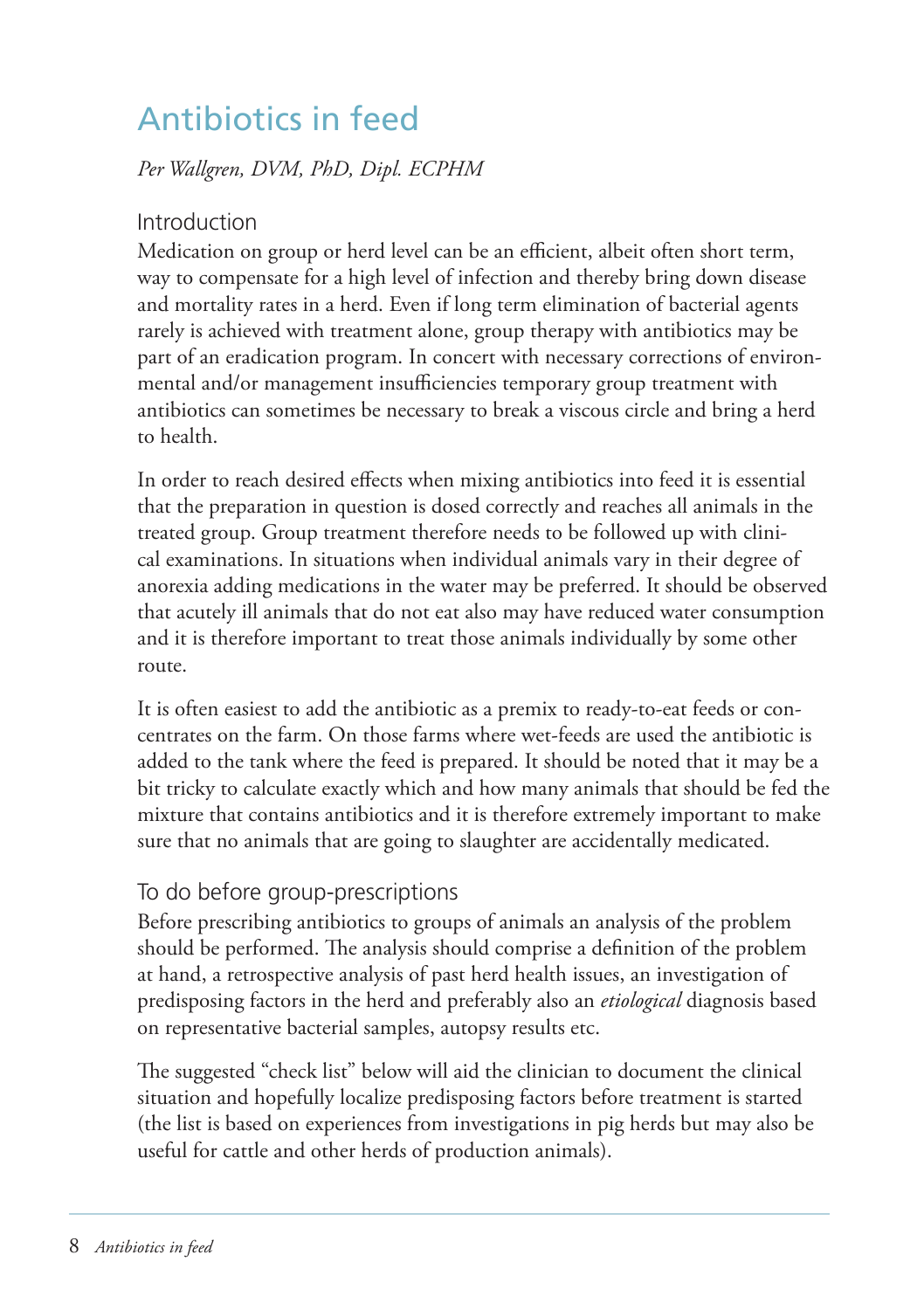# Antibiotics in feed

*Per Wallgren, DVM, PhD, Dipl. ECPHM*

## Introduction

Medication on group or herd level can be an efficient, albeit often short term, way to compensate for a high level of infection and thereby bring down disease and mortality rates in a herd. Even if long term elimination of bacterial agents rarely is achieved with treatment alone, group therapy with antibiotics may be part of an eradication program. In concert with necessary corrections of environmental and/or management insufficiencies temporary group treatment with antibiotics can sometimes be necessary to break a viscous circle and bring a herd to health.

In order to reach desired effects when mixing antibiotics into feed it is essential that the preparation in question is dosed correctly and reaches all animals in the treated group. Group treatment therefore needs to be followed up with clinical examinations. In situations when individual animals vary in their degree of anorexia adding medications in the water may be preferred. It should be observed that acutely ill animals that do not eat also may have reduced water consumption and it is therefore important to treat those animals individually by some other route.

It is often easiest to add the antibiotic as a premix to ready-to-eat feeds or concentrates on the farm. On those farms where wet-feeds are used the antibiotic is added to the tank where the feed is prepared. It should be noted that it may be a bit tricky to calculate exactly which and how many animals that should be fed the mixture that contains antibiotics and it is therefore extremely important to make sure that no animals that are going to slaughter are accidentally medicated.

## To do before group-prescriptions

Before prescribing antibiotics to groups of animals an analysis of the problem should be performed. The analysis should comprise a definition of the problem at hand, a retrospective analysis of past herd health issues, an investigation of predisposing factors in the herd and preferably also an *etiological* diagnosis based on representative bacterial samples, autopsy results etc.

The suggested "check list" below will aid the clinician to document the clinical situation and hopefully localize predisposing factors before treatment is started (the list is based on experiences from investigations in pig herds but may also be useful for cattle and other herds of production animals).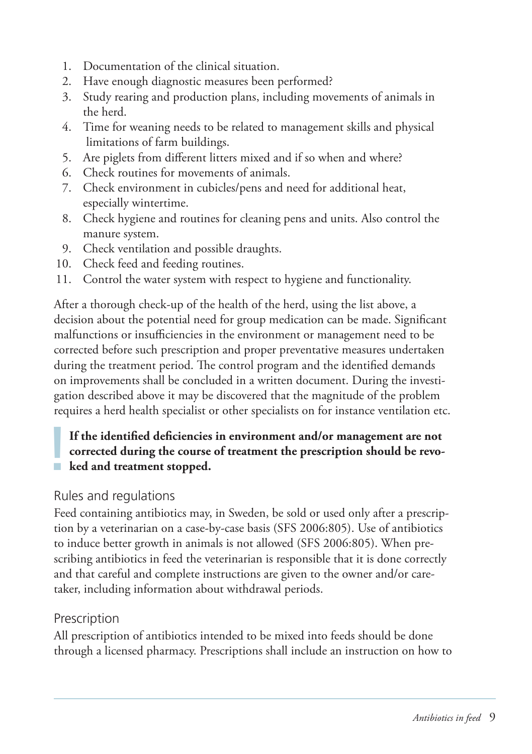1. Documentation of the clinical situation.
2. Have enough diagnostic measures been performed?
3. Study rearing and production plans, including movements of animals in the herd.
4. Time for weaning needs to be related to management skills and physical limitations of farm buildings.
5. Are piglets from different litters mixed and if so when and where?
6. Check routines for movements of animals.
7. Check environment in cubicles/pens and need for additional heat, especially wintertime.
8. Check hygiene and routines for cleaning pens and units. Also control the manure system.
9. Check ventilation and possible draughts.
10. Check feed and feeding routines.
11. Control the water system with respect to hygiene and functionality.

After a thorough check-up of the health of the herd, using the list above, a decision about the potential need for group medication can be made. Significant malfunctions or insufficiencies in the environment or management need to be corrected before such prescription and proper preventative measures undertaken during the treatment period. The control program and the identified demands on improvements shall be concluded in a written document. During the investigation described above it may be discovered that the magnitude of the problem requires a herd health specialist or other specialists on for instance ventilation etc.

**If the identified deficiencies in environment and/or management are not corrected during the course of treatment the prescription should be revoked and treatment stopped.**

## Rules and regulations

Feed containing antibiotics may, in Sweden, be sold or used only after a prescription by a veterinarian on a case-by-case basis (SFS 2006:805). Use of antibiotics to induce better growth in animals is not allowed (SFS 2006:805). When prescribing antibiotics in feed the veterinarian is responsible that it is done correctly and that careful and complete instructions are given to the owner and/or caretaker, including information about withdrawal periods.

## Prescription

All prescription of antibiotics intended to be mixed into feeds should be done through a licensed pharmacy. Prescriptions shall include an instruction on how to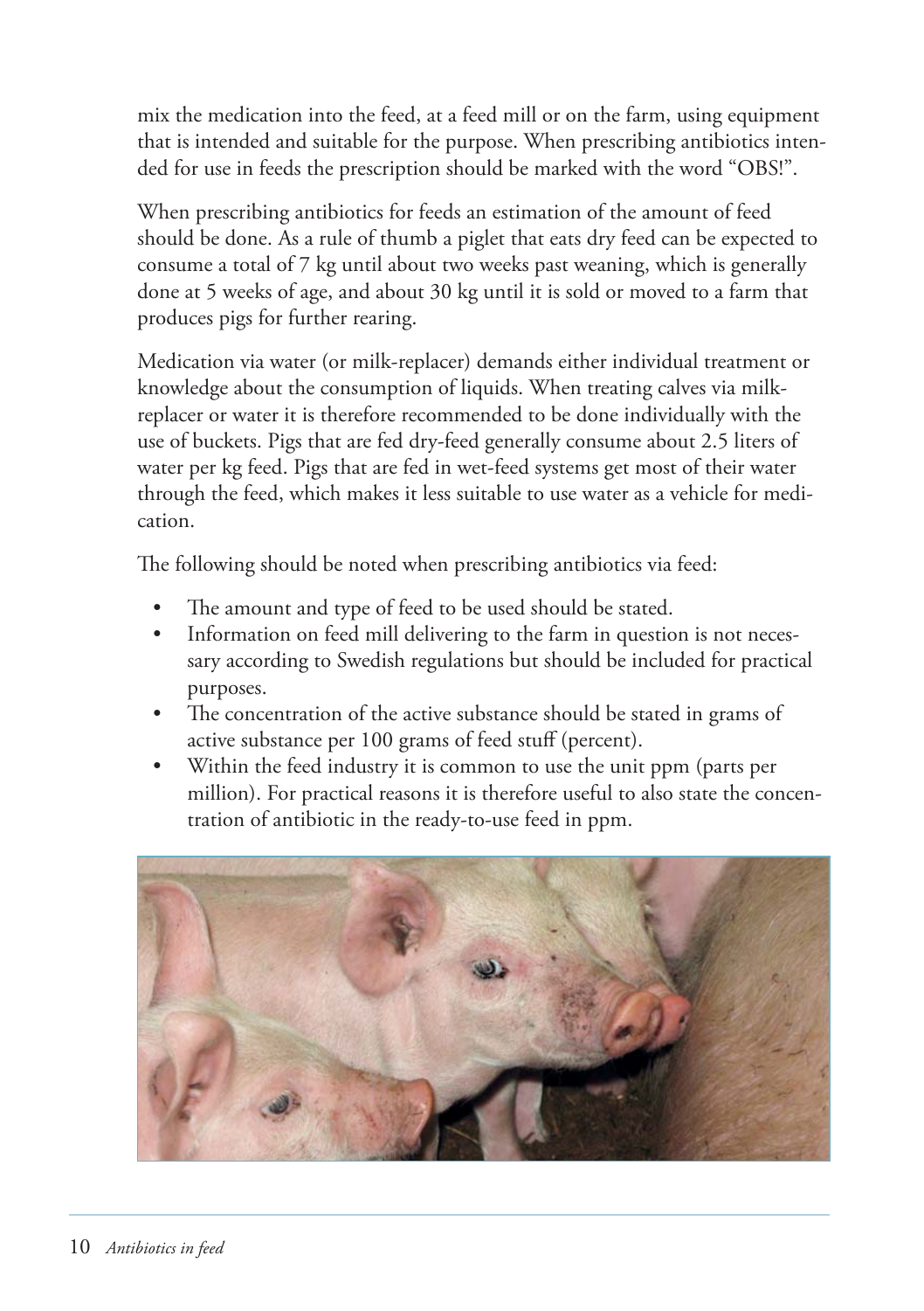mix the medication into the feed, at a feed mill or on the farm, using equipment that is intended and suitable for the purpose. When prescribing antibiotics intended for use in feeds the prescription should be marked with the word "OBS!".

When prescribing antibiotics for feeds an estimation of the amount of feed should be done. As a rule of thumb a piglet that eats dry feed can be expected to consume a total of 7 kg until about two weeks past weaning, which is generally done at 5 weeks of age, and about 30 kg until it is sold or moved to a farm that produces pigs for further rearing.

Medication via water (or milk-replacer) demands either individual treatment or knowledge about the consumption of liquids. When treating calves via milk-replacer or water it is therefore recommended to be done individually with the use of buckets. Pigs that are fed dry-feed generally consume about 2.5 liters of water per kg feed. Pigs that are fed in wet-feed systems get most of their water through the feed, which makes it less suitable to use water as a vehicle for medication.

The following should be noted when prescribing antibiotics via feed:

- The amount and type of feed to be used should be stated.
- Information on feed mill delivering to the farm in question is not necessary according to Swedish regulations but should be included for practical purposes.
- The concentration of the active substance should be stated in grams of active substance per 100 grams of feed stuff (percent).
- Within the feed industry it is common to use the unit ppm (parts per million). For practical reasons it is therefore useful to also state the concentration of antibiotic in the ready-to-use feed in ppm.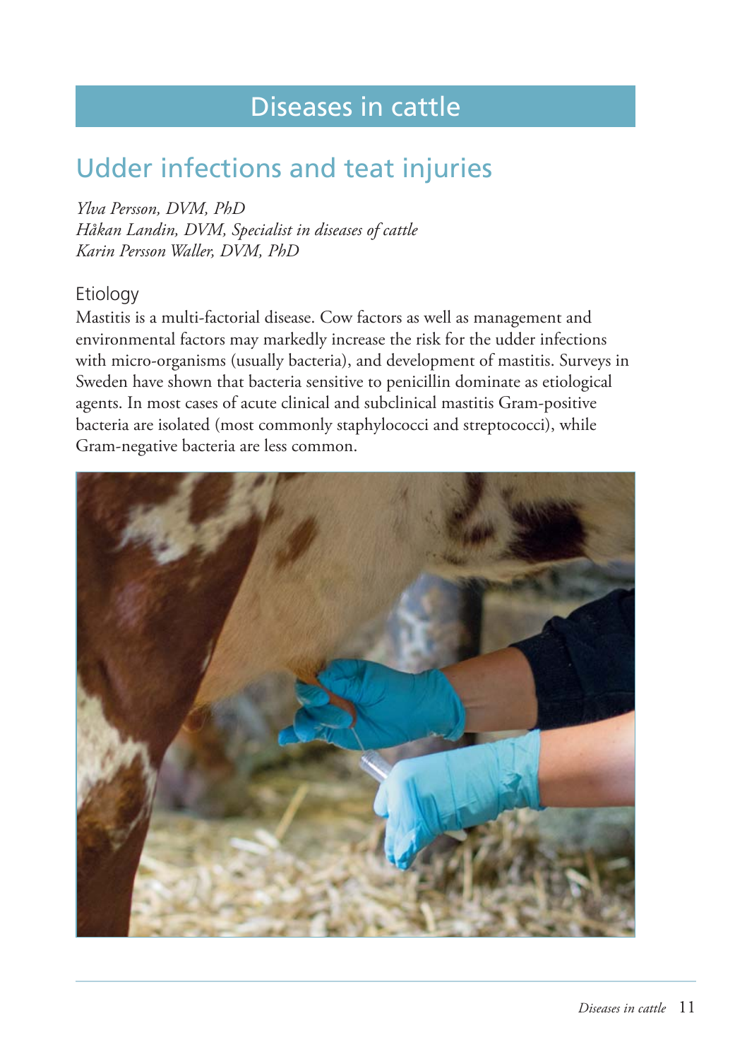# Diseases in cattle

## Udder infections and teat injuries

*Ylva Persson, DVM, PhD*
*Håkan Landin, DVM, Specialist in diseases of cattle*
*Karin Persson Waller, DVM, PhD*

### Etiology

Mastitis is a multi-factorial disease. Cow factors as well as management and environmental factors may markedly increase the risk for the udder infections with micro-organisms (usually bacteria), and development of mastitis. Surveys in Sweden have shown that bacteria sensitive to penicillin dominate as etiological agents. In most cases of acute clinical and subclinical mastitis Gram-positive bacteria are isolated (most commonly staphylococci and streptococci), while Gram-negative bacteria are less common.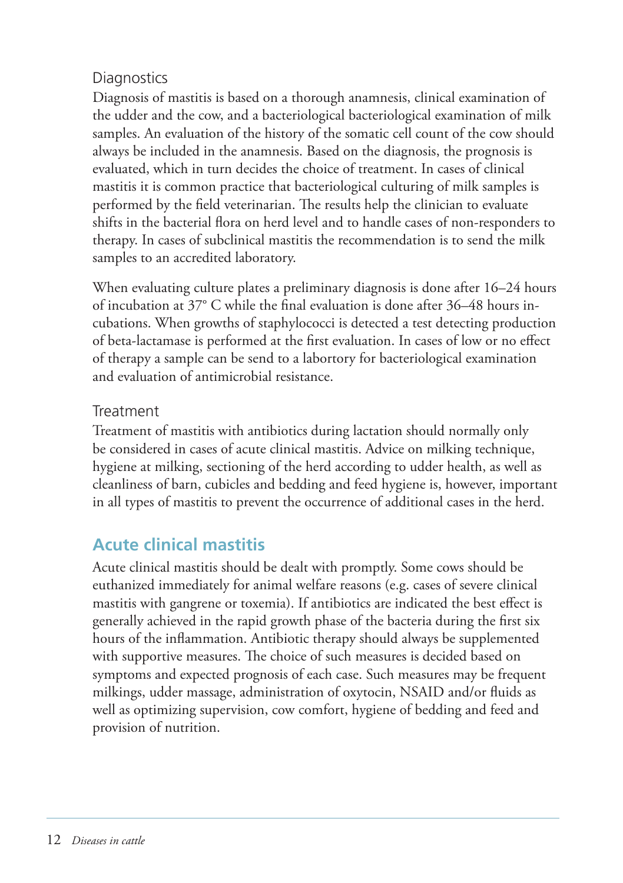### Diagnostics

Diagnosis of mastitis is based on a thorough anamnesis, clinical examination of the udder and the cow, and a bacteriological bacteriological examination of milk samples. An evaluation of the history of the somatic cell count of the cow should always be included in the anamnesis. Based on the diagnosis, the prognosis is evaluated, which in turn decides the choice of treatment. In cases of clinical mastitis it is common practice that bacteriological culturing of milk samples is performed by the field veterinarian. The results help the clinician to evaluate shifts in the bacterial flora on herd level and to handle cases of non-responders to therapy. In cases of subclinical mastitis the recommendation is to send the milk samples to an accredited laboratory.

When evaluating culture plates a preliminary diagnosis is done after 16–24 hours of incubation at 37° C while the final evaluation is done after 36–48 hours incubations. When growths of staphylococci is detected a test detecting production of beta-lactamase is performed at the first evaluation. In cases of low or no effect of therapy a sample can be send to a labortory for bacteriological examination and evaluation of antimicrobial resistance.

### Treatment

Treatment of mastitis with antibiotics during lactation should normally only be considered in cases of acute clinical mastitis. Advice on milking technique, hygiene at milking, sectioning of the herd according to udder health, as well as cleanliness of barn, cubicles and bedding and feed hygiene is, however, important in all types of mastitis to prevent the occurrence of additional cases in the herd.

## Acute clinical mastitis

Acute clinical mastitis should be dealt with promptly. Some cows should be euthanized immediately for animal welfare reasons (e.g. cases of severe clinical mastitis with gangrene or toxemia). If antibiotics are indicated the best effect is generally achieved in the rapid growth phase of the bacteria during the first six hours of the inflammation. Antibiotic therapy should always be supplemented with supportive measures. The choice of such measures is decided based on symptoms and expected prognosis of each case. Such measures may be frequent milkings, udder massage, administration of oxytocin, NSAID and/or fluids as well as optimizing supervision, cow comfort, hygiene of bedding and feed and provision of nutrition.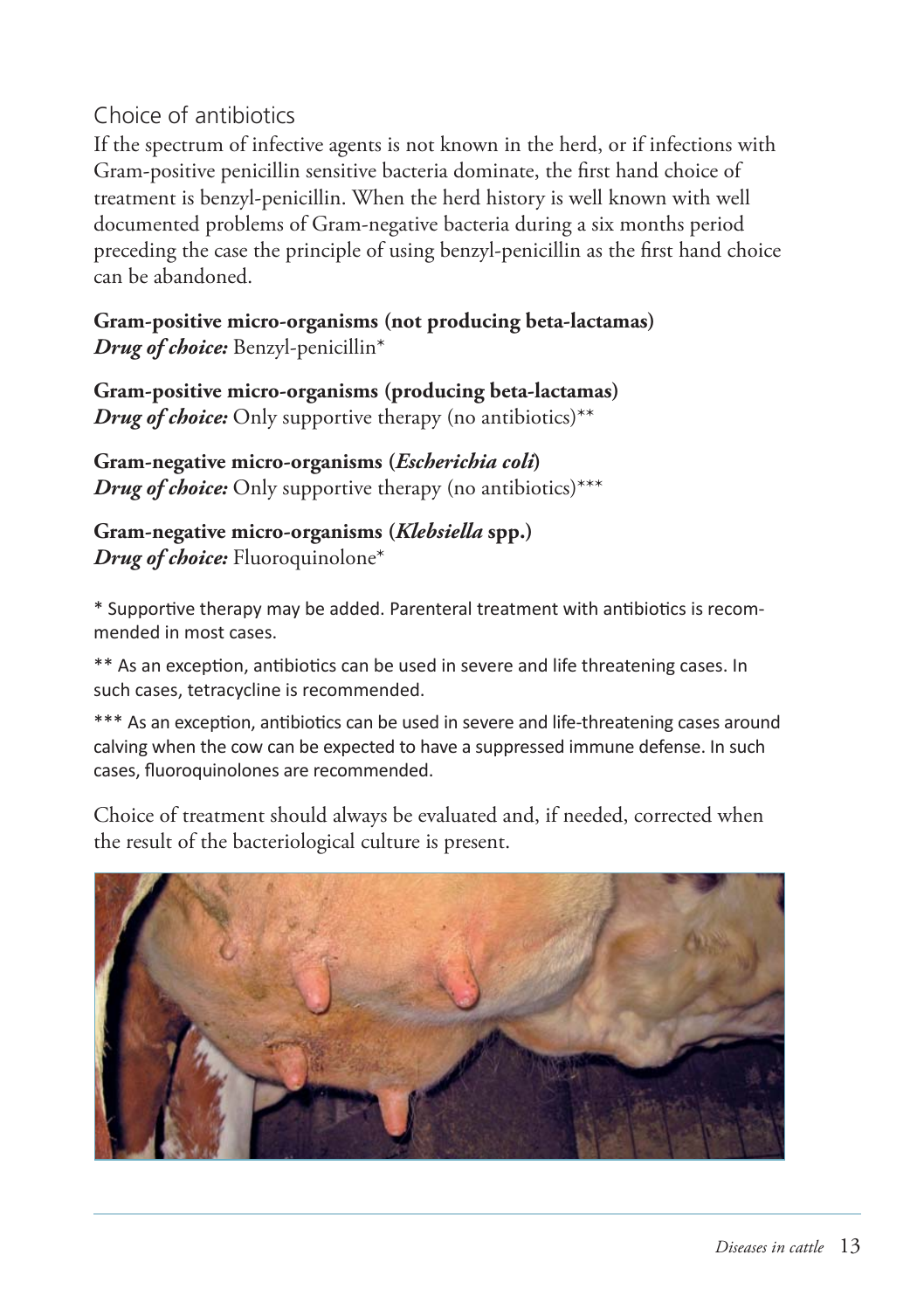## Choice of antibiotics

If the spectrum of infective agents is not known in the herd, or if infections with Gram-positive penicillin sensitive bacteria dominate, the first hand choice of treatment is benzyl-penicillin. When the herd history is well known with well documented problems of Gram-negative bacteria during a six months period preceding the case the principle of using benzyl-penicillin as the first hand choice can be abandoned.

**Gram-positive micro-organisms (not producing beta-lactamas)**
***Drug of choice:*** Benzyl-penicillin*

**Gram-positive micro-organisms (producing beta-lactamas)**
***Drug of choice:*** Only supportive therapy (no antibiotics)**

**Gram-negative micro-organisms (*Escherichia coli*)**
***Drug of choice:*** Only supportive therapy (no antibiotics)***

**Gram-negative micro-organisms (*Klebsiella* spp.)**
***Drug of choice:*** Fluoroquinolone*

* Supportive therapy may be added. Parenteral treatment with antibiotics is recommended in most cases.

** As an exception, antibiotics can be used in severe and life threatening cases. In such cases, tetracycline is recommended.

*** As an exception, antibiotics can be used in severe and life-threatening cases around calving when the cow can be expected to have a suppressed immune defense. In such cases, fluoroquinolones are recommended.

Choice of treatment should always be evaluated and, if needed, corrected when the result of the bacteriological culture is present.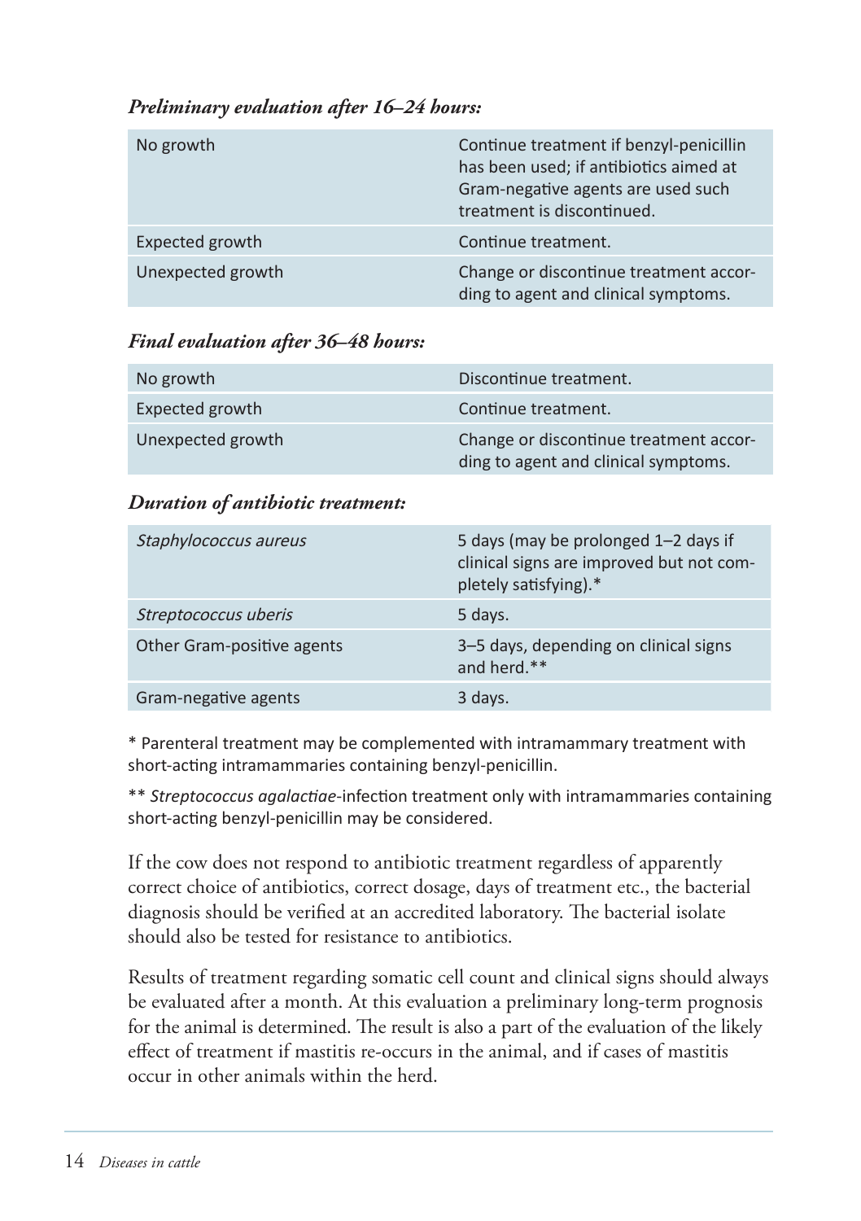*Preliminary evaluation after 16–24 hours:*

| | |
|---|---|
| No growth | Continue treatment if benzyl-penicillin has been used; if antibiotics aimed at Gram-negative agents are used such treatment is discontinued. |
| Expected growth | Continue treatment. |
| Unexpected growth | Change or discontinue treatment according to agent and clinical symptoms. |

*Final evaluation after 36–48 hours:*

| | |
|---|---|
| No growth | Discontinue treatment. |
| Expected growth | Continue treatment. |
| Unexpected growth | Change or discontinue treatment according to agent and clinical symptoms. |

*Duration of antibiotic treatment:*

| | |
|---|---|
| *Staphylococcus aureus* | 5 days (may be prolonged 1–2 days if clinical signs are improved but not completely satisfying).* |
| *Streptococcus uberis* | 5 days. |
| Other Gram-positive agents | 3–5 days, depending on clinical signs and herd.** |
| Gram-negative agents | 3 days. |

* Parenteral treatment may be complemented with intramammary treatment with short-acting intramammaries containing benzyl-penicillin.

** *Streptococcus agalactiae*-infection treatment only with intramammaries containing short-acting benzyl-penicillin may be considered.

If the cow does not respond to antibiotic treatment regardless of apparently correct choice of antibiotics, correct dosage, days of treatment etc., the bacterial diagnosis should be verified at an accredited laboratory. The bacterial isolate should also be tested for resistance to antibiotics.

Results of treatment regarding somatic cell count and clinical signs should always be evaluated after a month. At this evaluation a preliminary long-term prognosis for the animal is determined. The result is also a part of the evaluation of the likely effect of treatment if mastitis re-occurs in the animal, and if cases of mastitis occur in other animals within the herd.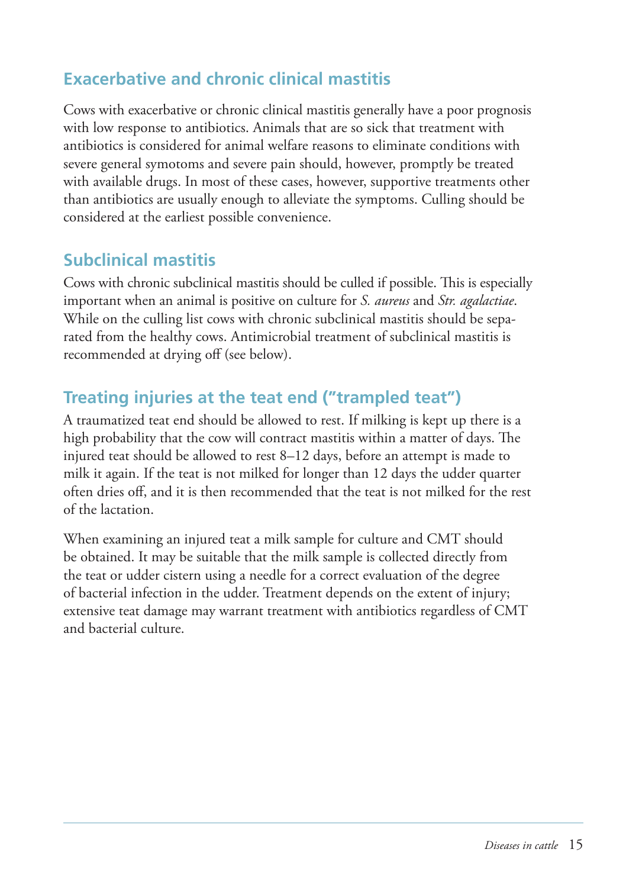## Exacerbative and chronic clinical mastitis

Cows with exacerbative or chronic clinical mastitis generally have a poor prognosis with low response to antibiotics. Animals that are so sick that treatment with antibiotics is considered for animal welfare reasons to eliminate conditions with severe general symotoms and severe pain should, however, promptly be treated with available drugs. In most of these cases, however, supportive treatments other than antibiotics are usually enough to alleviate the symptoms. Culling should be considered at the earliest possible convenience.

## Subclinical mastitis

Cows with chronic subclinical mastitis should be culled if possible. This is especially important when an animal is positive on culture for *S. aureus* and *Str. agalactiae*. While on the culling list cows with chronic subclinical mastitis should be separated from the healthy cows. Antimicrobial treatment of subclinical mastitis is recommended at drying off (see below).

## Treating injuries at the teat end ("trampled teat")

A traumatized teat end should be allowed to rest. If milking is kept up there is a high probability that the cow will contract mastitis within a matter of days. The injured teat should be allowed to rest 8–12 days, before an attempt is made to milk it again. If the teat is not milked for longer than 12 days the udder quarter often dries off, and it is then recommended that the teat is not milked for the rest of the lactation.

When examining an injured teat a milk sample for culture and CMT should be obtained. It may be suitable that the milk sample is collected directly from the teat or udder cistern using a needle for a correct evaluation of the degree of bacterial infection in the udder. Treatment depends on the extent of injury; extensive teat damage may warrant treatment with antibiotics regardless of CMT and bacterial culture.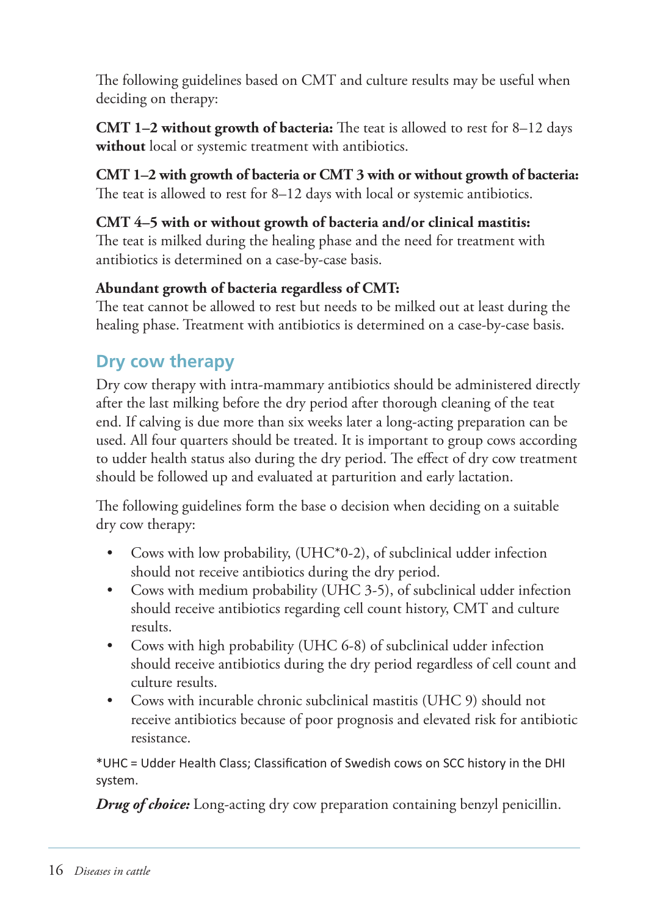The following guidelines based on CMT and culture results may be useful when deciding on therapy:

**CMT 1–2 without growth of bacteria:** The teat is allowed to rest for 8–12 days **without** local or systemic treatment with antibiotics.

**CMT 1–2 with growth of bacteria or CMT 3 with or without growth of bacteria:** The teat is allowed to rest for 8–12 days with local or systemic antibiotics.

**CMT 4–5 with or without growth of bacteria and/or clinical mastitis:** The teat is milked during the healing phase and the need for treatment with antibiotics is determined on a case-by-case basis.

**Abundant growth of bacteria regardless of CMT:** The teat cannot be allowed to rest but needs to be milked out at least during the healing phase. Treatment with antibiotics is determined on a case-by-case basis.

## Dry cow therapy

Dry cow therapy with intra-mammary antibiotics should be administered directly after the last milking before the dry period after thorough cleaning of the teat end. If calving is due more than six weeks later a long-acting preparation can be used. All four quarters should be treated. It is important to group cows according to udder health status also during the dry period. The effect of dry cow treatment should be followed up and evaluated at parturition and early lactation.

The following guidelines form the base o decision when deciding on a suitable dry cow therapy:

- Cows with low probability, (UHC*0-2), of subclinical udder infection should not receive antibiotics during the dry period.
- Cows with medium probability (UHC 3-5), of subclinical udder infection should receive antibiotics regarding cell count history, CMT and culture results.
- Cows with high probability (UHC 6-8) of subclinical udder infection should receive antibiotics during the dry period regardless of cell count and culture results.
- Cows with incurable chronic subclinical mastitis (UHC 9) should not receive antibiotics because of poor prognosis and elevated risk for antibiotic resistance.

*UHC = Udder Health Class; Classification of Swedish cows on SCC history in the DHI system.

***Drug of choice:*** Long-acting dry cow preparation containing benzyl penicillin.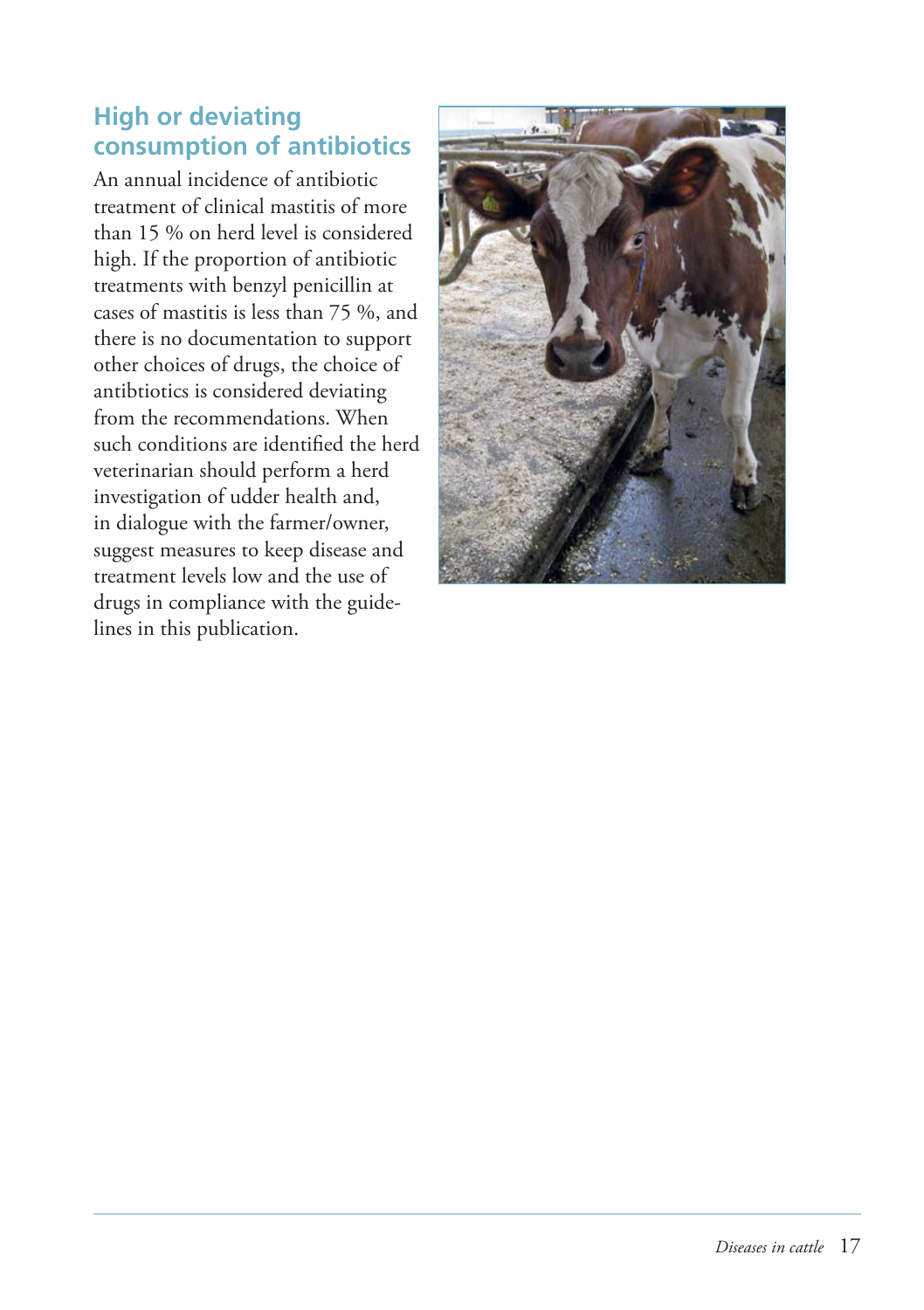## High or deviating consumption of antibiotics

An annual incidence of antibiotic treatment of clinical mastitis of more than 15 % on herd level is considered high. If the proportion of antibiotic treatments with benzyl penicillin at cases of mastitis is less than 75 %, and there is no documentation to support other choices of drugs, the choice of antibiotics is considered deviating from the recommendations. When such conditions are identified the herd veterinarian should perform a herd investigation of udder health and, in dialogue with the farmer/owner, suggest measures to keep disease and treatment levels low and the use of drugs in compliance with the guidelines in this publication.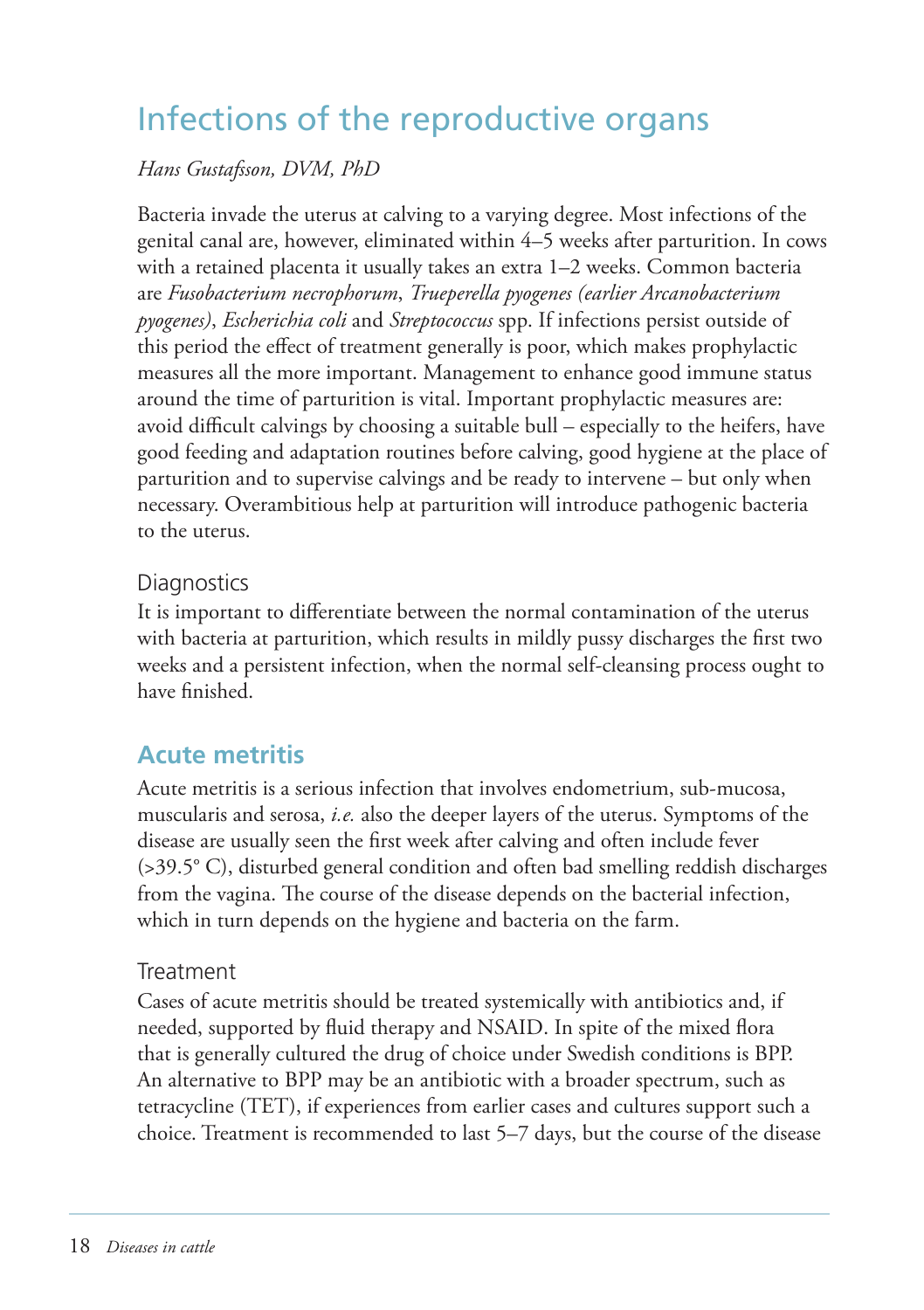# Infections of the reproductive organs

*Hans Gustafsson, DVM, PhD*

Bacteria invade the uterus at calving to a varying degree. Most infections of the genital canal are, however, eliminated within 4–5 weeks after parturition. In cows with a retained placenta it usually takes an extra 1–2 weeks. Common bacteria are *Fusobacterium necrophorum*, *Trueperella pyogenes (earlier Arcanobacterium pyogenes)*, *Escherichia coli* and *Streptococcus* spp. If infections persist outside of this period the effect of treatment generally is poor, which makes prophylactic measures all the more important. Management to enhance good immune status around the time of parturition is vital. Important prophylactic measures are: avoid difficult calvings by choosing a suitable bull – especially to the heifers, have good feeding and adaptation routines before calving, good hygiene at the place of parturition and to supervise calvings and be ready to intervene – but only when necessary. Overambitious help at parturition will introduce pathogenic bacteria to the uterus.

### Diagnostics

It is important to differentiate between the normal contamination of the uterus with bacteria at parturition, which results in mildly pussy discharges the first two weeks and a persistent infection, when the normal self-cleansing process ought to have finished.

## Acute metritis

Acute metritis is a serious infection that involves endometrium, sub-mucosa, muscularis and serosa, *i.e.* also the deeper layers of the uterus. Symptoms of the disease are usually seen the first week after calving and often include fever (>39.5° C), disturbed general condition and often bad smelling reddish discharges from the vagina. The course of the disease depends on the bacterial infection, which in turn depends on the hygiene and bacteria on the farm.

### Treatment

Cases of acute metritis should be treated systemically with antibiotics and, if needed, supported by fluid therapy and NSAID. In spite of the mixed flora that is generally cultured the drug of choice under Swedish conditions is BPP. An alternative to BPP may be an antibiotic with a broader spectrum, such as tetracycline (TET), if experiences from earlier cases and cultures support such a choice. Treatment is recommended to last 5–7 days, but the course of the disease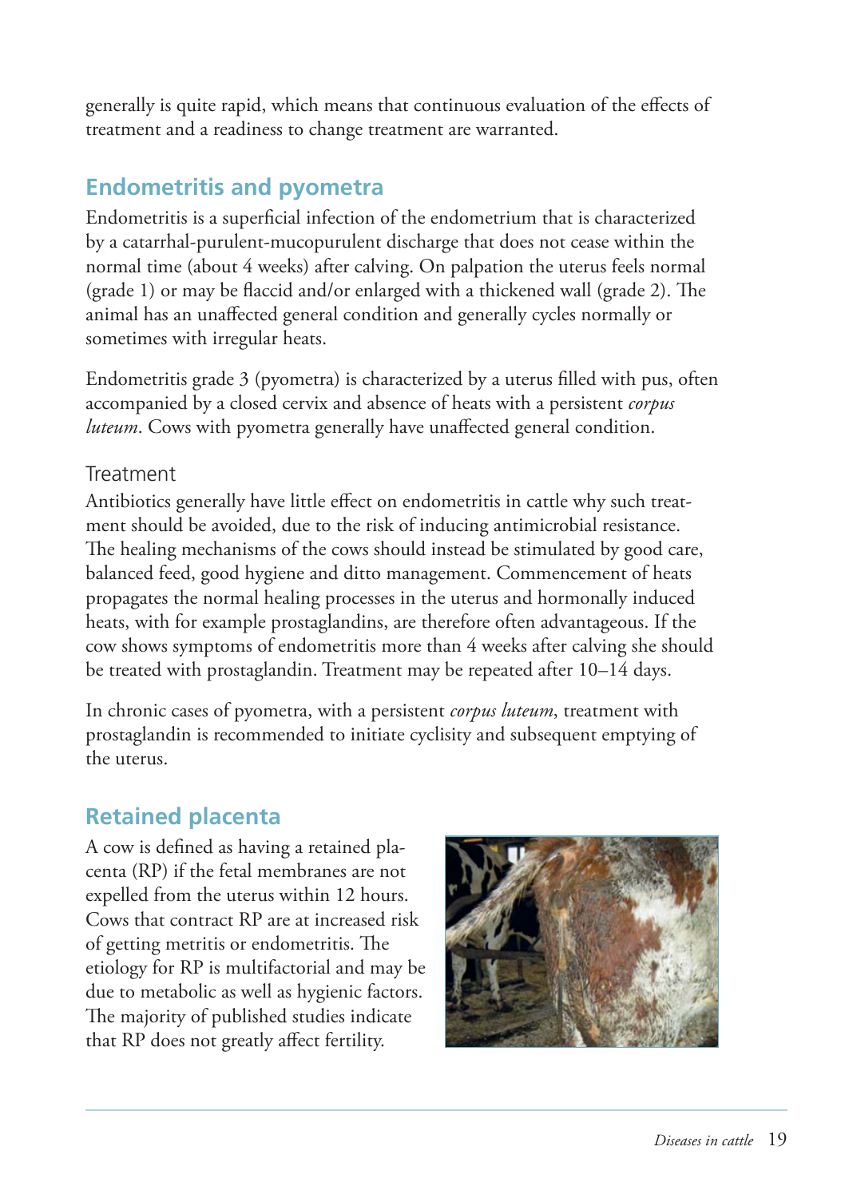generally is quite rapid, which means that continuous evaluation of the effects of treatment and a readiness to change treatment are warranted.

## Endometritis and pyometra

Endometritis is a superficial infection of the endometrium that is characterized by a catarrhal-purulent-mucopurulent discharge that does not cease within the normal time (about 4 weeks) after calving. On palpation the uterus feels normal (grade 1) or may be flaccid and/or enlarged with a thickened wall (grade 2). The animal has an unaffected general condition and generally cycles normally or sometimes with irregular heats.

Endometritis grade 3 (pyometra) is characterized by a uterus filled with pus, often accompanied by a closed cervix and absence of heats with a persistent *corpus luteum*. Cows with pyometra generally have unaffected general condition.

### Treatment

Antibiotics generally have little effect on endometritis in cattle why such treatment should be avoided, due to the risk of inducing antimicrobial resistance. The healing mechanisms of the cows should instead be stimulated by good care, balanced feed, good hygiene and ditto management. Commencement of heats propagates the normal healing processes in the uterus and hormonally induced heats, with for example prostaglandins, are therefore often advantageous. If the cow shows symptoms of endometritis more than 4 weeks after calving she should be treated with prostaglandin. Treatment may be repeated after 10–14 days.

In chronic cases of pyometra, with a persistent *corpus luteum*, treatment with prostaglandin is recommended to initiate cyclisity and subsequent emptying of the uterus.

## Retained placenta

A cow is defined as having a retained placenta (RP) if the fetal membranes are not expelled from the uterus within 12 hours. Cows that contract RP are at increased risk of getting metritis or endometritis. The etiology for RP is multifactorial and may be due to metabolic as well as hygienic factors. The majority of published studies indicate that RP does not greatly affect fertility.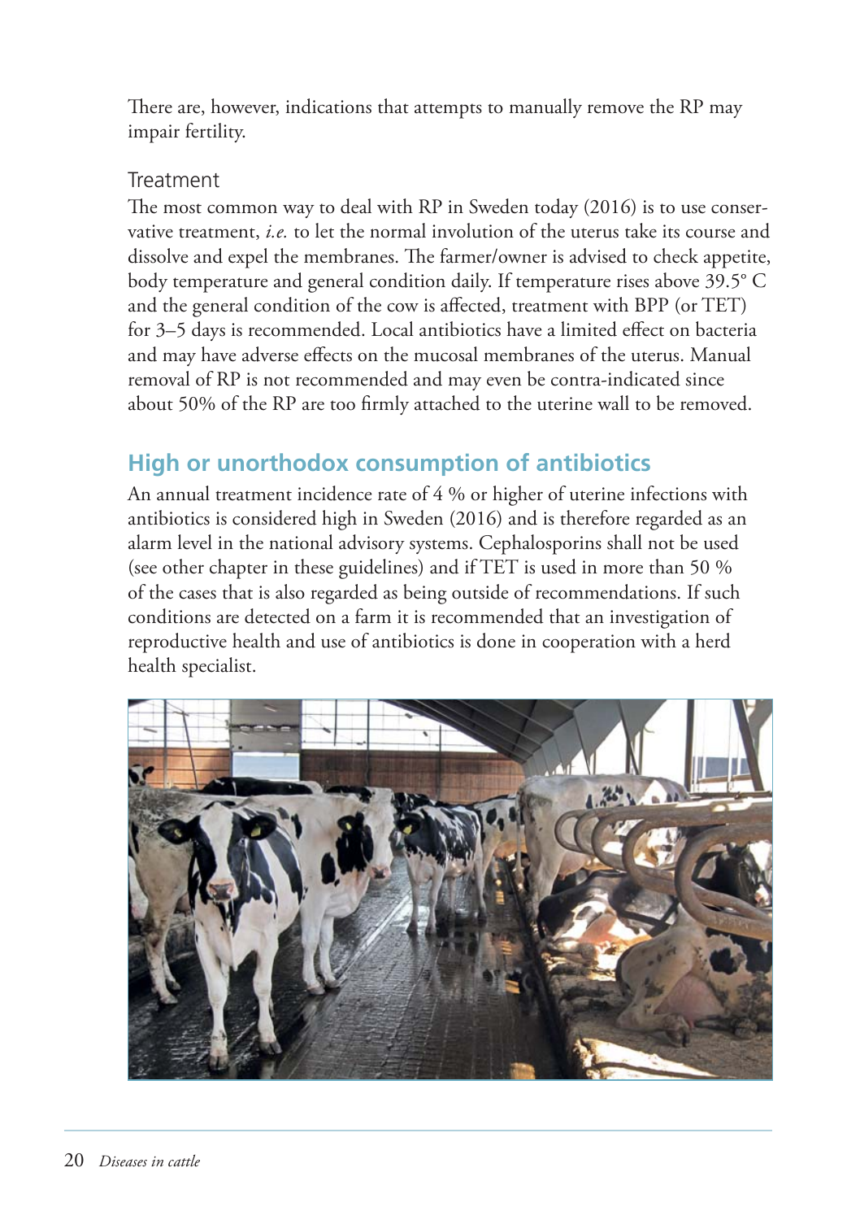There are, however, indications that attempts to manually remove the RP may impair fertility.

### Treatment

The most common way to deal with RP in Sweden today (2016) is to use conservative treatment, *i.e.* to let the normal involution of the uterus take its course and dissolve and expel the membranes. The farmer/owner is advised to check appetite, body temperature and general condition daily. If temperature rises above 39.5° C and the general condition of the cow is affected, treatment with BPP (or TET) for 3–5 days is recommended. Local antibiotics have a limited effect on bacteria and may have adverse effects on the mucosal membranes of the uterus. Manual removal of RP is not recommended and may even be contra-indicated since about 50% of the RP are too firmly attached to the uterine wall to be removed.

## High or unorthodox consumption of antibiotics

An annual treatment incidence rate of 4 % or higher of uterine infections with antibiotics is considered high in Sweden (2016) and is therefore regarded as an alarm level in the national advisory systems. Cephalosporins shall not be used (see other chapter in these guidelines) and if TET is used in more than 50 % of the cases that is also regarded as being outside of recommendations. If such conditions are detected on a farm it is recommended that an investigation of reproductive health and use of antibiotics is done in cooperation with a herd health specialist.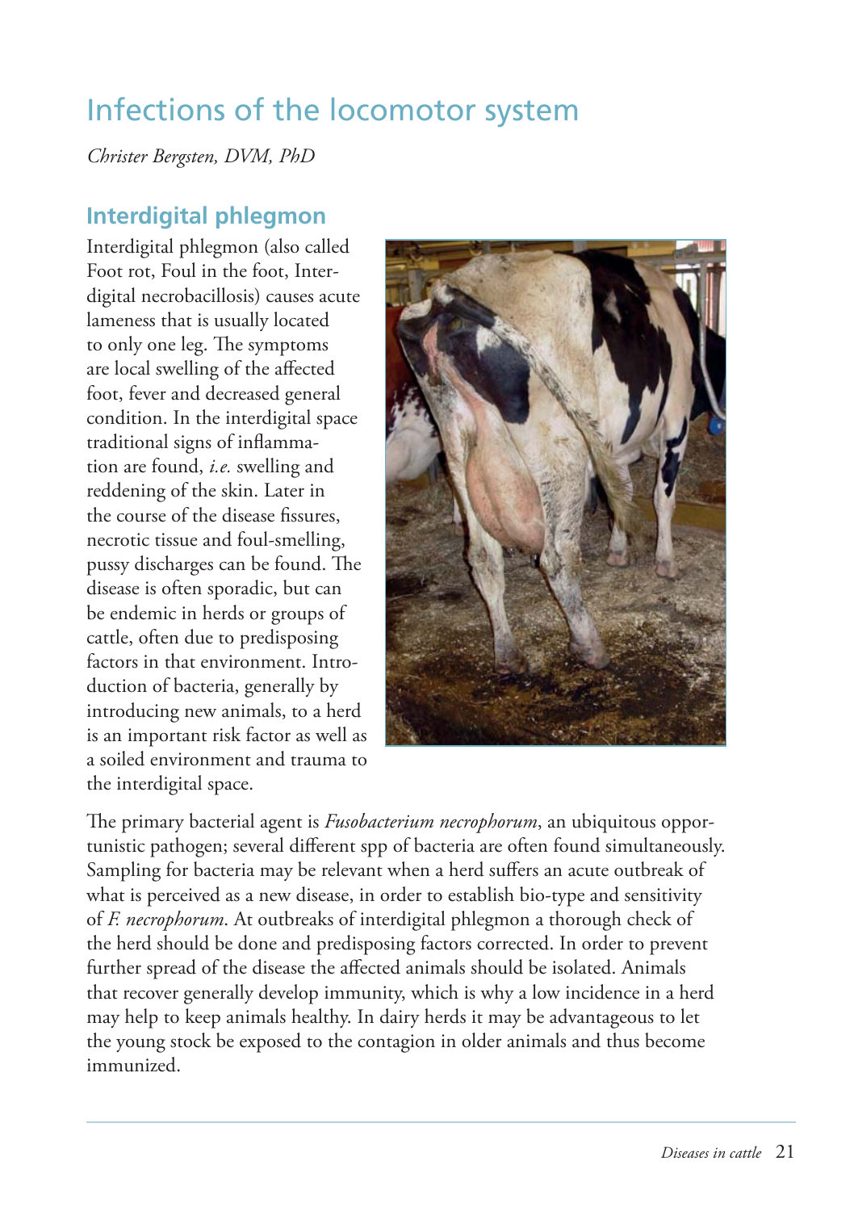# Infections of the locomotor system

*Christer Bergsten, DVM, PhD*

## Interdigital phlegmon

Interdigital phlegmon (also called Foot rot, Foul in the foot, Interdigital necrobacillosis) causes acute lameness that is usually located to only one leg. The symptoms are local swelling of the affected foot, fever and decreased general condition. In the interdigital space traditional signs of inflammation are found, *i.e.* swelling and reddening of the skin. Later in the course of the disease fissures, necrotic tissue and foul-smelling, pussy discharges can be found. The disease is often sporadic, but can be endemic in herds or groups of cattle, often due to predisposing factors in that environment. Introduction of bacteria, generally by introducing new animals, to a herd is an important risk factor as well as a soiled environment and trauma to the interdigital space.

The primary bacterial agent is *Fusobacterium necrophorum*, an ubiquitous opportunistic pathogen; several different spp of bacteria are often found simultaneously. Sampling for bacteria may be relevant when a herd suffers an acute outbreak of what is perceived as a new disease, in order to establish bio-type and sensitivity of *F. necrophorum*. At outbreaks of interdigital phlegmon a thorough check of the herd should be done and predisposing factors corrected. In order to prevent further spread of the disease the affected animals should be isolated. Animals that recover generally develop immunity, which is why a low incidence in a herd may help to keep animals healthy. In dairy herds it may be advantageous to let the young stock be exposed to the contagion in older animals and thus become immunized.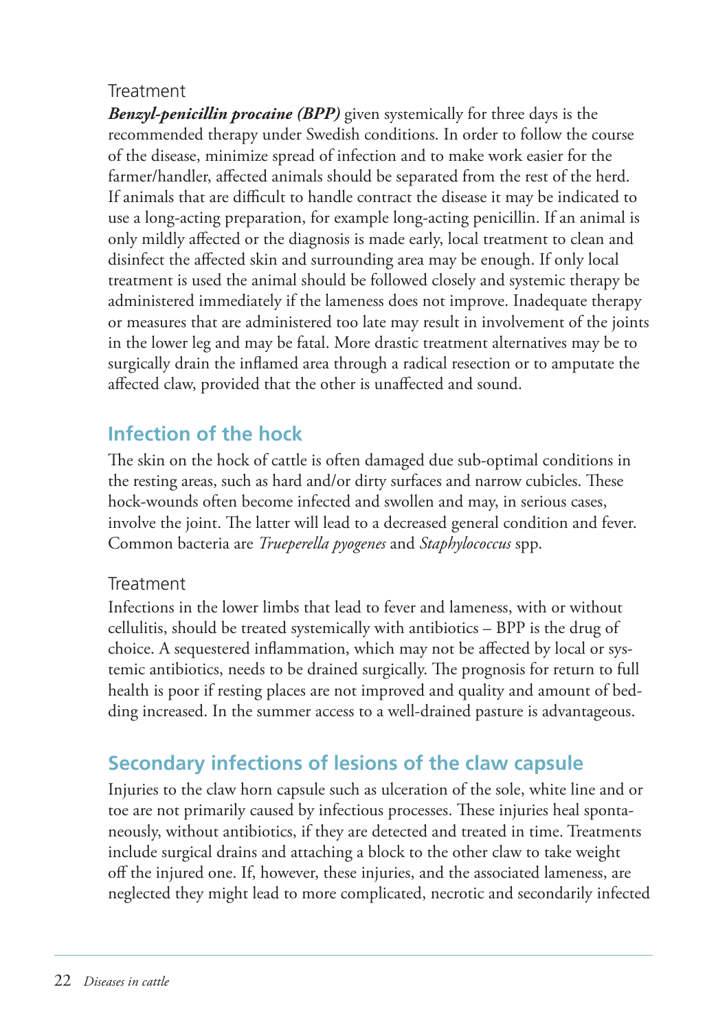### Treatment

***Benzyl-penicillin procaine (BPP)*** given systemically for three days is the recommended therapy under Swedish conditions. In order to follow the course of the disease, minimize spread of infection and to make work easier for the farmer/handler, affected animals should be separated from the rest of the herd. If animals that are difficult to handle contract the disease it may be indicated to use a long-acting preparation, for example long-acting penicillin. If an animal is only mildly affected or the diagnosis is made early, local treatment to clean and disinfect the affected skin and surrounding area may be enough. If only local treatment is used the animal should be followed closely and systemic therapy be administered immediately if the lameness does not improve. Inadequate therapy or measures that are administered too late may result in involvement of the joints in the lower leg and may be fatal. More drastic treatment alternatives may be to surgically drain the inflamed area through a radical resection or to amputate the affected claw, provided that the other is unaffected and sound.

## Infection of the hock

The skin on the hock of cattle is often damaged due sub-optimal conditions in the resting areas, such as hard and/or dirty surfaces and narrow cubicles. These hock-wounds often become infected and swollen and may, in serious cases, involve the joint. The latter will lead to a decreased general condition and fever. Common bacteria are *Trueperella pyogenes* and *Staphylococcus* spp.

### Treatment

Infections in the lower limbs that lead to fever and lameness, with or without cellulitis, should be treated systemically with antibiotics – BPP is the drug of choice. A sequestered inflammation, which may not be affected by local or systemic antibiotics, needs to be drained surgically. The prognosis for return to full health is poor if resting places are not improved and quality and amount of bedding increased. In the summer access to a well-drained pasture is advantageous.

## Secondary infections of lesions of the claw capsule

Injuries to the claw horn capsule such as ulceration of the sole, white line and or toe are not primarily caused by infectious processes. These injuries heal spontaneously, without antibiotics, if they are detected and treated in time. Treatments include surgical drains and attaching a block to the other claw to take weight off the injured one. If, however, these injuries, and the associated lameness, are neglected they might lead to more complicated, necrotic and secondarily infected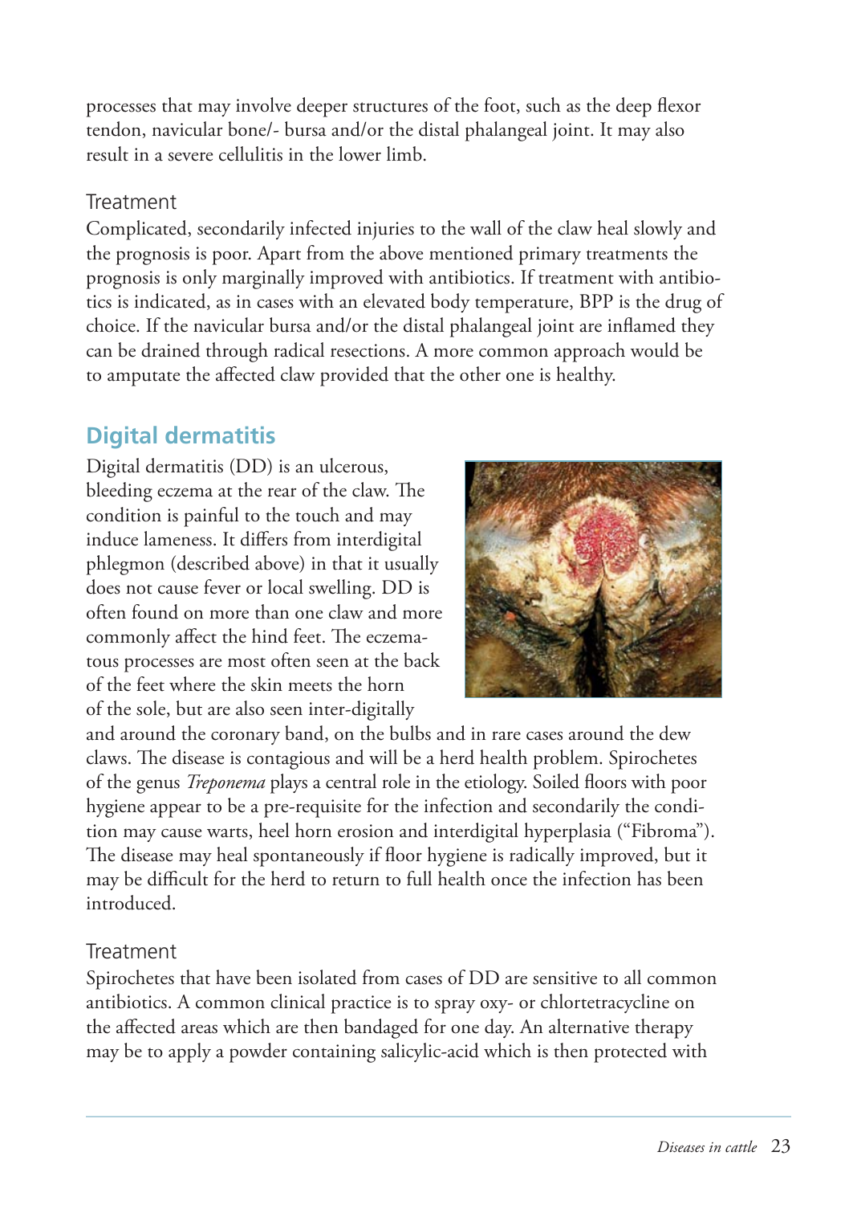processes that may involve deeper structures of the foot, such as the deep flexor tendon, navicular bone/- bursa and/or the distal phalangeal joint. It may also result in a severe cellulitis in the lower limb.

### Treatment

Complicated, secondarily infected injuries to the wall of the claw heal slowly and the prognosis is poor. Apart from the above mentioned primary treatments the prognosis is only marginally improved with antibiotics. If treatment with antibiotics is indicated, as in cases with an elevated body temperature, BPP is the drug of choice. If the navicular bursa and/or the distal phalangeal joint are inflamed they can be drained through radical resections. A more common approach would be to amputate the affected claw provided that the other one is healthy.

## Digital dermatitis

Digital dermatitis (DD) is an ulcerous, bleeding eczema at the rear of the claw. The condition is painful to the touch and may induce lameness. It differs from interdigital phlegmon (described above) in that it usually does not cause fever or local swelling. DD is often found on more than one claw and more commonly affect the hind feet. The eczematous processes are most often seen at the back of the feet where the skin meets the horn of the sole, but are also seen inter-digitally and around the coronary band, on the bulbs and in rare cases around the dew claws. The disease is contagious and will be a herd health problem. Spirochetes of the genus *Treponema* plays a central role in the etiology. Soiled floors with poor hygiene appear to be a pre-requisite for the infection and secondarily the condition may cause warts, heel horn erosion and interdigital hyperplasia ("Fibroma"). The disease may heal spontaneously if floor hygiene is radically improved, but it may be difficult for the herd to return to full health once the infection has been introduced.

### Treatment

Spirochetes that have been isolated from cases of DD are sensitive to all common antibiotics. A common clinical practice is to spray oxy- or chlortetracycline on the affected areas which are then bandaged for one day. An alternative therapy may be to apply a powder containing salicylic-acid which is then protected with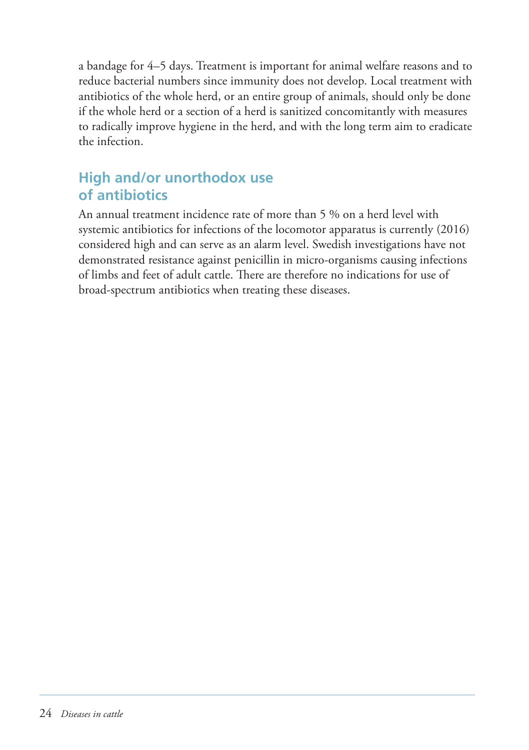a bandage for 4–5 days. Treatment is important for animal welfare reasons and to reduce bacterial numbers since immunity does not develop. Local treatment with antibiotics of the whole herd, or an entire group of animals, should only be done if the whole herd or a section of a herd is sanitized concomitantly with measures to radically improve hygiene in the herd, and with the long term aim to eradicate the infection.

## High and/or unorthodox use of antibiotics

An annual treatment incidence rate of more than 5 % on a herd level with systemic antibiotics for infections of the locomotor apparatus is currently (2016) considered high and can serve as an alarm level. Swedish investigations have not demonstrated resistance against penicillin in micro-organisms causing infections of limbs and feet of adult cattle. There are therefore no indications for use of broad-spectrum antibiotics when treating these diseases.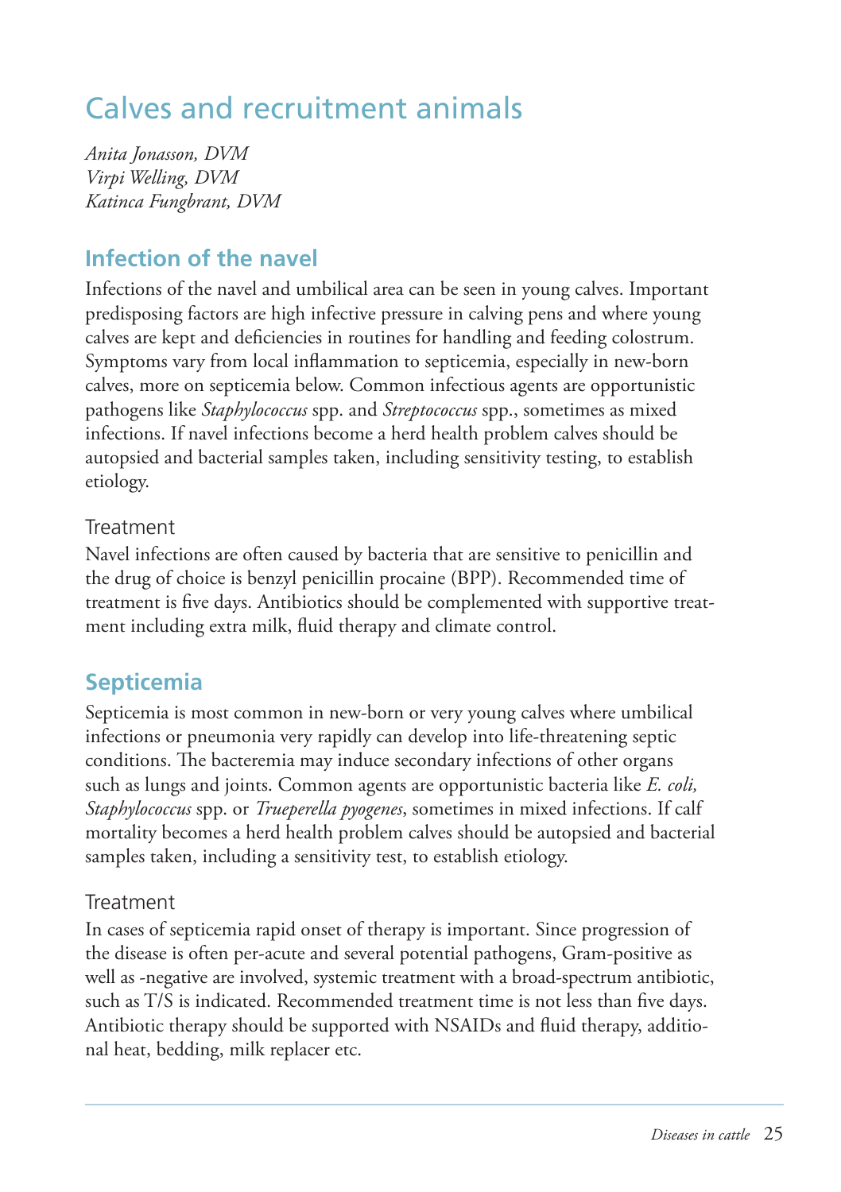# Calves and recruitment animals

*Anita Jonasson, DVM*
*Virpi Welling, DVM*
*Katinca Fungbrant, DVM*

## Infection of the navel

Infections of the navel and umbilical area can be seen in young calves. Important predisposing factors are high infective pressure in calving pens and where young calves are kept and deficiencies in routines for handling and feeding colostrum. Symptoms vary from local inflammation to septicemia, especially in new-born calves, more on septicemia below. Common infectious agents are opportunistic pathogens like *Staphylococcus* spp. and *Streptococcus* spp., sometimes as mixed infections. If navel infections become a herd health problem calves should be autopsied and bacterial samples taken, including sensitivity testing, to establish etiology.

### Treatment

Navel infections are often caused by bacteria that are sensitive to penicillin and the drug of choice is benzyl penicillin procaine (BPP). Recommended time of treatment is five days. Antibiotics should be complemented with supportive treatment including extra milk, fluid therapy and climate control.

## Septicemia

Septicemia is most common in new-born or very young calves where umbilical infections or pneumonia very rapidly can develop into life-threatening septic conditions. The bacteremia may induce secondary infections of other organs such as lungs and joints. Common agents are opportunistic bacteria like *E. coli, Staphylococcus* spp. or *Trueperella pyogenes*, sometimes in mixed infections. If calf mortality becomes a herd health problem calves should be autopsied and bacterial samples taken, including a sensitivity test, to establish etiology.

### Treatment

In cases of septicemia rapid onset of therapy is important. Since progression of the disease is often per-acute and several potential pathogens, Gram-positive as well as -negative are involved, systemic treatment with a broad-spectrum antibiotic, such as T/S is indicated. Recommended treatment time is not less than five days. Antibiotic therapy should be supported with NSAIDs and fluid therapy, additional heat, bedding, milk replacer etc.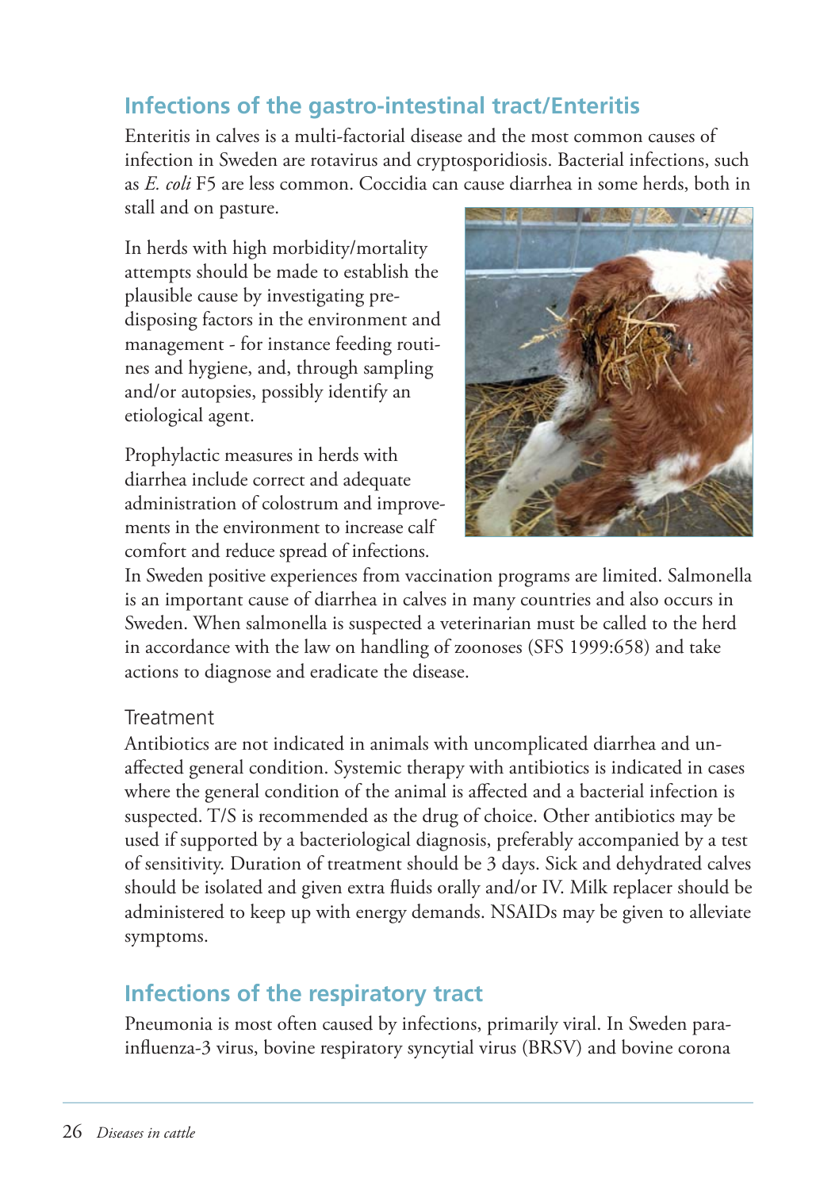## Infections of the gastro-intestinal tract/Enteritis

Enteritis in calves is a multi-factorial disease and the most common causes of infection in Sweden are rotavirus and cryptosporidiosis. Bacterial infections, such as *E. coli* F5 are less common. Coccidia can cause diarrhea in some herds, both in stall and on pasture.

In herds with high morbidity/mortality attempts should be made to establish the plausible cause by investigating predisposing factors in the environment and management - for instance feeding routines and hygiene, and, through sampling and/or autopsies, possibly identify an etiological agent.

Prophylactic measures in herds with diarrhea include correct and adequate administration of colostrum and improvements in the environment to increase calf comfort and reduce spread of infections. In Sweden positive experiences from vaccination programs are limited. Salmonella is an important cause of diarrhea in calves in many countries and also occurs in Sweden. When salmonella is suspected a veterinarian must be called to the herd in accordance with the law on handling of zoonoses (SFS 1999:658) and take actions to diagnose and eradicate the disease.

### Treatment

Antibiotics are not indicated in animals with uncomplicated diarrhea and unaffected general condition. Systemic therapy with antibiotics is indicated in cases where the general condition of the animal is affected and a bacterial infection is suspected. T/S is recommended as the drug of choice. Other antibiotics may be used if supported by a bacteriological diagnosis, preferably accompanied by a test of sensitivity. Duration of treatment should be 3 days. Sick and dehydrated calves should be isolated and given extra fluids orally and/or IV. Milk replacer should be administered to keep up with energy demands. NSAIDs may be given to alleviate symptoms.

## Infections of the respiratory tract

Pneumonia is most often caused by infections, primarily viral. In Sweden parainfluenza-3 virus, bovine respiratory syncytial virus (BRSV) and bovine corona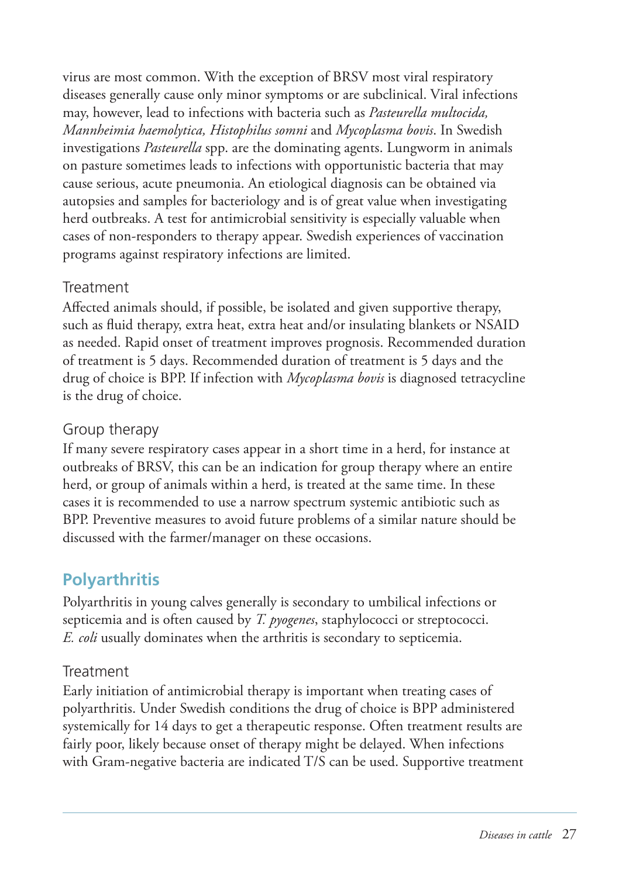virus are most common. With the exception of BRSV most viral respiratory diseases generally cause only minor symptoms or are subclinical. Viral infections may, however, lead to infections with bacteria such as *Pasteurella multocida, Mannheimia haemolytica, Histophilus somni* and *Mycoplasma bovis*. In Swedish investigations *Pasteurella* spp. are the dominating agents. Lungworm in animals on pasture sometimes leads to infections with opportunistic bacteria that may cause serious, acute pneumonia. An etiological diagnosis can be obtained via autopsies and samples for bacteriology and is of great value when investigating herd outbreaks. A test for antimicrobial sensitivity is especially valuable when cases of non-responders to therapy appear. Swedish experiences of vaccination programs against respiratory infections are limited.

### Treatment

Affected animals should, if possible, be isolated and given supportive therapy, such as fluid therapy, extra heat, extra heat and/or insulating blankets or NSAID as needed. Rapid onset of treatment improves prognosis. Recommended duration of treatment is 5 days. Recommended duration of treatment is 5 days and the drug of choice is BPP. If infection with *Mycoplasma bovis* is diagnosed tetracycline is the drug of choice.

### Group therapy

If many severe respiratory cases appear in a short time in a herd, for instance at outbreaks of BRSV, this can be an indication for group therapy where an entire herd, or group of animals within a herd, is treated at the same time. In these cases it is recommended to use a narrow spectrum systemic antibiotic such as BPP. Preventive measures to avoid future problems of a similar nature should be discussed with the farmer/manager on these occasions.

## Polyarthritis

Polyarthritis in young calves generally is secondary to umbilical infections or septicemia and is often caused by *T. pyogenes*, staphylococci or streptococci. *E. coli* usually dominates when the arthritis is secondary to septicemia.

### Treatment

Early initiation of antimicrobial therapy is important when treating cases of polyarthritis. Under Swedish conditions the drug of choice is BPP administered systemically for 14 days to get a therapeutic response. Often treatment results are fairly poor, likely because onset of therapy might be delayed. When infections with Gram-negative bacteria are indicated T/S can be used. Supportive treatment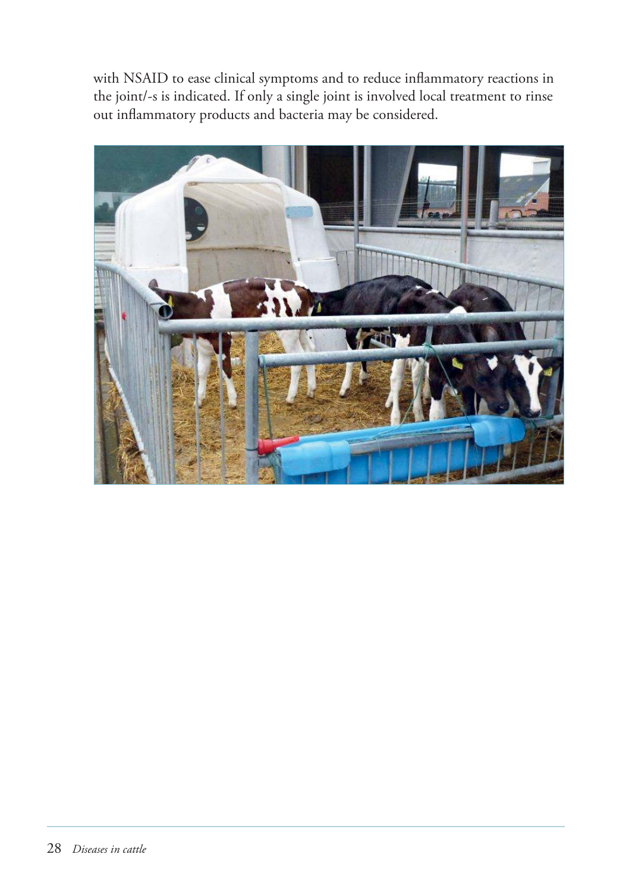with NSAID to ease clinical symptoms and to reduce inflammatory reactions in the joint/-s is indicated. If only a single joint is involved local treatment to rinse out inflammatory products and bacteria may be considered.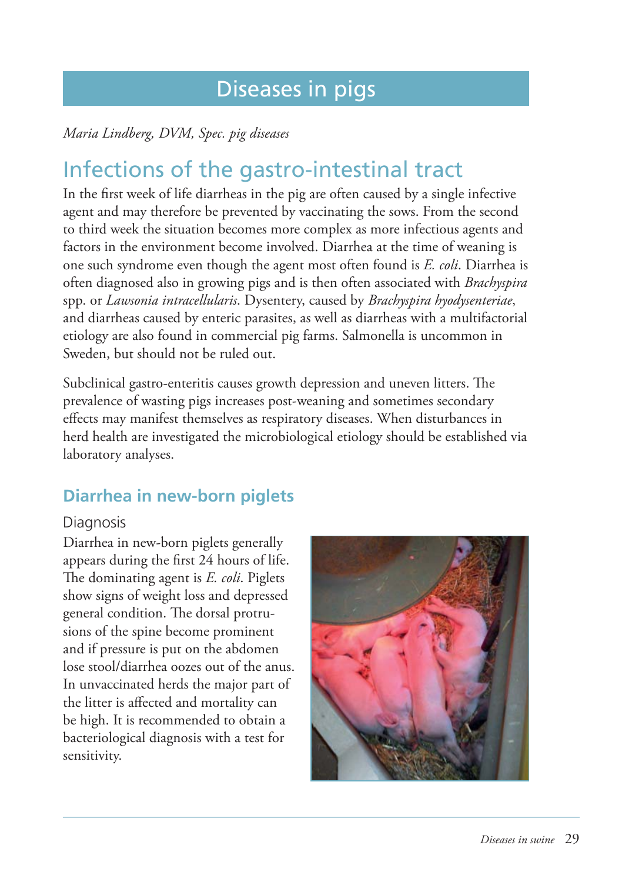# Diseases in pigs

*Maria Lindberg, DVM, Spec. pig diseases*

## Infections of the gastro-intestinal tract

In the first week of life diarrheas in the pig are often caused by a single infective agent and may therefore be prevented by vaccinating the sows. From the second to third week the situation becomes more complex as more infectious agents and factors in the environment become involved. Diarrhea at the time of weaning is one such syndrome even though the agent most often found is *E. coli*. Diarrhea is often diagnosed also in growing pigs and is then often associated with *Brachyspira* spp. or *Lawsonia intracellularis*. Dysentery, caused by *Brachyspira hyodysenteriae*, and diarrheas caused by enteric parasites, as well as diarrheas with a multifactorial etiology are also found in commercial pig farms. Salmonella is uncommon in Sweden, but should not be ruled out.

Subclinical gastro-enteritis causes growth depression and uneven litters. The prevalence of wasting pigs increases post-weaning and sometimes secondary effects may manifest themselves as respiratory diseases. When disturbances in herd health are investigated the microbiological etiology should be established via laboratory analyses.

### Diarrhea in new-born piglets

#### Diagnosis

Diarrhea in new-born piglets generally appears during the first 24 hours of life. The dominating agent is *E. coli*. Piglets show signs of weight loss and depressed general condition. The dorsal protrusions of the spine become prominent and if pressure is put on the abdomen lose stool/diarrhea oozes out of the anus. In unvaccinated herds the major part of the litter is affected and mortality can be high. It is recommended to obtain a bacteriological diagnosis with a test for sensitivity.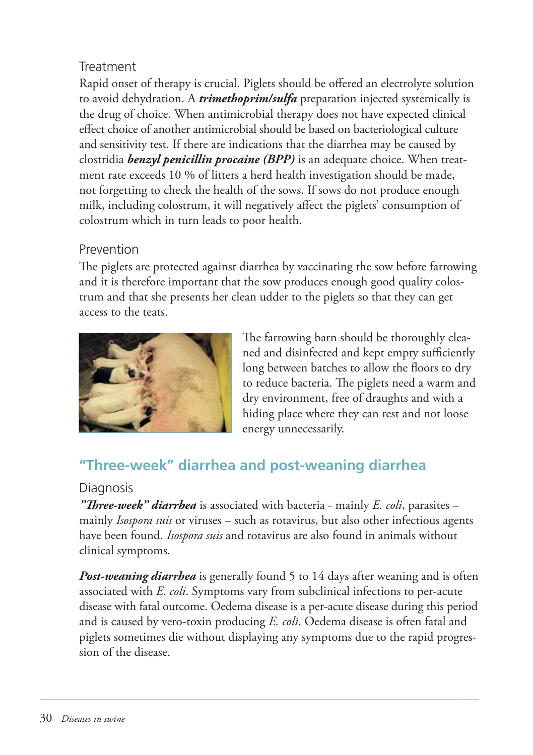### Treatment

Rapid onset of therapy is crucial. Piglets should be offered an electrolyte solution to avoid dehydration. A ***trimethoprim/sulfa*** preparation injected systemically is the drug of choice. When antimicrobial therapy does not have expected clinical effect choice of another antimicrobial should be based on bacteriological culture and sensitivity test. If there are indications that the diarrhea may be caused by clostridia ***benzyl penicillin procaine (BPP)*** is an adequate choice. When treatment rate exceeds 10 % of litters a herd health investigation should be made, not forgetting to check the health of the sows. If sows do not produce enough milk, including colostrum, it will negatively affect the piglets' consumption of colostrum which in turn leads to poor health.

### Prevention

The piglets are protected against diarrhea by vaccinating the sow before farrowing and it is therefore important that the sow produces enough good quality colostrum and that she presents her clean udder to the piglets so that they can get access to the teats.

The farrowing barn should be thoroughly cleaned and disinfected and kept empty sufficiently long between batches to allow the floors to dry to reduce bacteria. The piglets need a warm and dry environment, free of draughts and with a hiding place where they can rest and not loose energy unnecessarily.

## "Three-week" diarrhea and post-weaning diarrhea

### Diagnosis

***"Three-week" diarrhea*** is associated with bacteria - mainly *E. coli*, parasites – mainly *Isospora suis* or viruses – such as rotavirus, but also other infectious agents have been found. *Isospora suis* and rotavirus are also found in animals without clinical symptoms.

***Post-weaning diarrhea*** is generally found 5 to 14 days after weaning and is often associated with *E. coli*. Symptoms vary from subclinical infections to per-acute disease with fatal outcome. Oedema disease is a per-acute disease during this period and is caused by vero-toxin producing *E. coli*. Oedema disease is often fatal and piglets sometimes die without displaying any symptoms due to the rapid progression of the disease.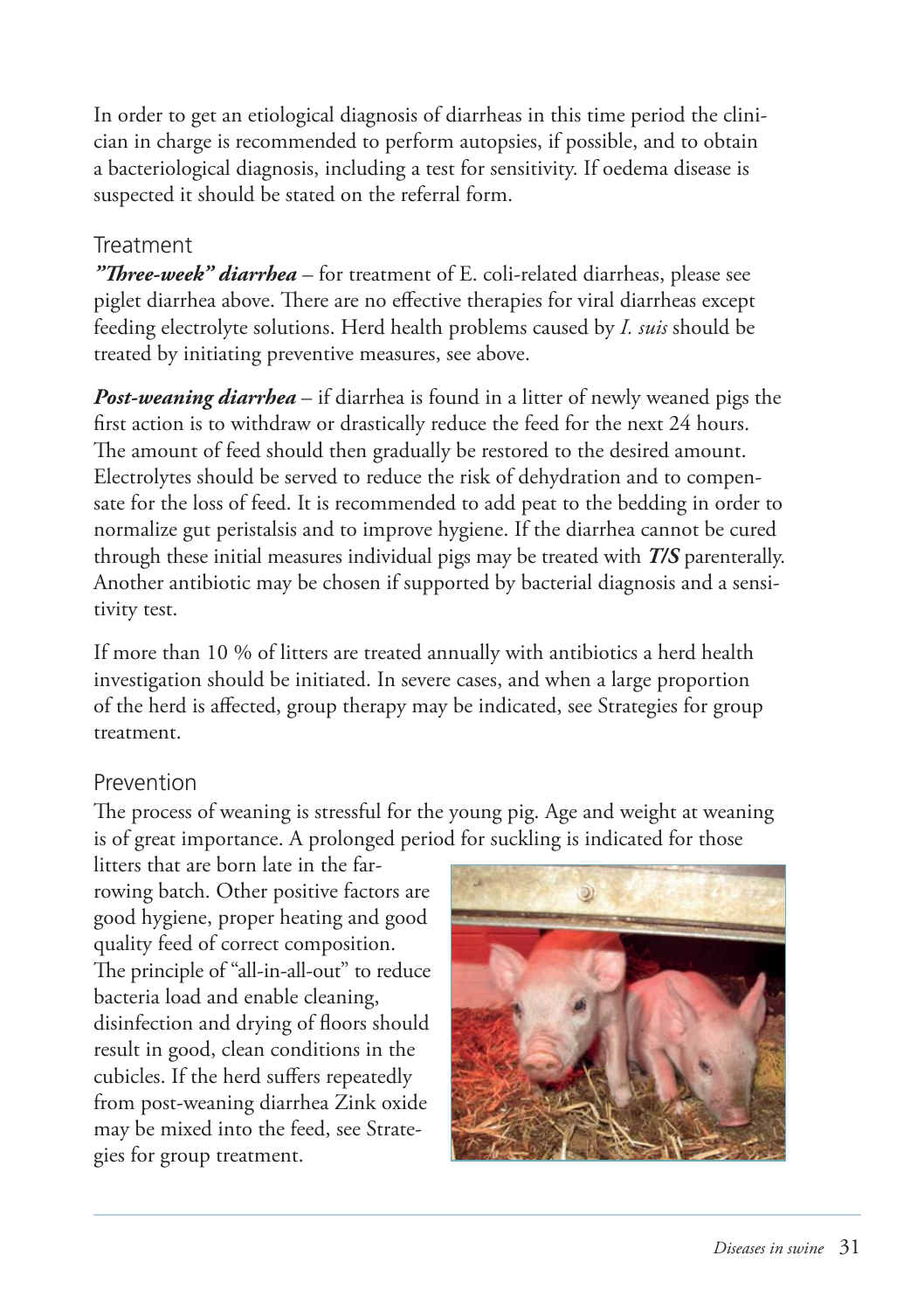In order to get an etiological diagnosis of diarrheas in this time period the clinician in charge is recommended to perform autopsies, if possible, and to obtain a bacteriological diagnosis, including a test for sensitivity. If oedema disease is suspected it should be stated on the referral form.

## Treatment

***"Three-week" diarrhea*** – for treatment of E. coli-related diarrheas, please see piglet diarrhea above. There are no effective therapies for viral diarrheas except feeding electrolyte solutions. Herd health problems caused by *I. suis* should be treated by initiating preventive measures, see above.

***Post-weaning diarrhea*** – if diarrhea is found in a litter of newly weaned pigs the first action is to withdraw or drastically reduce the feed for the next 24 hours. The amount of feed should then gradually be restored to the desired amount. Electrolytes should be served to reduce the risk of dehydration and to compensate for the loss of feed. It is recommended to add peat to the bedding in order to normalize gut peristalsis and to improve hygiene. If the diarrhea cannot be cured through these initial measures individual pigs may be treated with ***T/S*** parenterally. Another antibiotic may be chosen if supported by bacterial diagnosis and a sensitivity test.

If more than 10 % of litters are treated annually with antibiotics a herd health investigation should be initiated. In severe cases, and when a large proportion of the herd is affected, group therapy may be indicated, see Strategies for group treatment.

## Prevention

The process of weaning is stressful for the young pig. Age and weight at weaning is of great importance. A prolonged period for suckling is indicated for those litters that are born late in the farrowing batch. Other positive factors are good hygiene, proper heating and good quality feed of correct composition. The principle of "all-in-all-out" to reduce bacteria load and enable cleaning, disinfection and drying of floors should result in good, clean conditions in the cubicles. If the herd suffers repeatedly from post-weaning diarrhea Zink oxide may be mixed into the feed, see Strategies for group treatment.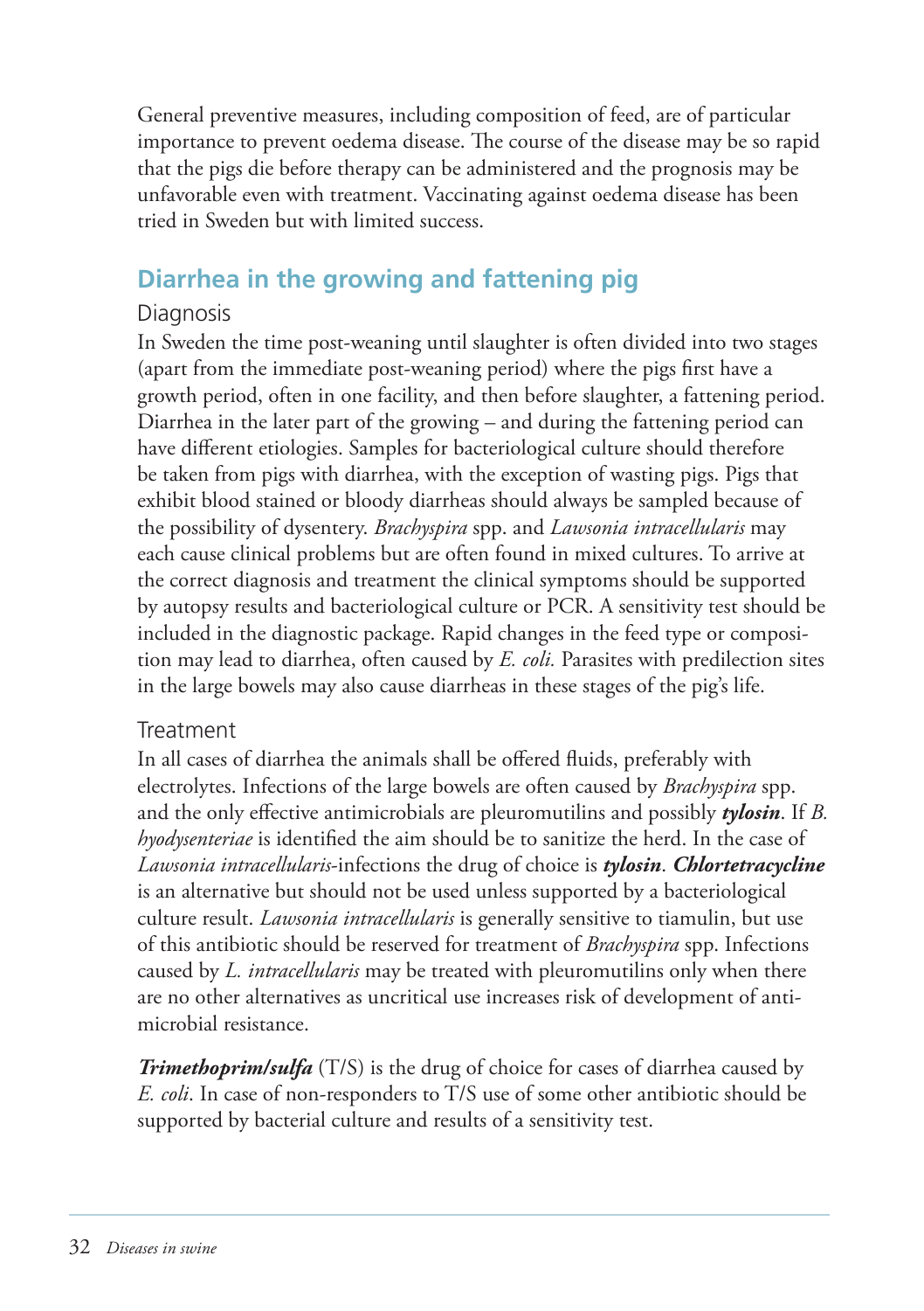General preventive measures, including composition of feed, are of particular importance to prevent oedema disease. The course of the disease may be so rapid that the pigs die before therapy can be administered and the prognosis may be unfavorable even with treatment. Vaccinating against oedema disease has been tried in Sweden but with limited success.

## Diarrhea in the growing and fattening pig

### Diagnosis

In Sweden the time post-weaning until slaughter is often divided into two stages (apart from the immediate post-weaning period) where the pigs first have a growth period, often in one facility, and then before slaughter, a fattening period. Diarrhea in the later part of the growing – and during the fattening period can have different etiologies. Samples for bacteriological culture should therefore be taken from pigs with diarrhea, with the exception of wasting pigs. Pigs that exhibit blood stained or bloody diarrheas should always be sampled because of the possibility of dysentery. *Brachyspira* spp. and *Lawsonia intracellularis* may each cause clinical problems but are often found in mixed cultures. To arrive at the correct diagnosis and treatment the clinical symptoms should be supported by autopsy results and bacteriological culture or PCR. A sensitivity test should be included in the diagnostic package. Rapid changes in the feed type or composition may lead to diarrhea, often caused by *E. coli.* Parasites with predilection sites in the large bowels may also cause diarrheas in these stages of the pig's life.

### Treatment

In all cases of diarrhea the animals shall be offered fluids, preferably with electrolytes. Infections of the large bowels are often caused by *Brachyspira* spp. and the only effective antimicrobials are pleuromutilins and possibly ***tylosin***. If *B. hyodysenteriae* is identified the aim should be to sanitize the herd. In the case of *Lawsonia intracellularis*-infections the drug of choice is ***tylosin***. ***Chlortetracycline*** is an alternative but should not be used unless supported by a bacteriological culture result. *Lawsonia intracellularis* is generally sensitive to tiamulin, but use of this antibiotic should be reserved for treatment of *Brachyspira* spp. Infections caused by *L. intracellularis* may be treated with pleuromutilins only when there are no other alternatives as uncritical use increases risk of development of antimicrobial resistance.

***Trimethoprim/sulfa*** (T/S) is the drug of choice for cases of diarrhea caused by *E. coli*. In case of non-responders to T/S use of some other antibiotic should be supported by bacterial culture and results of a sensitivity test.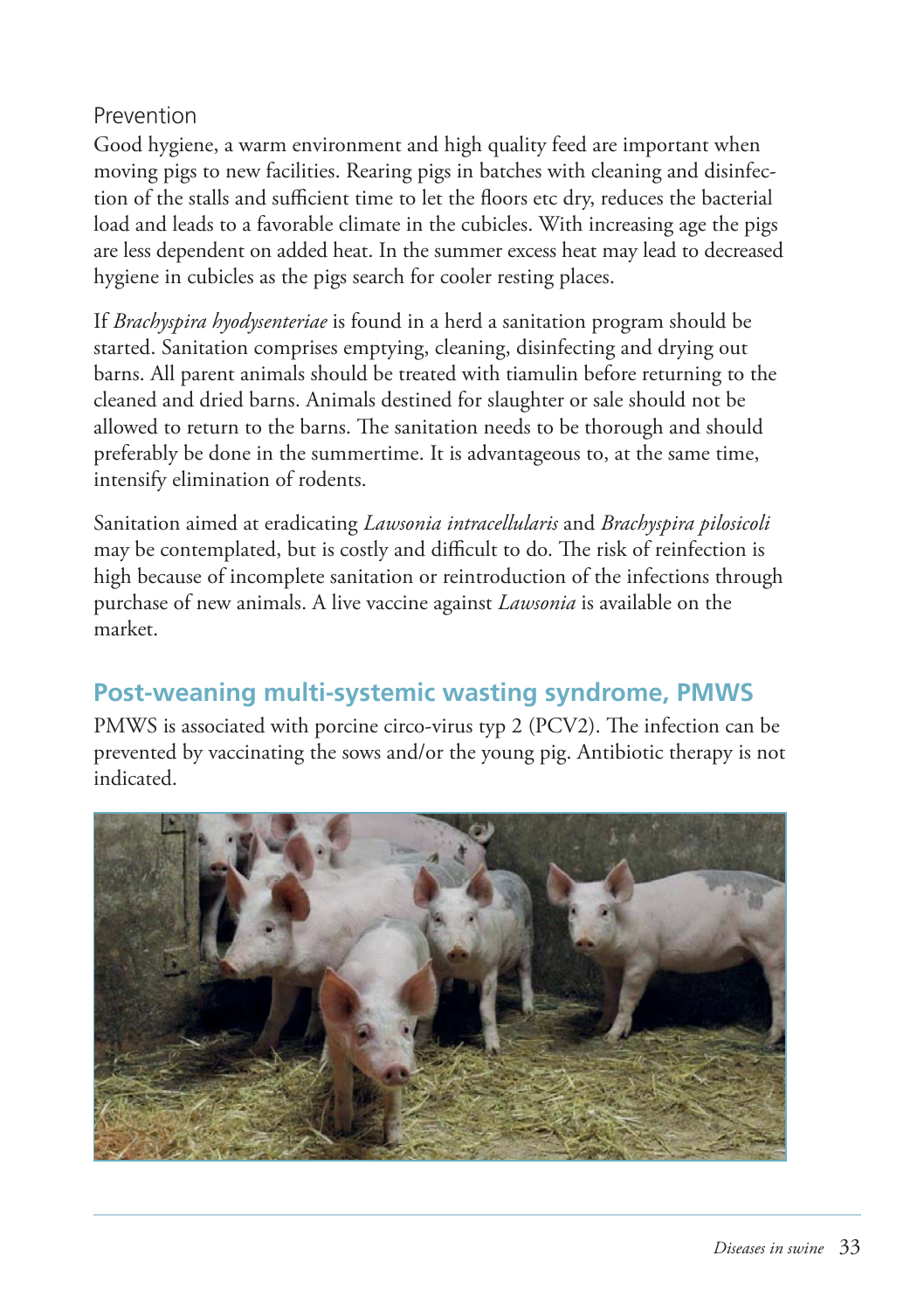### Prevention

Good hygiene, a warm environment and high quality feed are important when moving pigs to new facilities. Rearing pigs in batches with cleaning and disinfection of the stalls and sufficient time to let the floors etc dry, reduces the bacterial load and leads to a favorable climate in the cubicles. With increasing age the pigs are less dependent on added heat. In the summer excess heat may lead to decreased hygiene in cubicles as the pigs search for cooler resting places.

If *Brachyspira hyodysenteriae* is found in a herd a sanitation program should be started. Sanitation comprises emptying, cleaning, disinfecting and drying out barns. All parent animals should be treated with tiamulin before returning to the cleaned and dried barns. Animals destined for slaughter or sale should not be allowed to return to the barns. The sanitation needs to be thorough and should preferably be done in the summertime. It is advantageous to, at the same time, intensify elimination of rodents.

Sanitation aimed at eradicating *Lawsonia intracellularis* and *Brachyspira pilosicoli* may be contemplated, but is costly and difficult to do. The risk of reinfection is high because of incomplete sanitation or reintroduction of the infections through purchase of new animals. A live vaccine against *Lawsonia* is available on the market.

## Post-weaning multi-systemic wasting syndrome, PMWS

PMWS is associated with porcine circo-virus typ 2 (PCV2). The infection can be prevented by vaccinating the sows and/or the young pig. Antibiotic therapy is not indicated.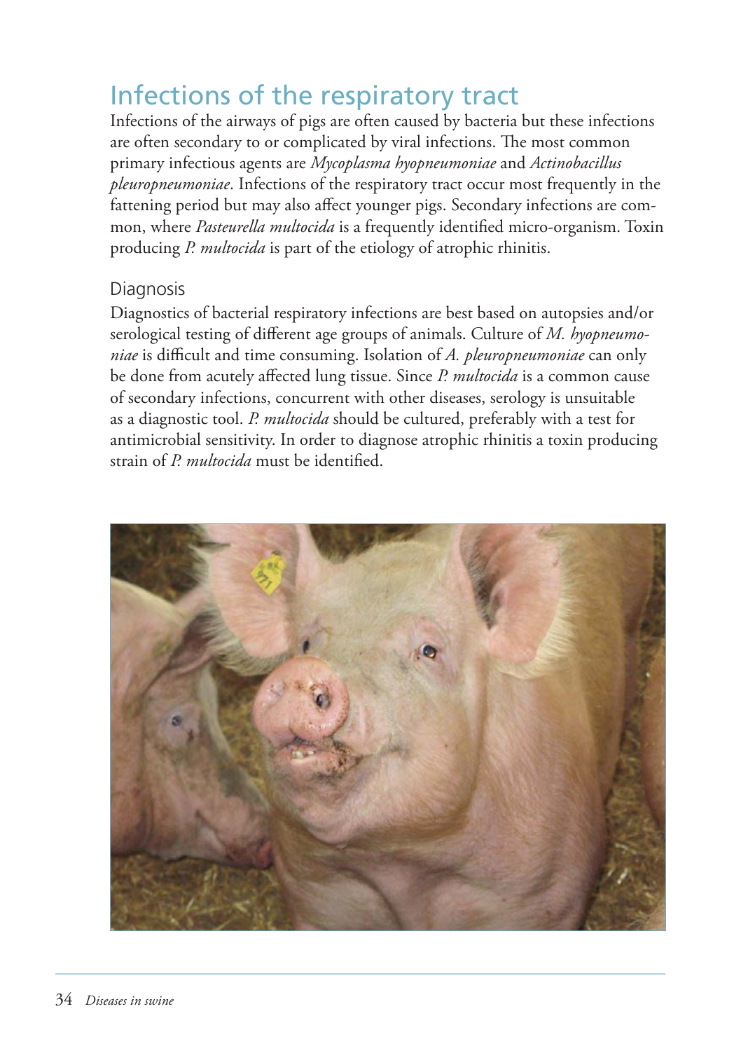# Infections of the respiratory tract

Infections of the airways of pigs are often caused by bacteria but these infections are often secondary to or complicated by viral infections. The most common primary infectious agents are *Mycoplasma hyopneumoniae* and *Actinobacillus pleuropneumoniae*. Infections of the respiratory tract occur most frequently in the fattening period but may also affect younger pigs. Secondary infections are common, where *Pasteurella multocida* is a frequently identified micro-organism. Toxin producing *P. multocida* is part of the etiology of atrophic rhinitis.

## Diagnosis

Diagnostics of bacterial respiratory infections are best based on autopsies and/or serological testing of different age groups of animals. Culture of *M. hyopneumoniae* is difficult and time consuming. Isolation of *A. pleuropneumoniae* can only be done from acutely affected lung tissue. Since *P. multocida* is a common cause of secondary infections, concurrent with other diseases, serology is unsuitable as a diagnostic tool. *P. multocida* should be cultured, preferably with a test for antimicrobial sensitivity. In order to diagnose atrophic rhinitis a toxin producing strain of *P. multocida* must be identified.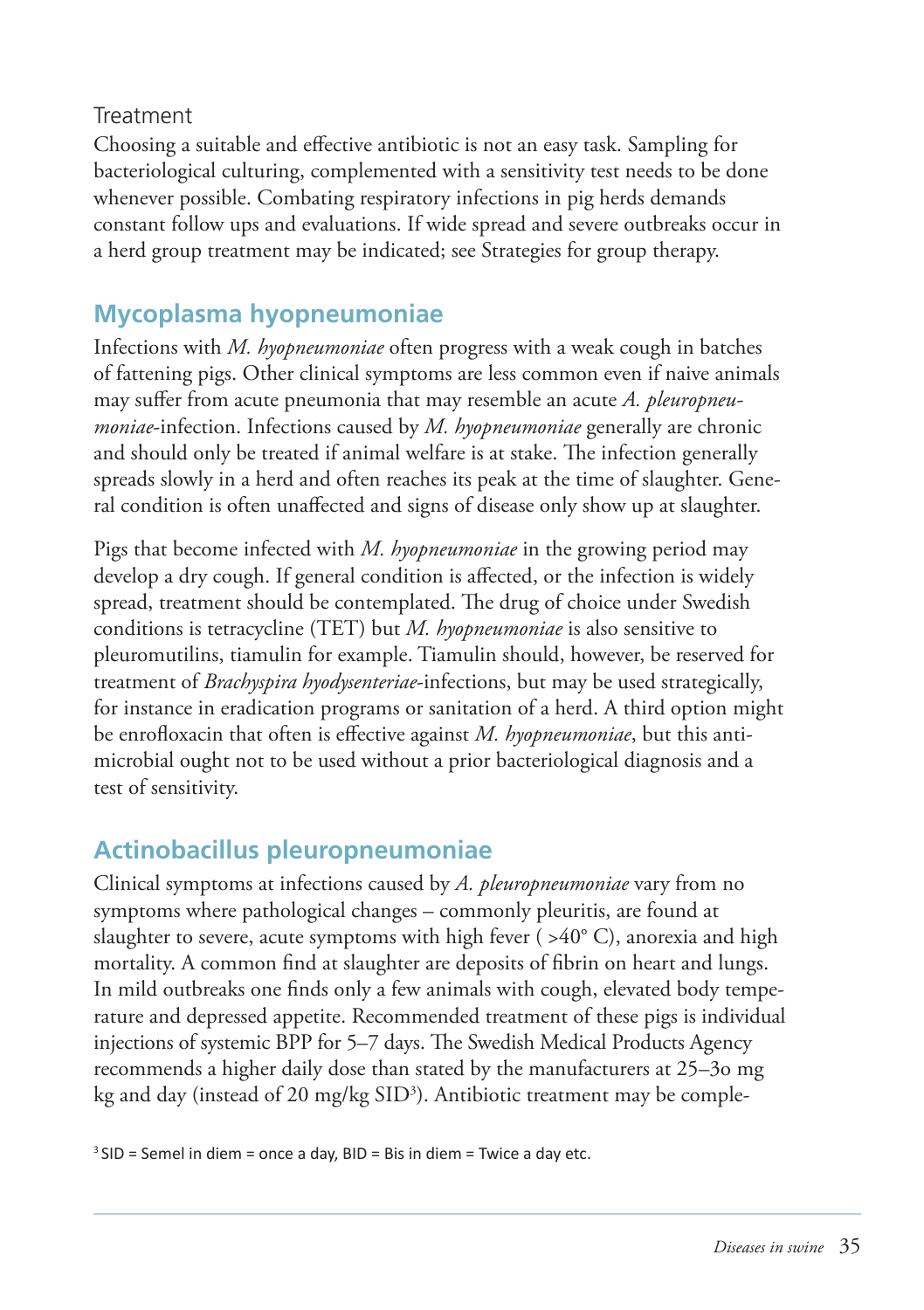Treatment

Choosing a suitable and effective antibiotic is not an easy task. Sampling for bacteriological culturing, complemented with a sensitivity test needs to be done whenever possible. Combating respiratory infections in pig herds demands constant follow ups and evaluations. If wide spread and severe outbreaks occur in a herd group treatment may be indicated; see Strategies for group therapy.

## Mycoplasma hyopneumoniae

Infections with *M. hyopneumoniae* often progress with a weak cough in batches of fattening pigs. Other clinical symptoms are less common even if naive animals may suffer from acute pneumonia that may resemble an acute *A. pleuropneumoniae*-infection. Infections caused by *M. hyopneumoniae* generally are chronic and should only be treated if animal welfare is at stake. The infection generally spreads slowly in a herd and often reaches its peak at the time of slaughter. General condition is often unaffected and signs of disease only show up at slaughter.

Pigs that become infected with *M. hyopneumoniae* in the growing period may develop a dry cough. If general condition is affected, or the infection is widely spread, treatment should be contemplated. The drug of choice under Swedish conditions is tetracycline (TET) but *M. hyopneumoniae* is also sensitive to pleuromutilins, tiamulin for example. Tiamulin should, however, be reserved for treatment of *Brachyspira hyodysenteriae*-infections, but may be used strategically, for instance in eradication programs or sanitation of a herd. A third option might be enrofloxacin that often is effective against *M. hyopneumoniae*, but this antimicrobial ought not to be used without a prior bacteriological diagnosis and a test of sensitivity.

## Actinobacillus pleuropneumoniae

Clinical symptoms at infections caused by *A. pleuropneumoniae* vary from no symptoms where pathological changes – commonly pleuritis, are found at slaughter to severe, acute symptoms with high fever ( >40° C), anorexia and high mortality. A common find at slaughter are deposits of fibrin on heart and lungs. In mild outbreaks one finds only a few animals with cough, elevated body temperature and depressed appetite. Recommended treatment of these pigs is individual injections of systemic BPP for 5–7 days. The Swedish Medical Products Agency recommends a higher daily dose than stated by the manufacturers at 25–30 mg kg and day (instead of 20 mg/kg SID[3]). Antibiotic treatment may be comple-

[3] SID = Semel in diem = once a day, BID = Bis in diem = Twice a day etc.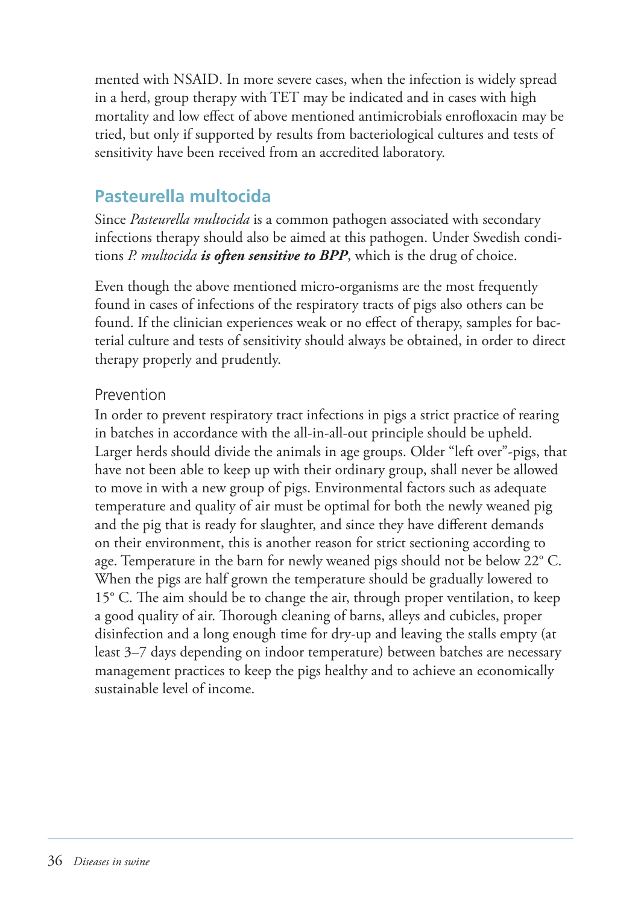mented with NSAID. In more severe cases, when the infection is widely spread in a herd, group therapy with TET may be indicated and in cases with high mortality and low effect of above mentioned antimicrobials enrofloxacin may be tried, but only if supported by results from bacteriological cultures and tests of sensitivity have been received from an accredited laboratory.

## Pasteurella multocida

Since *Pasteurella multocida* is a common pathogen associated with secondary infections therapy should also be aimed at this pathogen. Under Swedish conditions *P. multocida* ***is often sensitive to BPP***, which is the drug of choice.

Even though the above mentioned micro-organisms are the most frequently found in cases of infections of the respiratory tracts of pigs also others can be found. If the clinician experiences weak or no effect of therapy, samples for bacterial culture and tests of sensitivity should always be obtained, in order to direct therapy properly and prudently.

### Prevention

In order to prevent respiratory tract infections in pigs a strict practice of rearing in batches in accordance with the all-in-all-out principle should be upheld. Larger herds should divide the animals in age groups. Older "left over"-pigs, that have not been able to keep up with their ordinary group, shall never be allowed to move in with a new group of pigs. Environmental factors such as adequate temperature and quality of air must be optimal for both the newly weaned pig and the pig that is ready for slaughter, and since they have different demands on their environment, this is another reason for strict sectioning according to age. Temperature in the barn for newly weaned pigs should not be below 22° C. When the pigs are half grown the temperature should be gradually lowered to 15° C. The aim should be to change the air, through proper ventilation, to keep a good quality of air. Thorough cleaning of barns, alleys and cubicles, proper disinfection and a long enough time for dry-up and leaving the stalls empty (at least 3–7 days depending on indoor temperature) between batches are necessary management practices to keep the pigs healthy and to achieve an economically sustainable level of income.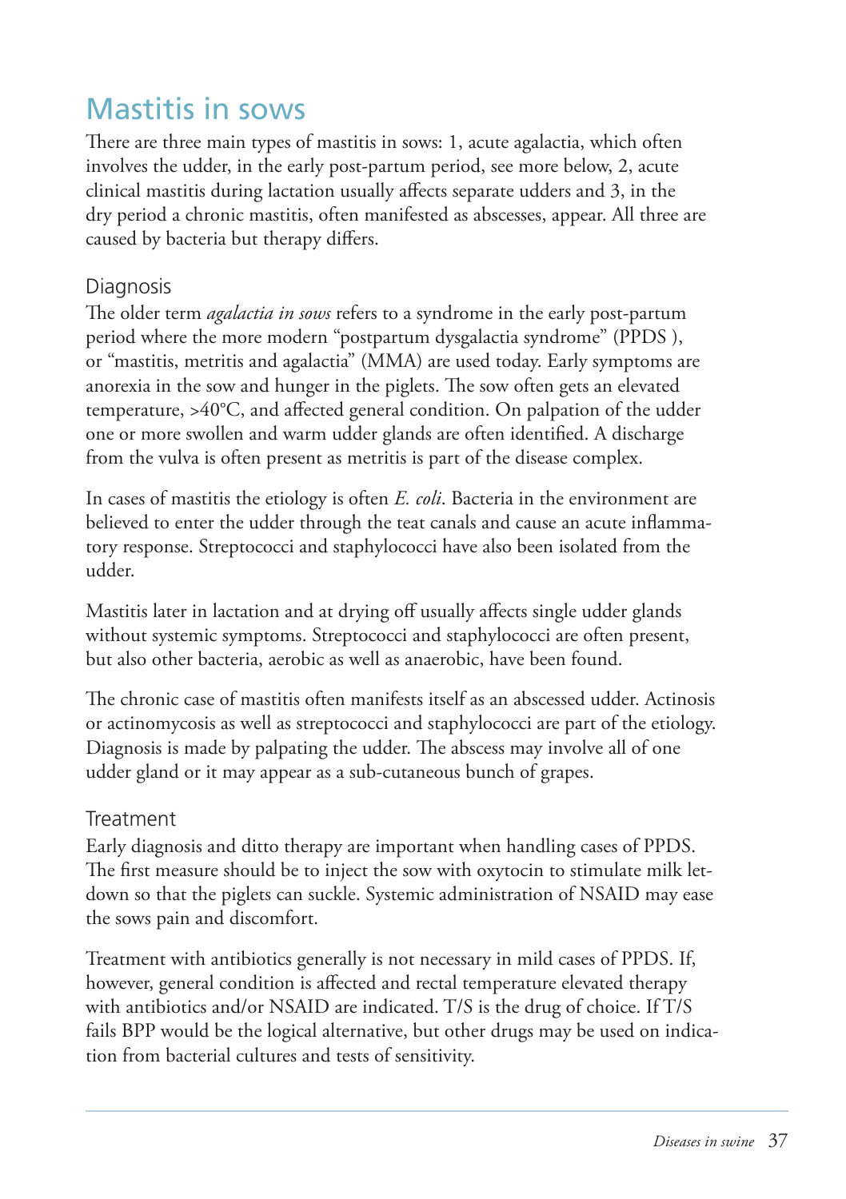# Mastitis in sows

There are three main types of mastitis in sows: 1, acute agalactia, which often involves the udder, in the early post-partum period, see more below, 2, acute clinical mastitis during lactation usually affects separate udders and 3, in the dry period a chronic mastitis, often manifested as abscesses, appear. All three are caused by bacteria but therapy differs.

## Diagnosis

The older term *agalactia in sows* refers to a syndrome in the early post-partum period where the more modern "postpartum dysgalactia syndrome" (PPDS ), or "mastitis, metritis and agalactia" (MMA) are used today. Early symptoms are anorexia in the sow and hunger in the piglets. The sow often gets an elevated temperature, >40°C, and affected general condition. On palpation of the udder one or more swollen and warm udder glands are often identified. A discharge from the vulva is often present as metritis is part of the disease complex.

In cases of mastitis the etiology is often *E. coli*. Bacteria in the environment are believed to enter the udder through the teat canals and cause an acute inflammatory response. Streptococci and staphylococci have also been isolated from the udder.

Mastitis later in lactation and at drying off usually affects single udder glands without systemic symptoms. Streptococci and staphylococci are often present, but also other bacteria, aerobic as well as anaerobic, have been found.

The chronic case of mastitis often manifests itself as an abscessed udder. Actinosis or actinomycosis as well as streptococci and staphylococci are part of the etiology. Diagnosis is made by palpating the udder. The abscess may involve all of one udder gland or it may appear as a sub-cutaneous bunch of grapes.

## Treatment

Early diagnosis and ditto therapy are important when handling cases of PPDS. The first measure should be to inject the sow with oxytocin to stimulate milk let-down so that the piglets can suckle. Systemic administration of NSAID may ease the sows pain and discomfort.

Treatment with antibiotics generally is not necessary in mild cases of PPDS. If, however, general condition is affected and rectal temperature elevated therapy with antibiotics and/or NSAID are indicated. T/S is the drug of choice. If T/S fails BPP would be the logical alternative, but other drugs may be used on indication from bacterial cultures and tests of sensitivity.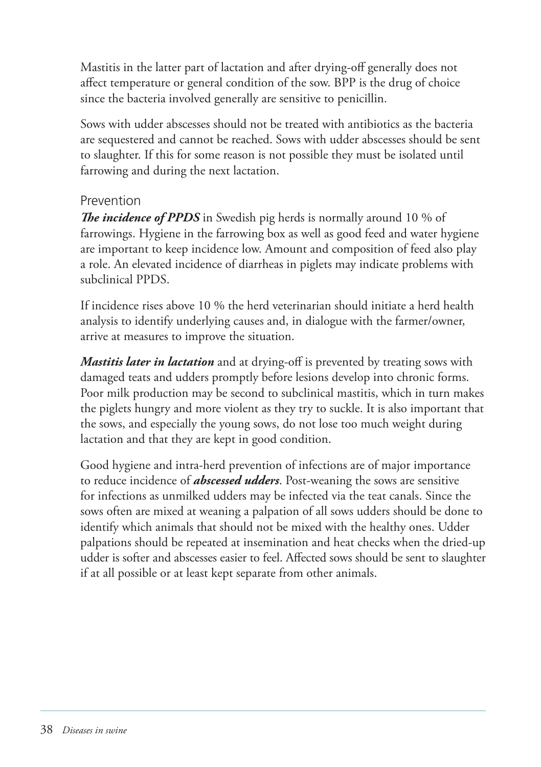Mastitis in the latter part of lactation and after drying-off generally does not affect temperature or general condition of the sow. BPP is the drug of choice since the bacteria involved generally are sensitive to penicillin.

Sows with udder abscesses should not be treated with antibiotics as the bacteria are sequestered and cannot be reached. Sows with udder abscesses should be sent to slaughter. If this for some reason is not possible they must be isolated until farrowing and during the next lactation.

## Prevention

***The incidence of PPDS*** in Swedish pig herds is normally around 10 % of farrowings. Hygiene in the farrowing box as well as good feed and water hygiene are important to keep incidence low. Amount and composition of feed also play a role. An elevated incidence of diarrheas in piglets may indicate problems with subclinical PPDS.

If incidence rises above 10 % the herd veterinarian should initiate a herd health analysis to identify underlying causes and, in dialogue with the farmer/owner, arrive at measures to improve the situation.

***Mastitis later in lactation*** and at drying-off is prevented by treating sows with damaged teats and udders promptly before lesions develop into chronic forms. Poor milk production may be second to subclinical mastitis, which in turn makes the piglets hungry and more violent as they try to suckle. It is also important that the sows, and especially the young sows, do not lose too much weight during lactation and that they are kept in good condition.

Good hygiene and intra-herd prevention of infections are of major importance to reduce incidence of ***abscessed udders***. Post-weaning the sows are sensitive for infections as unmilked udders may be infected via the teat canals. Since the sows often are mixed at weaning a palpation of all sows udders should be done to identify which animals that should not be mixed with the healthy ones. Udder palpations should be repeated at insemination and heat checks when the dried-up udder is softer and abscesses easier to feel. Affected sows should be sent to slaughter if at all possible or at least kept separate from other animals.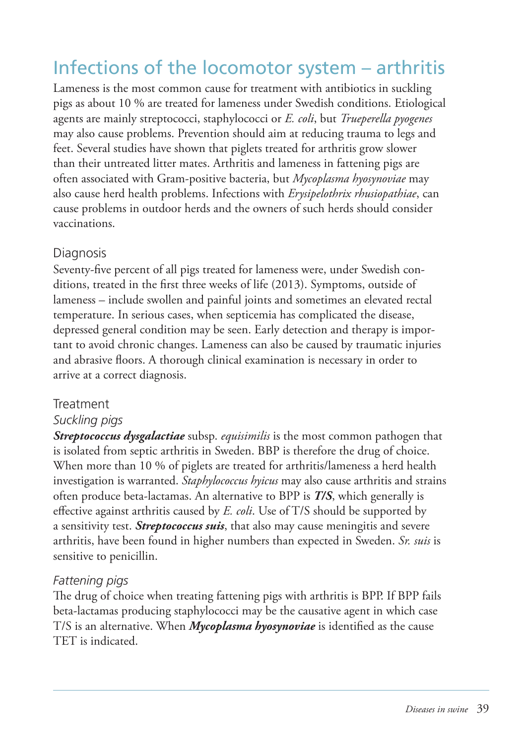# Infections of the locomotor system – arthritis

Lameness is the most common cause for treatment with antibiotics in suckling pigs as about 10 % are treated for lameness under Swedish conditions. Etiological agents are mainly streptococci, staphylococci or *E. coli*, but *Trueperella pyogenes* may also cause problems. Prevention should aim at reducing trauma to legs and feet. Several studies have shown that piglets treated for arthritis grow slower than their untreated litter mates. Arthritis and lameness in fattening pigs are often associated with Gram-positive bacteria, but *Mycoplasma hyosynoviae* may also cause herd health problems. Infections with *Erysipelothrix rhusiopathiae*, can cause problems in outdoor herds and the owners of such herds should consider vaccinations.

## Diagnosis

Seventy-five percent of all pigs treated for lameness were, under Swedish conditions, treated in the first three weeks of life (2013). Symptoms, outside of lameness – include swollen and painful joints and sometimes an elevated rectal temperature. In serious cases, when septicemia has complicated the disease, depressed general condition may be seen. Early detection and therapy is important to avoid chronic changes. Lameness can also be caused by traumatic injuries and abrasive floors. A thorough clinical examination is necessary in order to arrive at a correct diagnosis.

## Treatment

### *Suckling pigs*

***Streptococcus dysgalactiae*** subsp. *equisimilis* is the most common pathogen that is isolated from septic arthritis in Sweden. BBP is therefore the drug of choice. When more than 10 % of piglets are treated for arthritis/lameness a herd health investigation is warranted. *Staphylococcus hyicus* may also cause arthritis and strains often produce beta-lactamas. An alternative to BPP is ***T/S***, which generally is effective against arthritis caused by *E. coli*. Use of T/S should be supported by a sensitivity test. ***Streptococcus suis***, that also may cause meningitis and severe arthritis, have been found in higher numbers than expected in Sweden. *Sr. suis* is sensitive to penicillin.

### *Fattening pigs*

The drug of choice when treating fattening pigs with arthritis is BPP. If BPP fails beta-lactamas producing staphylococci may be the causative agent in which case T/S is an alternative. When ***Mycoplasma hyosynoviae*** is identified as the cause TET is indicated.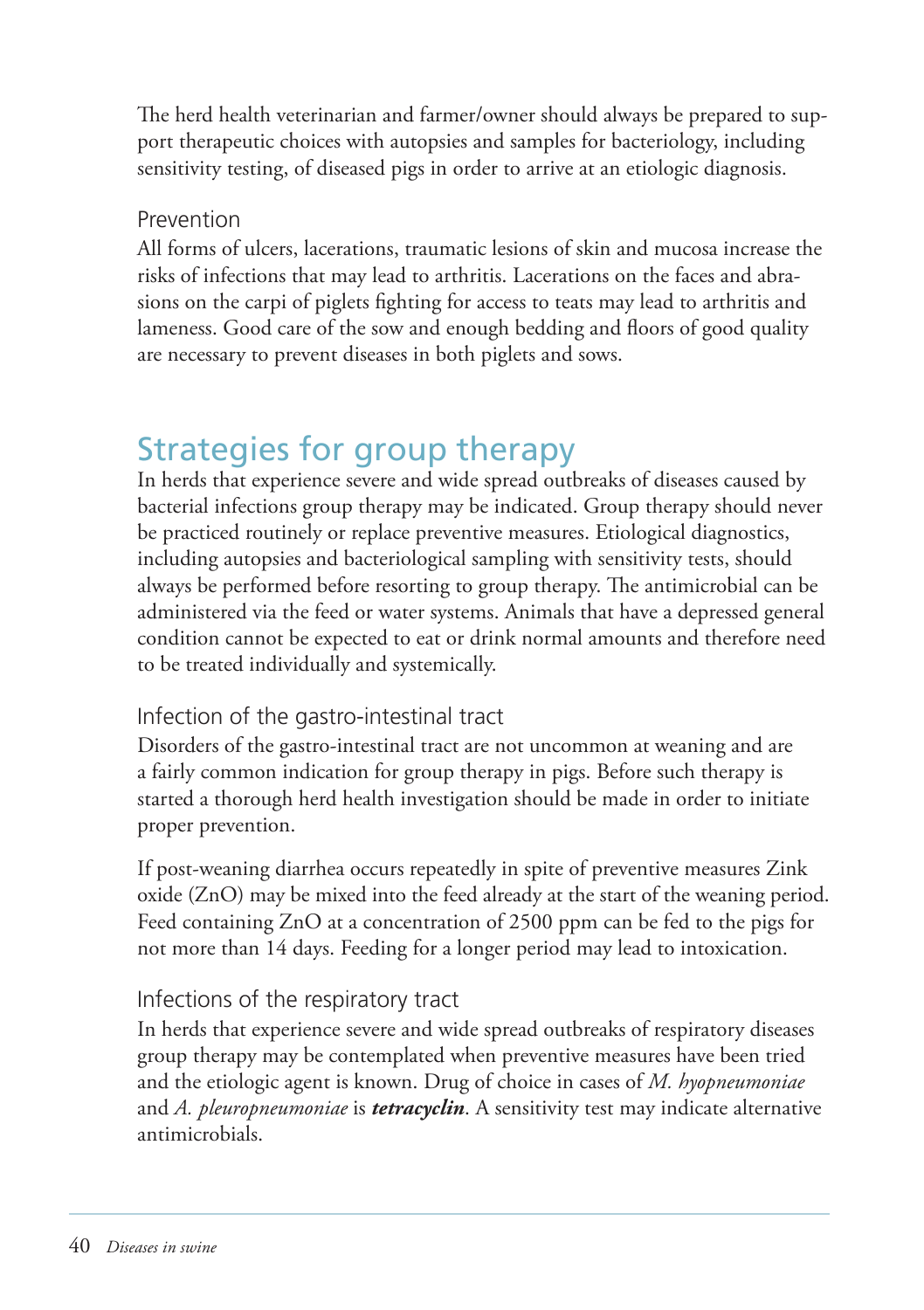The herd health veterinarian and farmer/owner should always be prepared to support therapeutic choices with autopsies and samples for bacteriology, including sensitivity testing, of diseased pigs in order to arrive at an etiologic diagnosis.

### Prevention

All forms of ulcers, lacerations, traumatic lesions of skin and mucosa increase the risks of infections that may lead to arthritis. Lacerations on the faces and abrasions on the carpi of piglets fighting for access to teats may lead to arthritis and lameness. Good care of the sow and enough bedding and floors of good quality are necessary to prevent diseases in both piglets and sows.

## Strategies for group therapy

In herds that experience severe and wide spread outbreaks of diseases caused by bacterial infections group therapy may be indicated. Group therapy should never be practiced routinely or replace preventive measures. Etiological diagnostics, including autopsies and bacteriological sampling with sensitivity tests, should always be performed before resorting to group therapy. The antimicrobial can be administered via the feed or water systems. Animals that have a depressed general condition cannot be expected to eat or drink normal amounts and therefore need to be treated individually and systemically.

### Infection of the gastro-intestinal tract

Disorders of the gastro-intestinal tract are not uncommon at weaning and are a fairly common indication for group therapy in pigs. Before such therapy is started a thorough herd health investigation should be made in order to initiate proper prevention.

If post-weaning diarrhea occurs repeatedly in spite of preventive measures Zink oxide (ZnO) may be mixed into the feed already at the start of the weaning period. Feed containing ZnO at a concentration of 2500 ppm can be fed to the pigs for not more than 14 days. Feeding for a longer period may lead to intoxication.

### Infections of the respiratory tract

In herds that experience severe and wide spread outbreaks of respiratory diseases group therapy may be contemplated when preventive measures have been tried and the etiologic agent is known. Drug of choice in cases of *M. hyopneumoniae* and *A. pleuropneumoniae* is ***tetracyclin***. A sensitivity test may indicate alternative antimicrobials.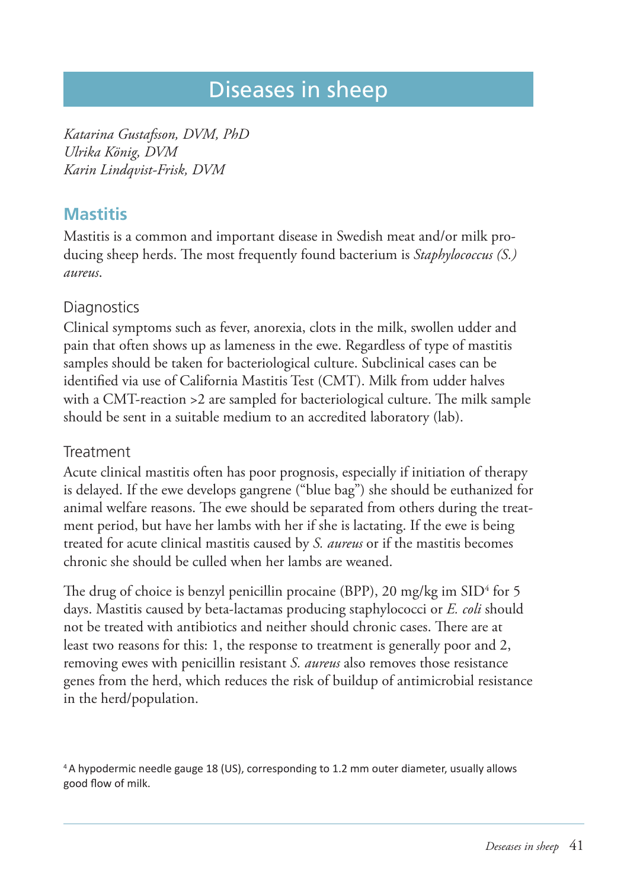# Diseases in sheep

*Katarina Gustafsson, DVM, PhD*
*Ulrika König, DVM*
*Karin Lindqvist-Frisk, DVM*

## Mastitis

Mastitis is a common and important disease in Swedish meat and/or milk producing sheep herds. The most frequently found bacterium is *Staphylococcus (S.) aureus*.

### Diagnostics

Clinical symptoms such as fever, anorexia, clots in the milk, swollen udder and pain that often shows up as lameness in the ewe. Regardless of type of mastitis samples should be taken for bacteriological culture. Subclinical cases can be identified via use of California Mastitis Test (CMT). Milk from udder halves with a CMT-reaction >2 are sampled for bacteriological culture. The milk sample should be sent in a suitable medium to an accredited laboratory (lab).

### Treatment

Acute clinical mastitis often has poor prognosis, especially if initiation of therapy is delayed. If the ewe develops gangrene ("blue bag") she should be euthanized for animal welfare reasons. The ewe should be separated from others during the treatment period, but have her lambs with her if she is lactating. If the ewe is being treated for acute clinical mastitis caused by *S. aureus* or if the mastitis becomes chronic she should be culled when her lambs are weaned.

The drug of choice is benzyl penicillin procaine (BPP), 20 mg/kg im SID[4] for 5 days. Mastitis caused by beta-lactamas producing staphylococci or *E. coli* should not be treated with antibiotics and neither should chronic cases. There are at least two reasons for this: 1, the response to treatment is generally poor and 2, removing ewes with penicillin resistant *S. aureus* also removes those resistance genes from the herd, which reduces the risk of buildup of antimicrobial resistance in the herd/population.

[4] A hypodermic needle gauge 18 (US), corresponding to 1.2 mm outer diameter, usually allows good flow of milk.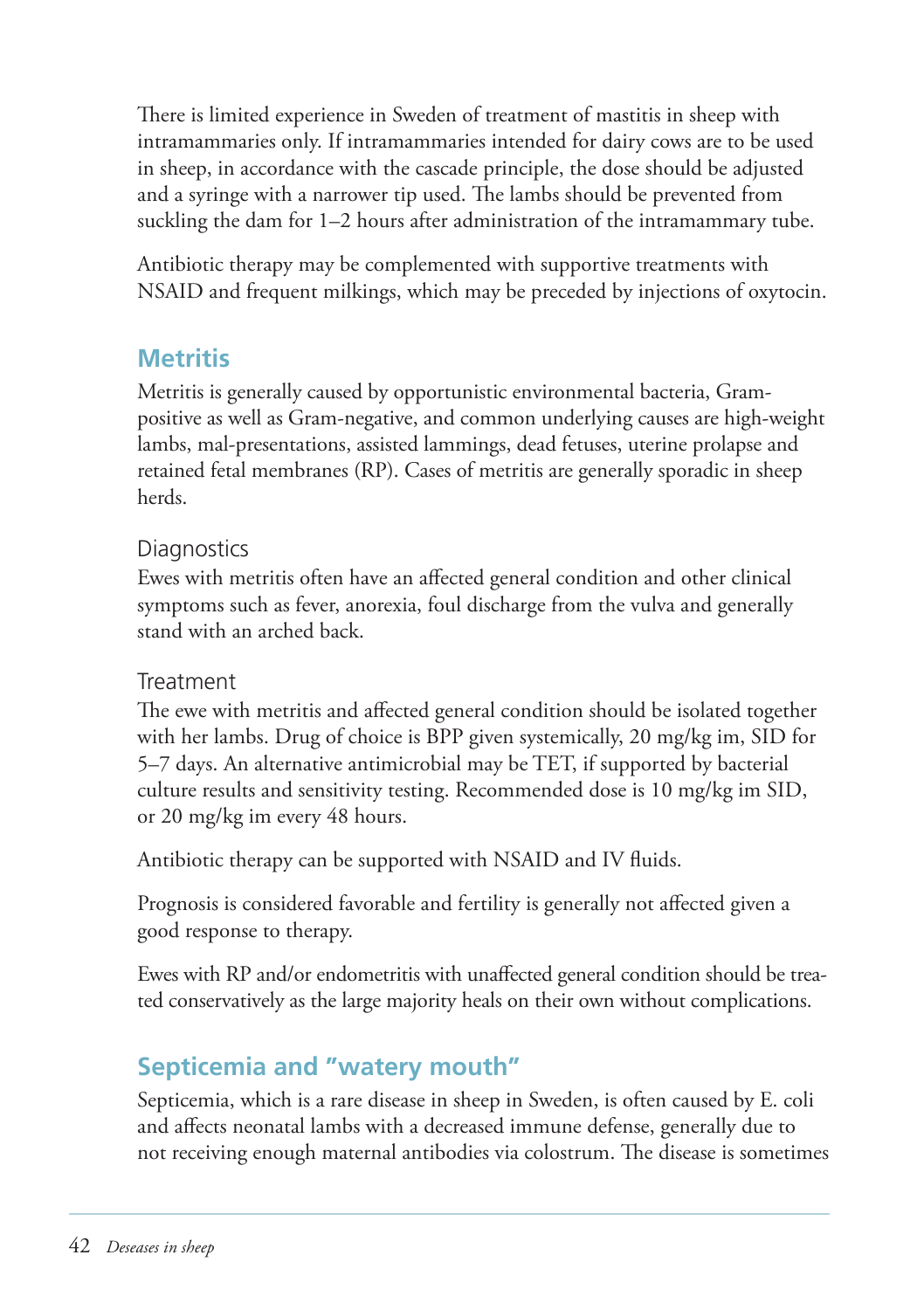There is limited experience in Sweden of treatment of mastitis in sheep with intramammaries only. If intramammaries intended for dairy cows are to be used in sheep, in accordance with the cascade principle, the dose should be adjusted and a syringe with a narrower tip used. The lambs should be prevented from suckling the dam for 1–2 hours after administration of the intramammary tube.

Antibiotic therapy may be complemented with supportive treatments with NSAID and frequent milkings, which may be preceded by injections of oxytocin.

## Metritis

Metritis is generally caused by opportunistic environmental bacteria, Gram-positive as well as Gram-negative, and common underlying causes are high-weight lambs, mal-presentations, assisted lammings, dead fetuses, uterine prolapse and retained fetal membranes (RP). Cases of metritis are generally sporadic in sheep herds.

### Diagnostics

Ewes with metritis often have an affected general condition and other clinical symptoms such as fever, anorexia, foul discharge from the vulva and generally stand with an arched back.

### Treatment

The ewe with metritis and affected general condition should be isolated together with her lambs. Drug of choice is BPP given systemically, 20 mg/kg im, SID for 5–7 days. An alternative antimicrobial may be TET, if supported by bacterial culture results and sensitivity testing. Recommended dose is 10 mg/kg im SID, or 20 mg/kg im every 48 hours.

Antibiotic therapy can be supported with NSAID and IV fluids.

Prognosis is considered favorable and fertility is generally not affected given a good response to therapy.

Ewes with RP and/or endometritis with unaffected general condition should be treated conservatively as the large majority heals on their own without complications.

## Septicemia and "watery mouth"

Septicemia, which is a rare disease in sheep in Sweden, is often caused by E. coli and affects neonatal lambs with a decreased immune defense, generally due to not receiving enough maternal antibodies via colostrum. The disease is sometimes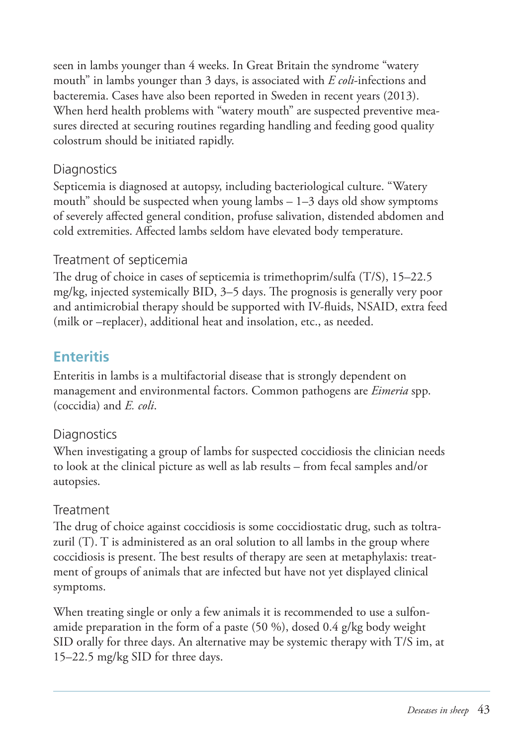seen in lambs younger than 4 weeks. In Great Britain the syndrome "watery mouth" in lambs younger than 3 days, is associated with *E coli*-infections and bacteremia. Cases have also been reported in Sweden in recent years (2013). When herd health problems with "watery mouth" are suspected preventive measures directed at securing routines regarding handling and feeding good quality colostrum should be initiated rapidly.

### Diagnostics

Septicemia is diagnosed at autopsy, including bacteriological culture. "Watery mouth" should be suspected when young lambs – 1–3 days old show symptoms of severely affected general condition, profuse salivation, distended abdomen and cold extremities. Affected lambs seldom have elevated body temperature.

### Treatment of septicemia

The drug of choice in cases of septicemia is trimethoprim/sulfa (T/S), 15–22.5 mg/kg, injected systemically BID, 3–5 days. The prognosis is generally very poor and antimicrobial therapy should be supported with IV-fluids, NSAID, extra feed (milk or –replacer), additional heat and insolation, etc., as needed.

## Enteritis

Enteritis in lambs is a multifactorial disease that is strongly dependent on management and environmental factors. Common pathogens are *Eimeria* spp. (coccidia) and *E. coli*.

### Diagnostics

When investigating a group of lambs for suspected coccidiosis the clinician needs to look at the clinical picture as well as lab results – from fecal samples and/or autopsies.

### Treatment

The drug of choice against coccidiosis is some coccidiostatic drug, such as toltrazuril (T). T is administered as an oral solution to all lambs in the group where coccidiosis is present. The best results of therapy are seen at metaphylaxis: treatment of groups of animals that are infected but have not yet displayed clinical symptoms.

When treating single or only a few animals it is recommended to use a sulfonamide preparation in the form of a paste (50 %), dosed 0.4 g/kg body weight SID orally for three days. An alternative may be systemic therapy with T/S im, at 15–22.5 mg/kg SID for three days.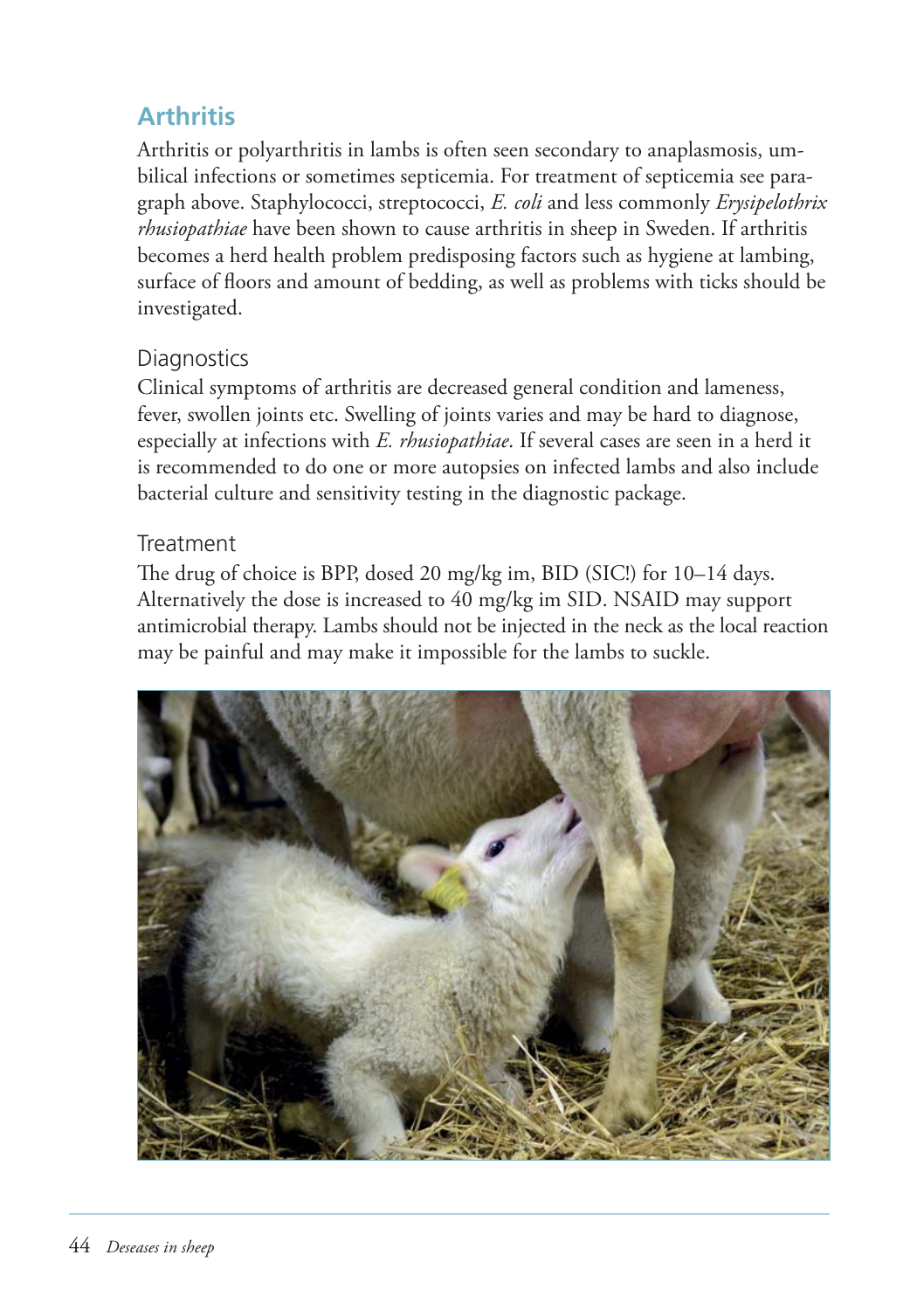## Arthritis

Arthritis or polyarthritis in lambs is often seen secondary to anaplasmosis, umbilical infections or sometimes septicemia. For treatment of septicemia see paragraph above. Staphylococci, streptococci, *E. coli* and less commonly *Erysipelothrix rhusiopathiae* have been shown to cause arthritis in sheep in Sweden. If arthritis becomes a herd health problem predisposing factors such as hygiene at lambing, surface of floors and amount of bedding, as well as problems with ticks should be investigated.

### Diagnostics

Clinical symptoms of arthritis are decreased general condition and lameness, fever, swollen joints etc. Swelling of joints varies and may be hard to diagnose, especially at infections with *E. rhusiopathiae*. If several cases are seen in a herd it is recommended to do one or more autopsies on infected lambs and also include bacterial culture and sensitivity testing in the diagnostic package.

### Treatment

The drug of choice is BPP, dosed 20 mg/kg im, BID (SIC!) for 10–14 days. Alternatively the dose is increased to 40 mg/kg im SID. NSAID may support antimicrobial therapy. Lambs should not be injected in the neck as the local reaction may be painful and may make it impossible for the lambs to suckle.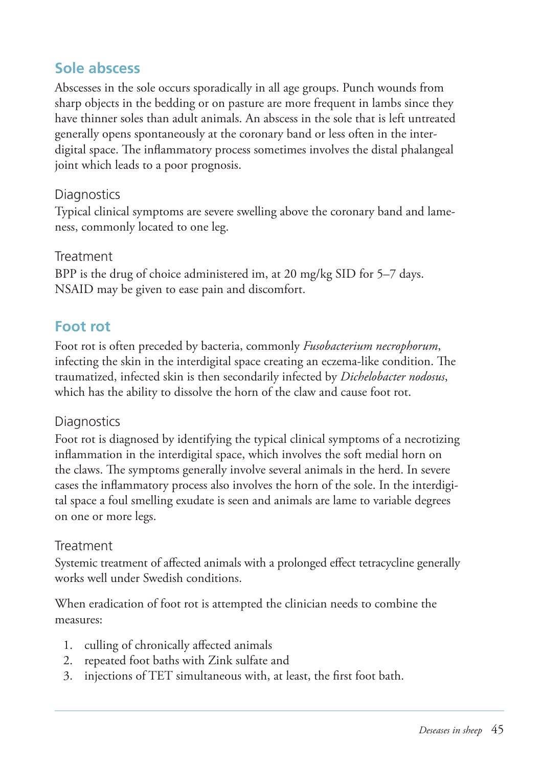## Sole abscess

Abscesses in the sole occurs sporadically in all age groups. Punch wounds from sharp objects in the bedding or on pasture are more frequent in lambs since they have thinner soles than adult animals. An abscess in the sole that is left untreated generally opens spontaneously at the coronary band or less often in the interdigital space. The inflammatory process sometimes involves the distal phalangeal joint which leads to a poor prognosis.

### Diagnostics

Typical clinical symptoms are severe swelling above the coronary band and lameness, commonly located to one leg.

### Treatment

BPP is the drug of choice administered im, at 20 mg/kg SID for 5–7 days. NSAID may be given to ease pain and discomfort.

## Foot rot

Foot rot is often preceded by bacteria, commonly *Fusobacterium necrophorum*, infecting the skin in the interdigital space creating an eczema-like condition. The traumatized, infected skin is then secondarily infected by *Dichelobacter nodosus*, which has the ability to dissolve the horn of the claw and cause foot rot.

### Diagnostics

Foot rot is diagnosed by identifying the typical clinical symptoms of a necrotizing inflammation in the interdigital space, which involves the soft medial horn on the claws. The symptoms generally involve several animals in the herd. In severe cases the inflammatory process also involves the horn of the sole. In the interdigital space a foul smelling exudate is seen and animals are lame to variable degrees on one or more legs.

### Treatment

Systemic treatment of affected animals with a prolonged effect tetracycline generally works well under Swedish conditions.

When eradication of foot rot is attempted the clinician needs to combine the measures:

1. culling of chronically affected animals
2. repeated foot baths with Zink sulfate and
3. injections of TET simultaneous with, at least, the first foot bath.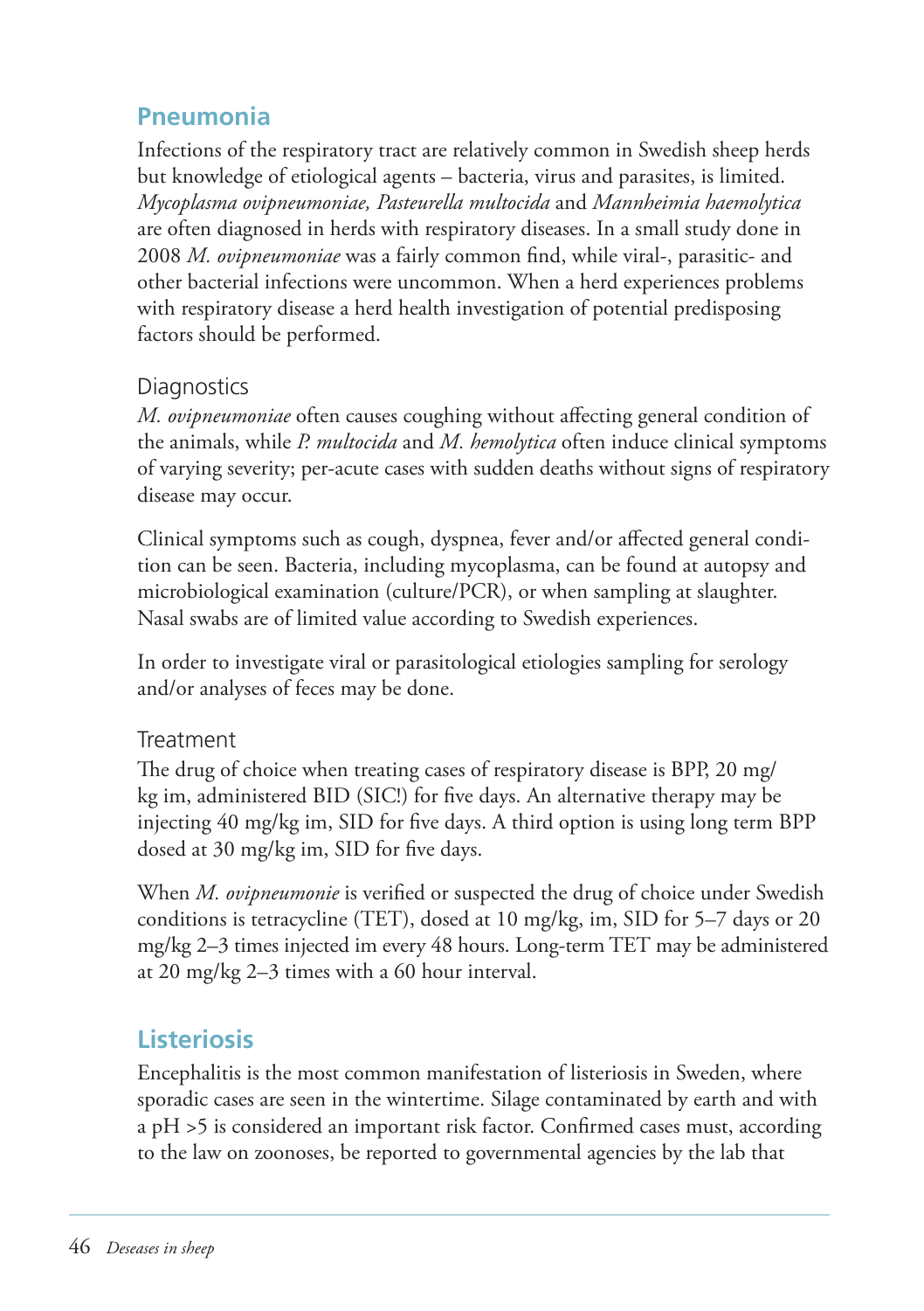## Pneumonia

Infections of the respiratory tract are relatively common in Swedish sheep herds but knowledge of etiological agents – bacteria, virus and parasites, is limited. *Mycoplasma ovipneumoniae, Pasteurella multocida* and *Mannheimia haemolytica* are often diagnosed in herds with respiratory diseases. In a small study done in 2008 *M. ovipneumoniae* was a fairly common find, while viral-, parasitic- and other bacterial infections were uncommon. When a herd experiences problems with respiratory disease a herd health investigation of potential predisposing factors should be performed.

### Diagnostics

*M. ovipneumoniae* often causes coughing without affecting general condition of the animals, while *P. multocida* and *M. hemolytica* often induce clinical symptoms of varying severity; per-acute cases with sudden deaths without signs of respiratory disease may occur.

Clinical symptoms such as cough, dyspnea, fever and/or affected general condition can be seen. Bacteria, including mycoplasma, can be found at autopsy and microbiological examination (culture/PCR), or when sampling at slaughter. Nasal swabs are of limited value according to Swedish experiences.

In order to investigate viral or parasitological etiologies sampling for serology and/or analyses of feces may be done.

### Treatment

The drug of choice when treating cases of respiratory disease is BPP, 20 mg/kg im, administered BID (SIC!) for five days. An alternative therapy may be injecting 40 mg/kg im, SID for five days. A third option is using long term BPP dosed at 30 mg/kg im, SID for five days.

When *M. ovipneumonie* is verified or suspected the drug of choice under Swedish conditions is tetracycline (TET), dosed at 10 mg/kg, im, SID for 5–7 days or 20 mg/kg 2–3 times injected im every 48 hours. Long-term TET may be administered at 20 mg/kg 2–3 times with a 60 hour interval.

## Listeriosis

Encephalitis is the most common manifestation of listeriosis in Sweden, where sporadic cases are seen in the wintertime. Silage contaminated by earth and with a pH >5 is considered an important risk factor. Confirmed cases must, according to the law on zoonoses, be reported to governmental agencies by the lab that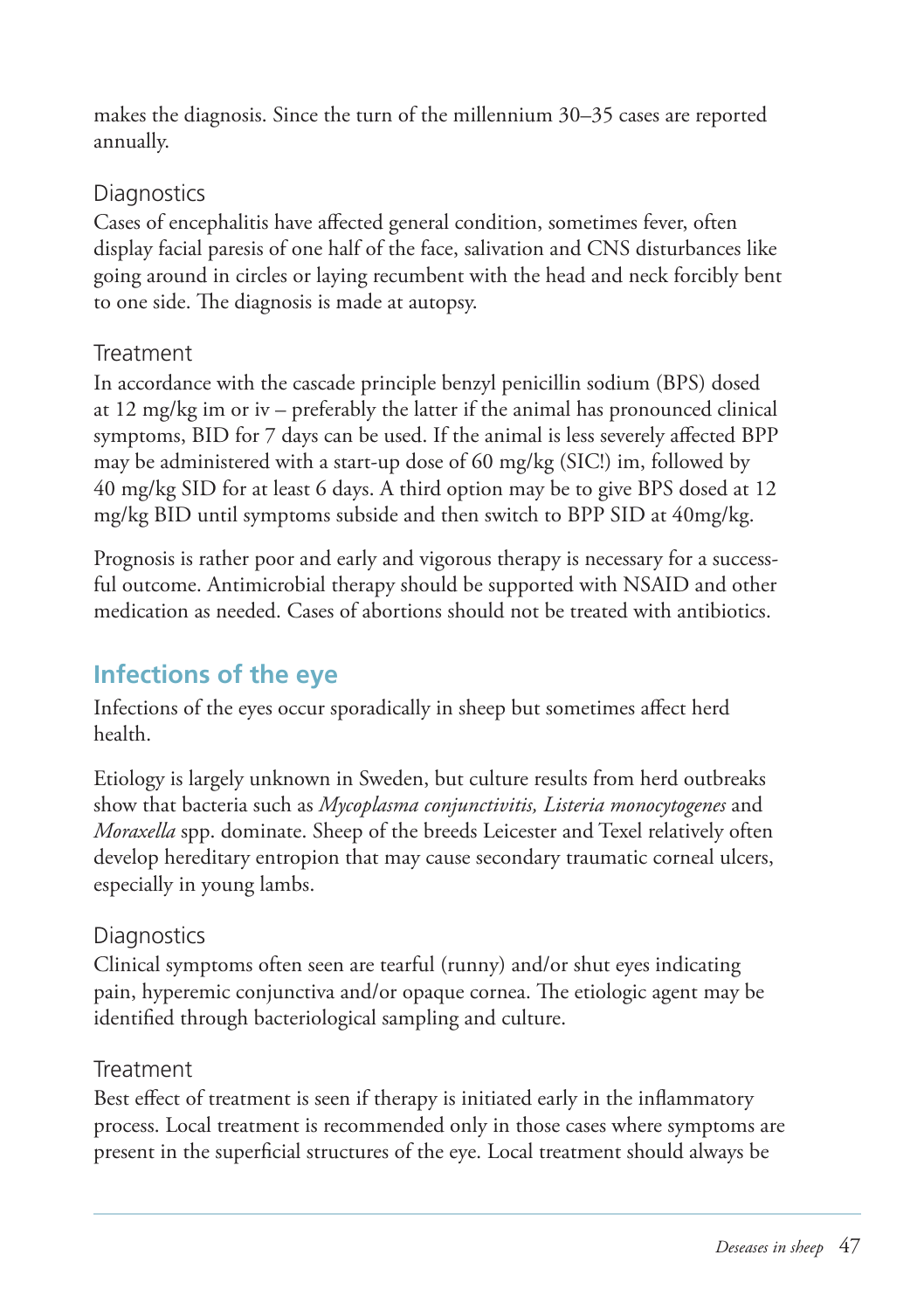makes the diagnosis. Since the turn of the millennium 30–35 cases are reported annually.

### Diagnostics

Cases of encephalitis have affected general condition, sometimes fever, often display facial paresis of one half of the face, salivation and CNS disturbances like going around in circles or laying recumbent with the head and neck forcibly bent to one side. The diagnosis is made at autopsy.

### Treatment

In accordance with the cascade principle benzyl penicillin sodium (BPS) dosed at 12 mg/kg im or iv – preferably the latter if the animal has pronounced clinical symptoms, BID for 7 days can be used. If the animal is less severely affected BPP may be administered with a start-up dose of 60 mg/kg (SIC!) im, followed by 40 mg/kg SID for at least 6 days. A third option may be to give BPS dosed at 12 mg/kg BID until symptoms subside and then switch to BPP SID at 40mg/kg.

Prognosis is rather poor and early and vigorous therapy is necessary for a successful outcome. Antimicrobial therapy should be supported with NSAID and other medication as needed. Cases of abortions should not be treated with antibiotics.

## Infections of the eye

Infections of the eyes occur sporadically in sheep but sometimes affect herd health.

Etiology is largely unknown in Sweden, but culture results from herd outbreaks show that bacteria such as *Mycoplasma conjunctivitis, Listeria monocytogenes* and *Moraxella* spp. dominate. Sheep of the breeds Leicester and Texel relatively often develop hereditary entropion that may cause secondary traumatic corneal ulcers, especially in young lambs.

### Diagnostics

Clinical symptoms often seen are tearful (runny) and/or shut eyes indicating pain, hyperemic conjunctiva and/or opaque cornea. The etiologic agent may be identified through bacteriological sampling and culture.

### Treatment

Best effect of treatment is seen if therapy is initiated early in the inflammatory process. Local treatment is recommended only in those cases where symptoms are present in the superficial structures of the eye. Local treatment should always be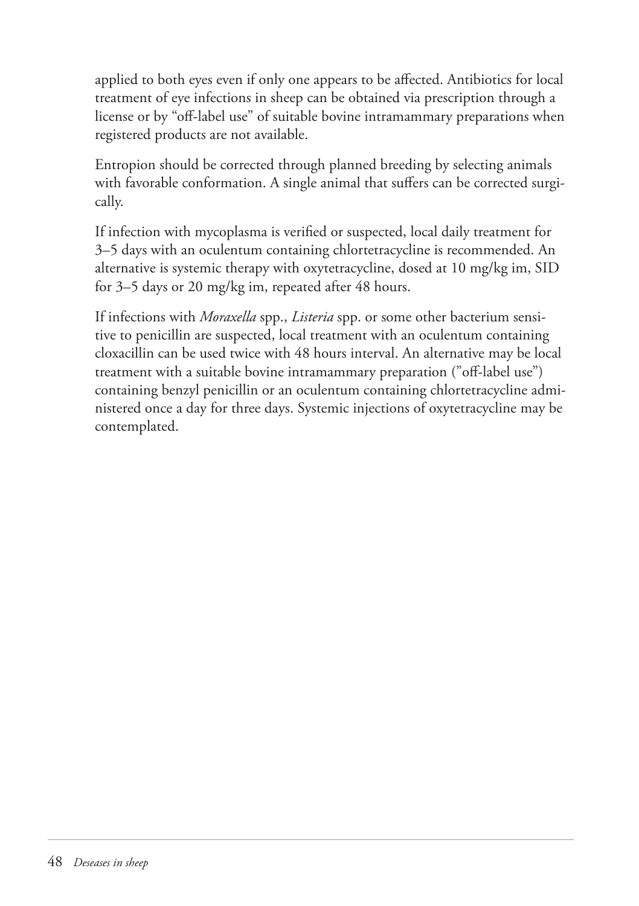applied to both eyes even if only one appears to be affected. Antibiotics for local treatment of eye infections in sheep can be obtained via prescription through a license or by "off-label use" of suitable bovine intramammary preparations when registered products are not available.

Entropion should be corrected through planned breeding by selecting animals with favorable conformation. A single animal that suffers can be corrected surgically.

If infection with mycoplasma is verified or suspected, local daily treatment for 3–5 days with an oculentum containing chlortetracycline is recommended. An alternative is systemic therapy with oxytetracycline, dosed at 10 mg/kg im, SID for 3–5 days or 20 mg/kg im, repeated after 48 hours.

If infections with *Moraxella* spp., *Listeria* spp. or some other bacterium sensitive to penicillin are suspected, local treatment with an oculentum containing cloxacillin can be used twice with 48 hours interval. An alternative may be local treatment with a suitable bovine intramammary preparation ("off-label use") containing benzyl penicillin or an oculentum containing chlortetracycline administered once a day for three days. Systemic injections of oxytetracycline may be contemplated.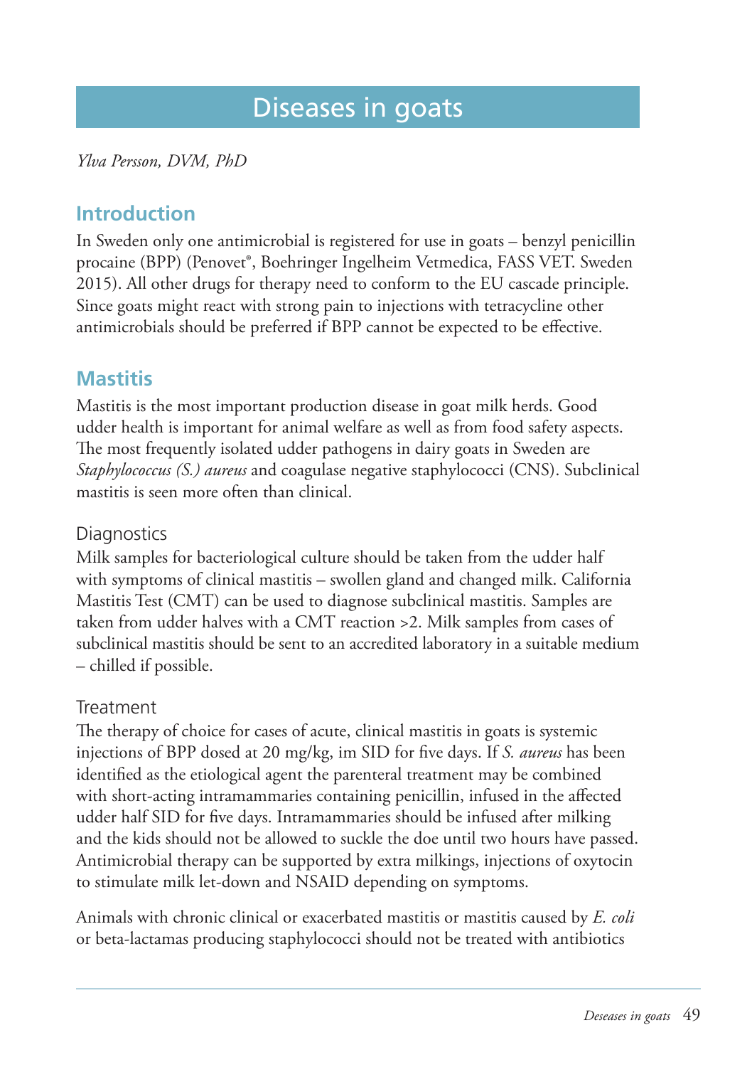# Diseases in goats

*Ylva Persson, DVM, PhD*

## Introduction

In Sweden only one antimicrobial is registered for use in goats – benzyl penicillin procaine (BPP) (Penovet®, Boehringer Ingelheim Vetmedica, FASS VET. Sweden 2015). All other drugs for therapy need to conform to the EU cascade principle. Since goats might react with strong pain to injections with tetracycline other antimicrobials should be preferred if BPP cannot be expected to be effective.

## Mastitis

Mastitis is the most important production disease in goat milk herds. Good udder health is important for animal welfare as well as from food safety aspects. The most frequently isolated udder pathogens in dairy goats in Sweden are *Staphylococcus (S.) aureus* and coagulase negative staphylococci (CNS). Subclinical mastitis is seen more often than clinical.

### Diagnostics

Milk samples for bacteriological culture should be taken from the udder half with symptoms of clinical mastitis – swollen gland and changed milk. California Mastitis Test (CMT) can be used to diagnose subclinical mastitis. Samples are taken from udder halves with a CMT reaction >2. Milk samples from cases of subclinical mastitis should be sent to an accredited laboratory in a suitable medium – chilled if possible.

### Treatment

The therapy of choice for cases of acute, clinical mastitis in goats is systemic injections of BPP dosed at 20 mg/kg, im SID for five days. If *S. aureus* has been identified as the etiological agent the parenteral treatment may be combined with short-acting intramammaries containing penicillin, infused in the affected udder half SID for five days. Intramammaries should be infused after milking and the kids should not be allowed to suckle the doe until two hours have passed. Antimicrobial therapy can be supported by extra milkings, injections of oxytocin to stimulate milk let-down and NSAID depending on symptoms.

Animals with chronic clinical or exacerbated mastitis or mastitis caused by *E. coli* or beta-lactamas producing staphylococci should not be treated with antibiotics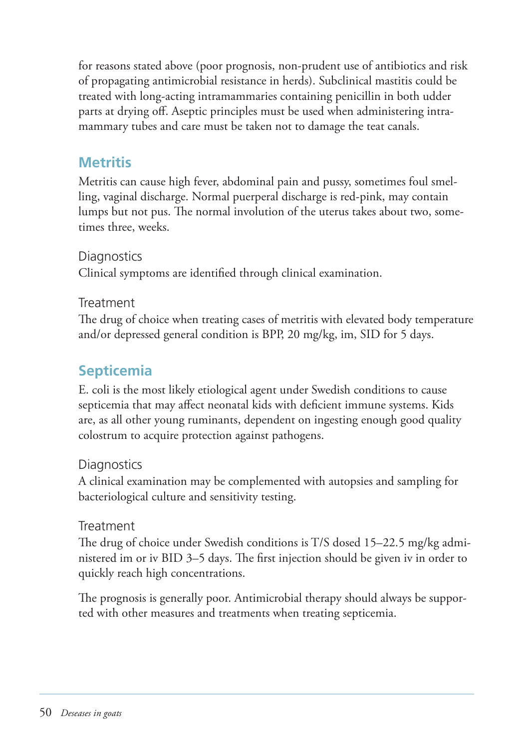for reasons stated above (poor prognosis, non-prudent use of antibiotics and risk of propagating antimicrobial resistance in herds). Subclinical mastitis could be treated with long-acting intramammaries containing penicillin in both udder parts at drying off. Aseptic principles must be used when administering intramammary tubes and care must be taken not to damage the teat canals.

## Metritis

Metritis can cause high fever, abdominal pain and pussy, sometimes foul smelling, vaginal discharge. Normal puerperal discharge is red-pink, may contain lumps but not pus. The normal involution of the uterus takes about two, sometimes three, weeks.

### Diagnostics

Clinical symptoms are identified through clinical examination.

### Treatment

The drug of choice when treating cases of metritis with elevated body temperature and/or depressed general condition is BPP, 20 mg/kg, im, SID for 5 days.

## Septicemia

E. coli is the most likely etiological agent under Swedish conditions to cause septicemia that may affect neonatal kids with deficient immune systems. Kids are, as all other young ruminants, dependent on ingesting enough good quality colostrum to acquire protection against pathogens.

### Diagnostics

A clinical examination may be complemented with autopsies and sampling for bacteriological culture and sensitivity testing.

### Treatment

The drug of choice under Swedish conditions is T/S dosed 15–22.5 mg/kg administered im or iv BID 3–5 days. The first injection should be given iv in order to quickly reach high concentrations.

The prognosis is generally poor. Antimicrobial therapy should always be supported with other measures and treatments when treating septicemia.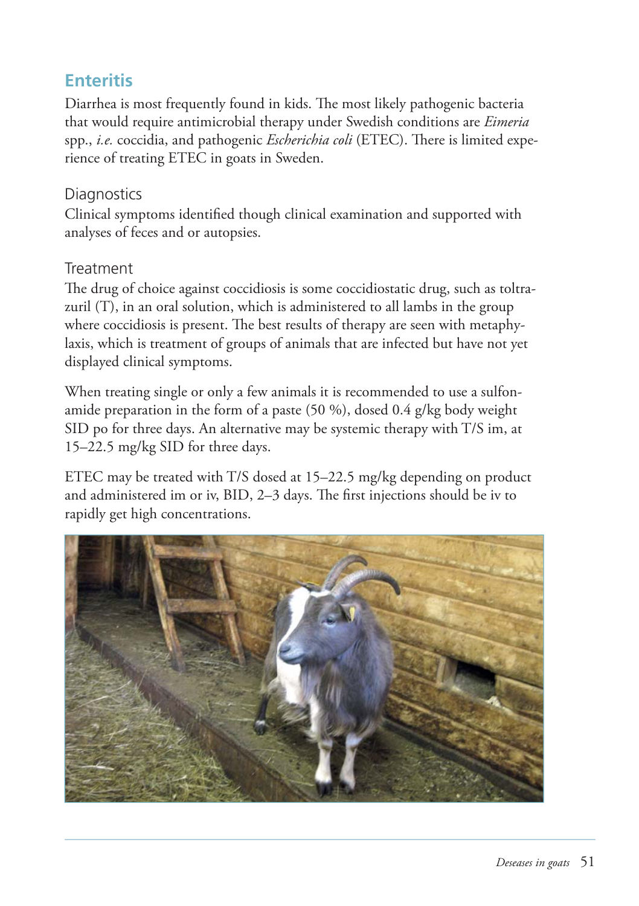## Enteritis

Diarrhea is most frequently found in kids. The most likely pathogenic bacteria that would require antimicrobial therapy under Swedish conditions are *Eimeria* spp., *i.e.* coccidia, and pathogenic *Escherichia coli* (ETEC). There is limited experience of treating ETEC in goats in Sweden.

### Diagnostics

Clinical symptoms identified though clinical examination and supported with analyses of feces and or autopsies.

### Treatment

The drug of choice against coccidiosis is some coccidiostatic drug, such as toltrazuril (T), in an oral solution, which is administered to all lambs in the group where coccidiosis is present. The best results of therapy are seen with metaphylaxis, which is treatment of groups of animals that are infected but have not yet displayed clinical symptoms.

When treating single or only a few animals it is recommended to use a sulfonamide preparation in the form of a paste (50 %), dosed 0.4 g/kg body weight SID po for three days. An alternative may be systemic therapy with T/S im, at 15–22.5 mg/kg SID for three days.

ETEC may be treated with T/S dosed at 15–22.5 mg/kg depending on product and administered im or iv, BID, 2–3 days. The first injections should be iv to rapidly get high concentrations.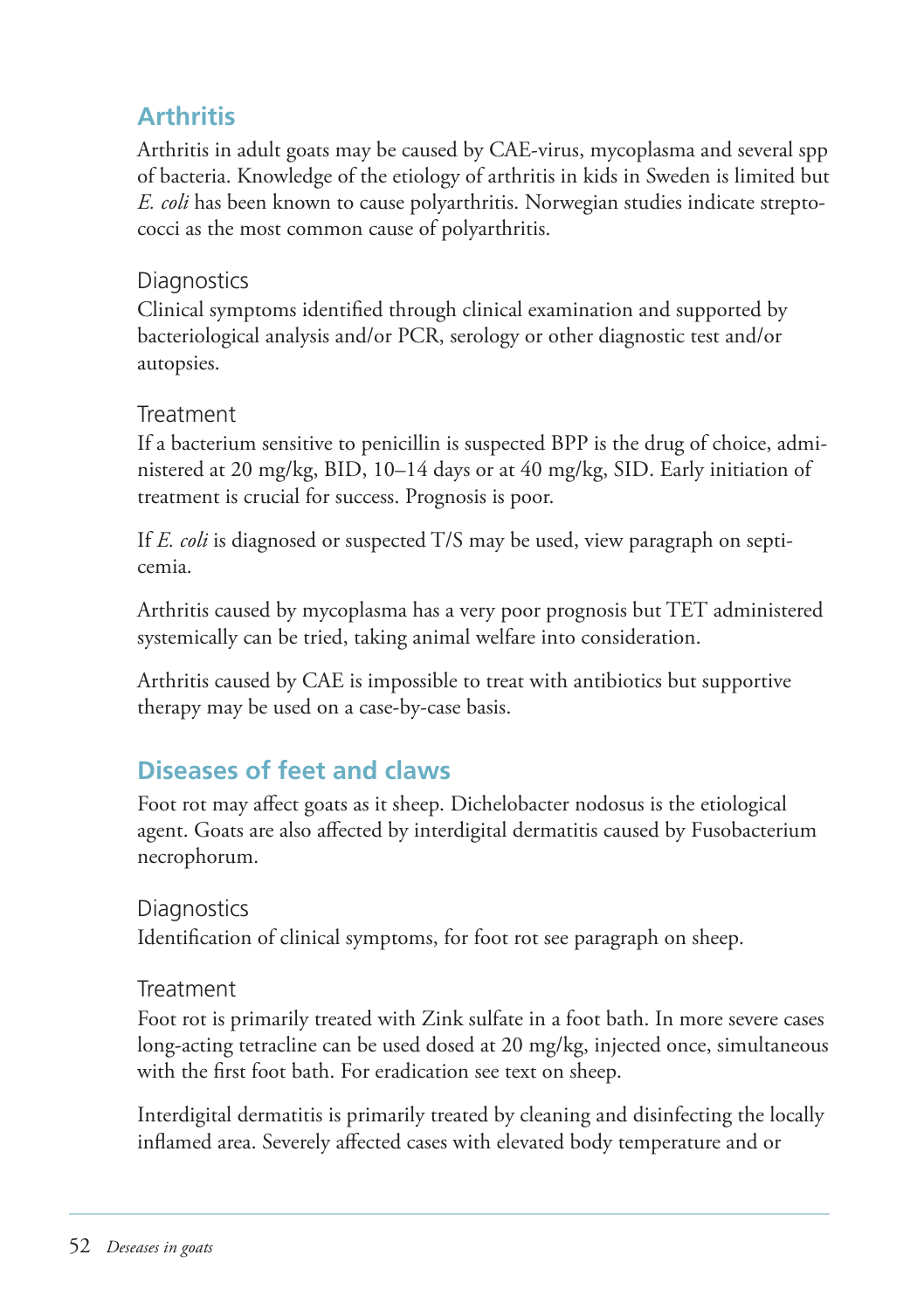## Arthritis

Arthritis in adult goats may be caused by CAE-virus, mycoplasma and several spp of bacteria. Knowledge of the etiology of arthritis in kids in Sweden is limited but *E. coli* has been known to cause polyarthritis. Norwegian studies indicate streptococci as the most common cause of polyarthritis.

### Diagnostics

Clinical symptoms identified through clinical examination and supported by bacteriological analysis and/or PCR, serology or other diagnostic test and/or autopsies.

### Treatment

If a bacterium sensitive to penicillin is suspected BPP is the drug of choice, administered at 20 mg/kg, BID, 10–14 days or at 40 mg/kg, SID. Early initiation of treatment is crucial for success. Prognosis is poor.

If *E. coli* is diagnosed or suspected T/S may be used, view paragraph on septicemia.

Arthritis caused by mycoplasma has a very poor prognosis but TET administered systemically can be tried, taking animal welfare into consideration.

Arthritis caused by CAE is impossible to treat with antibiotics but supportive therapy may be used on a case-by-case basis.

## Diseases of feet and claws

Foot rot may affect goats as it sheep. Dichelobacter nodosus is the etiological agent. Goats are also affected by interdigital dermatitis caused by Fusobacterium necrophorum.

### Diagnostics

Identification of clinical symptoms, for foot rot see paragraph on sheep.

### Treatment

Foot rot is primarily treated with Zink sulfate in a foot bath. In more severe cases long-acting tetracline can be used dosed at 20 mg/kg, injected once, simultaneous with the first foot bath. For eradication see text on sheep.

Interdigital dermatitis is primarily treated by cleaning and disinfecting the locally inflamed area. Severely affected cases with elevated body temperature and or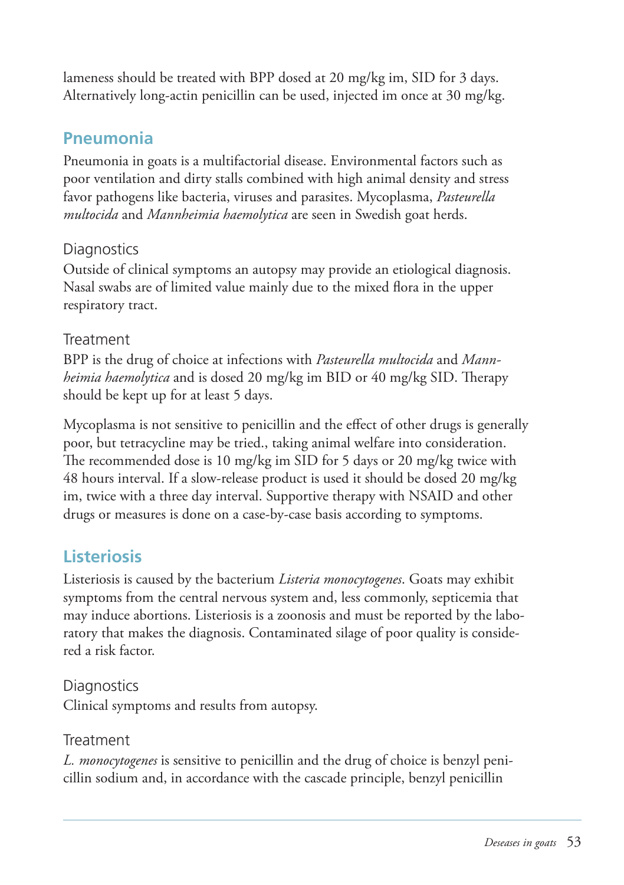lameness should be treated with BPP dosed at 20 mg/kg im, SID for 3 days. Alternatively long-actin penicillin can be used, injected im once at 30 mg/kg.

## Pneumonia

Pneumonia in goats is a multifactorial disease. Environmental factors such as poor ventilation and dirty stalls combined with high animal density and stress favor pathogens like bacteria, viruses and parasites. Mycoplasma, *Pasteurella multocida* and *Mannheimia haemolytica* are seen in Swedish goat herds.

### Diagnostics

Outside of clinical symptoms an autopsy may provide an etiological diagnosis. Nasal swabs are of limited value mainly due to the mixed flora in the upper respiratory tract.

### Treatment

BPP is the drug of choice at infections with *Pasteurella multocida* and *Mannheimia haemolytica* and is dosed 20 mg/kg im BID or 40 mg/kg SID. Therapy should be kept up for at least 5 days.

Mycoplasma is not sensitive to penicillin and the effect of other drugs is generally poor, but tetracycline may be tried., taking animal welfare into consideration. The recommended dose is 10 mg/kg im SID for 5 days or 20 mg/kg twice with 48 hours interval. If a slow-release product is used it should be dosed 20 mg/kg im, twice with a three day interval. Supportive therapy with NSAID and other drugs or measures is done on a case-by-case basis according to symptoms.

## Listeriosis

Listeriosis is caused by the bacterium *Listeria monocytogenes*. Goats may exhibit symptoms from the central nervous system and, less commonly, septicemia that may induce abortions. Listeriosis is a zoonosis and must be reported by the laboratory that makes the diagnosis. Contaminated silage of poor quality is considered a risk factor.

### Diagnostics

Clinical symptoms and results from autopsy.

### Treatment

*L. monocytogenes* is sensitive to penicillin and the drug of choice is benzyl penicillin sodium and, in accordance with the cascade principle, benzyl penicillin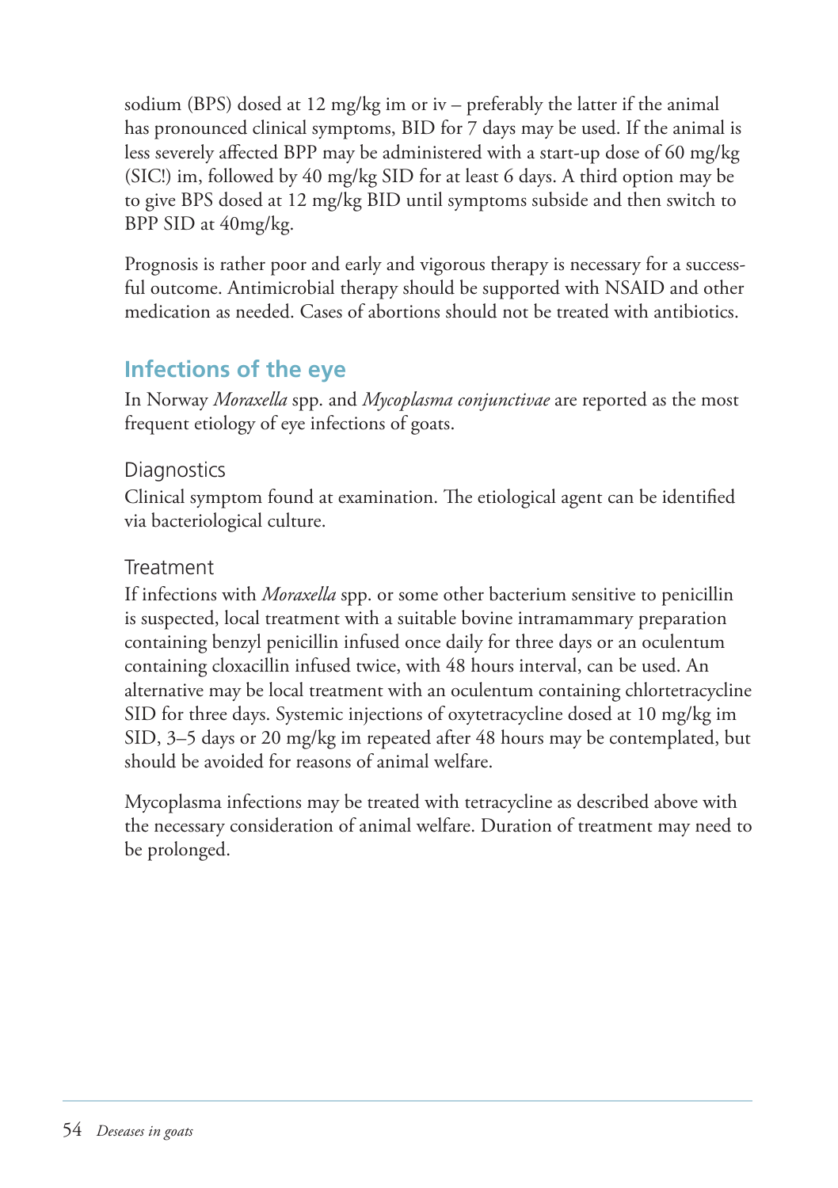sodium (BPS) dosed at 12 mg/kg im or iv – preferably the latter if the animal has pronounced clinical symptoms, BID for 7 days may be used. If the animal is less severely affected BPP may be administered with a start-up dose of 60 mg/kg (SIC!) im, followed by 40 mg/kg SID for at least 6 days. A third option may be to give BPS dosed at 12 mg/kg BID until symptoms subside and then switch to BPP SID at 40mg/kg.

Prognosis is rather poor and early and vigorous therapy is necessary for a successful outcome. Antimicrobial therapy should be supported with NSAID and other medication as needed. Cases of abortions should not be treated with antibiotics.

## Infections of the eye

In Norway *Moraxella* spp. and *Mycoplasma conjunctivae* are reported as the most frequent etiology of eye infections of goats.

### Diagnostics

Clinical symptom found at examination. The etiological agent can be identified via bacteriological culture.

### Treatment

If infections with *Moraxella* spp. or some other bacterium sensitive to penicillin is suspected, local treatment with a suitable bovine intramammary preparation containing benzyl penicillin infused once daily for three days or an oculentum containing cloxacillin infused twice, with 48 hours interval, can be used. An alternative may be local treatment with an oculentum containing chlortetracycline SID for three days. Systemic injections of oxytetracycline dosed at 10 mg/kg im SID, 3–5 days or 20 mg/kg im repeated after 48 hours may be contemplated, but should be avoided for reasons of animal welfare.

Mycoplasma infections may be treated with tetracycline as described above with the necessary consideration of animal welfare. Duration of treatment may need to be prolonged.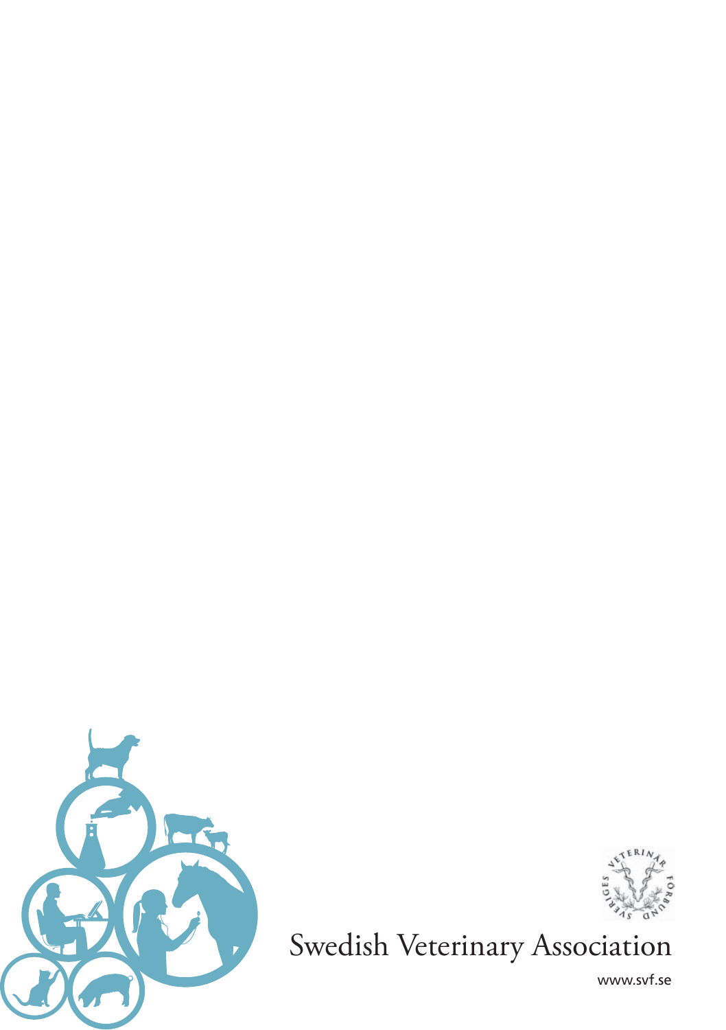Swedish Veterinary Association

www.svf.se